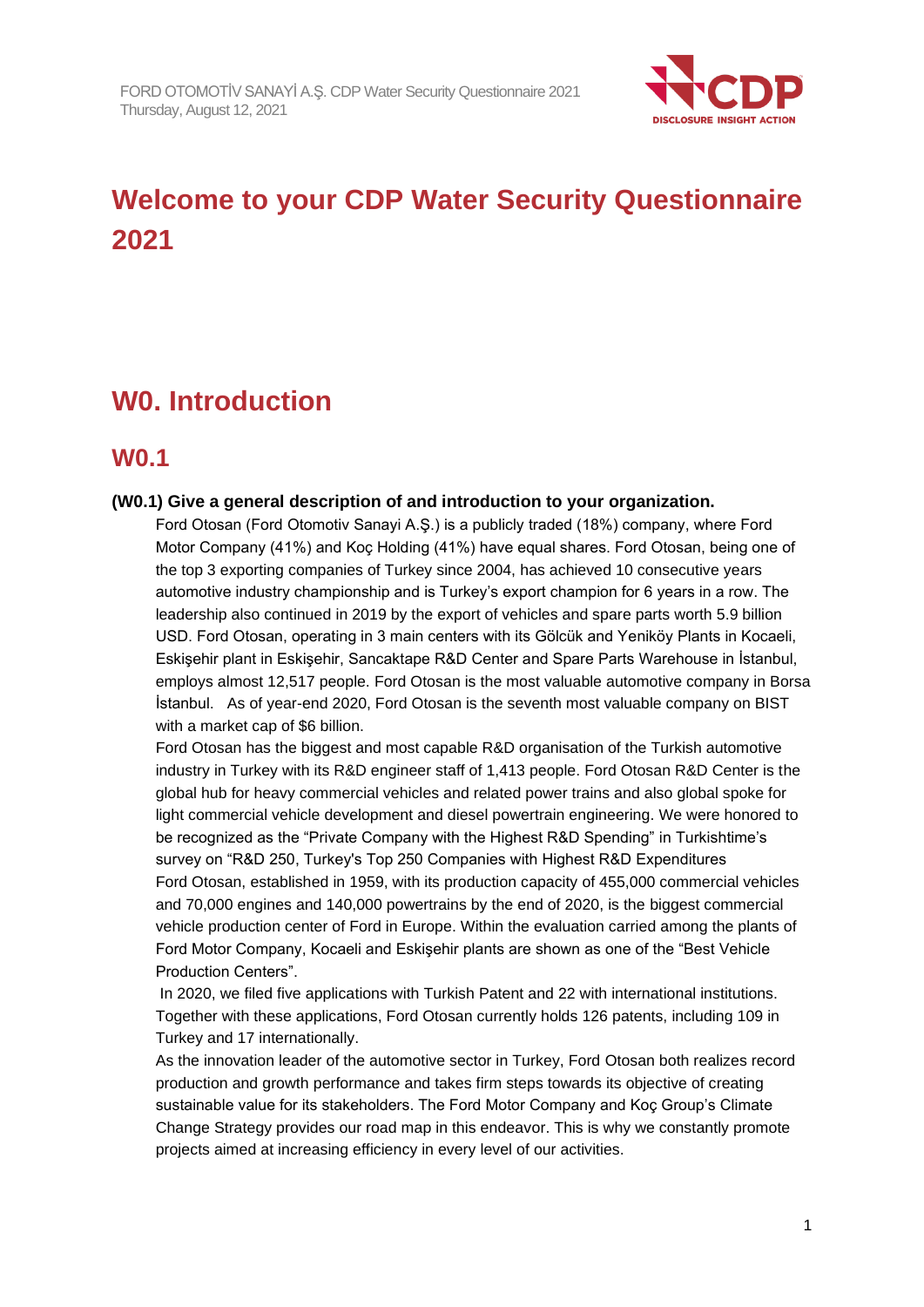# Welcome to your CDP Water Security Questionnaire 2021

# W0. Introduction

## W0.1

**(W0.1) Give a general description of and introduction to your organization.**

Ford Otosan (Ford Otomotiv Sanayi A.Ş.) is a publicly traded (18%) company, where Ford Motor Company (41%) and Koç Holding (41%) have equal shares. Ford Otosan, being one of the top 3 exporting companies of Turkey since 2004, has achieved 10 consecutive years automotive industry championship and is Turkey's export champion for 6 years in a row. The leadership also continued in 2019 by the export of vehicles and spare parts worth 5.9 billion USD. Ford Otosan, operating in 3 main centers with its Gölcük and Yeniköy Plants in Kocaeli, Eskişehir plant in Eskişehir, Sancaktape R&D Center and Spare Parts Warehouse in İstanbul, employs almost 12,517 people. Ford Otosan is the most valuable automotive company in Borsa İstanbul. As of year-end 2020, Ford Otosan is the seventh most valuable company on BIST with a market cap of $6 billion.

Ford Otosan has the biggest and most capable R&D organisation of the Turkish automotive industry in Turkey with its R&D engineer staff of 1,413 people. Ford Otosan R&D Center is the global hub for heavy commercial vehicles and related power trains and also global spoke for light commercial vehicle development and diesel powertrain engineering. We were honored to be recognized as the "Private Company with the Highest R&D Spending" in Turkishtime's survey on "R&D 250, Turkey's Top 250 Companies with Highest R&D Expenditures

Ford Otosan, established in 1959, with its production capacity of 455,000 commercial vehicles and 70,000 engines and 140,000 powertrains by the end of 2020, is the biggest commercial vehicle production center of Ford in Europe. Within the evaluation carried among the plants of Ford Motor Company, Kocaeli and Eskişehir plants are shown as one of the "Best Vehicle Production Centers".

In 2020, we filed five applications with Turkish Patent and 22 with international institutions. Together with these applications, Ford Otosan currently holds 126 patents, including 109 in Turkey and 17 internationally.

As the innovation leader of the automotive sector in Turkey, Ford Otosan both realizes record production and growth performance and takes firm steps towards its objective of creating sustainable value for its stakeholders. The Ford Motor Company and Koç Group's Climate Change Strategy provides our road map in this endeavor. This is why we constantly promote projects aimed at increasing efficiency in every level of our activities.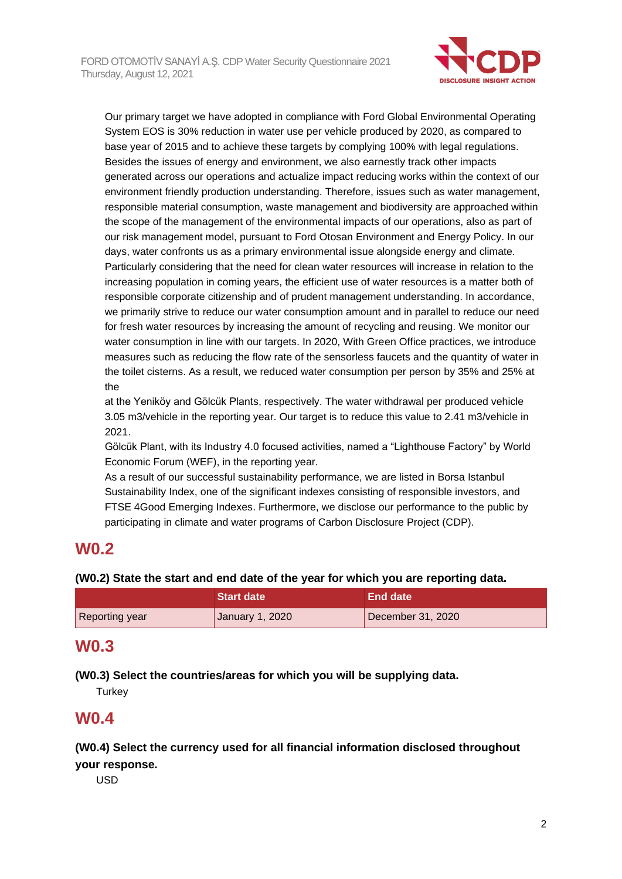Our primary target we have adopted in compliance with Ford Global Environmental Operating System EOS is 30% reduction in water use per vehicle produced by 2020, as compared to base year of 2015 and to achieve these targets by complying 100% with legal regulations. Besides the issues of energy and environment, we also earnestly track other impacts generated across our operations and actualize impact reducing works within the context of our environment friendly production understanding. Therefore, issues such as water management, responsible material consumption, waste management and biodiversity are approached within the scope of the management of the environmental impacts of our operations, also as part of our risk management model, pursuant to Ford Otosan Environment and Energy Policy. In our days, water confronts us as a primary environmental issue alongside energy and climate. Particularly considering that the need for clean water resources will increase in relation to the increasing population in coming years, the efficient use of water resources is a matter both of responsible corporate citizenship and of prudent management understanding. In accordance, we primarily strive to reduce our water consumption amount and in parallel to reduce our need for fresh water resources by increasing the amount of recycling and reusing. We monitor our water consumption in line with our targets. In 2020, With Green Office practices, we introduce measures such as reducing the flow rate of the sensorless faucets and the quantity of water in the toilet cisterns. As a result, we reduced water consumption per person by 35% and 25% at the
at the Yeniköy and Gölcük Plants, respectively. The water withdrawal per produced vehicle 3.05 m3/vehicle in the reporting year. Our target is to reduce this value to 2.41 m3/vehicle in 2021.
Gölcük Plant, with its Industry 4.0 focused activities, named a "Lighthouse Factory" by World Economic Forum (WEF), in the reporting year.
As a result of our successful sustainability performance, we are listed in Borsa Istanbul Sustainability Index, one of the significant indexes consisting of responsible investors, and FTSE 4Good Emerging Indexes. Furthermore, we disclose our performance to the public by participating in climate and water programs of Carbon Disclosure Project (CDP).

# W0.2

**(W0.2) State the start and end date of the year for which you are reporting data.**

| | Start date | End date |
|---|---|---|
| Reporting year | January 1, 2020 | December 31, 2020 |

# W0.3

**(W0.3) Select the countries/areas for which you will be supplying data.**

Turkey

# W0.4

**(W0.4) Select the currency used for all financial information disclosed throughout your response.**

USD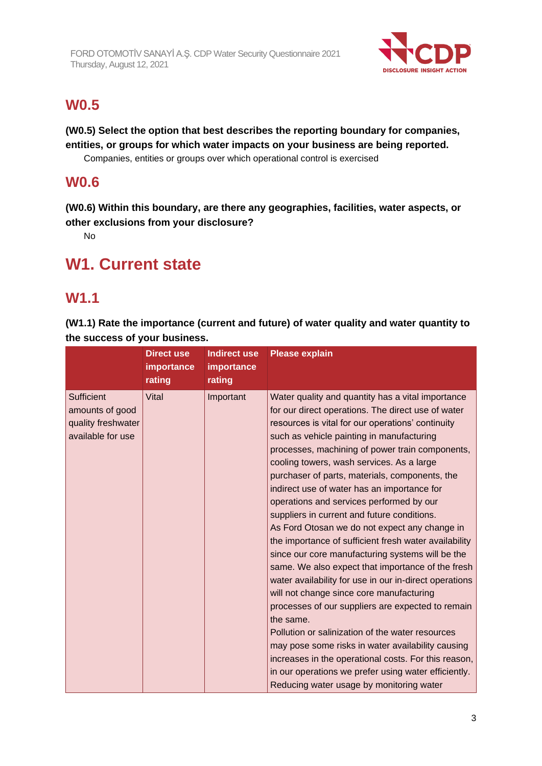## W0.5

**(W0.5) Select the option that best describes the reporting boundary for companies, entities, or groups for which water impacts on your business are being reported.**

Companies, entities or groups over which operational control is exercised

## W0.6

**(W0.6) Within this boundary, are there any geographies, facilities, water aspects, or other exclusions from your disclosure?**

No

# W1. Current state

## W1.1

**(W1.1) Rate the importance (current and future) of water quality and water quantity to the success of your business.**

| | Direct use importance rating | Indirect use importance rating | Please explain |
|---|---|---|---|
| Sufficient amounts of good quality freshwater available for use | Vital | Important | Water quality and quantity has a vital importance for our direct operations. The direct use of water resources is vital for our operations' continuity such as vehicle painting in manufacturing processes, machining of power train components, cooling towers, wash services. As a large purchaser of parts, materials, components, the indirect use of water has an importance for operations and services performed by our suppliers in current and future conditions.<br>As Ford Otosan we do not expect any change in the importance of sufficient fresh water availability since our core manufacturing systems will be the same. We also expect that importance of the fresh water availability for use in our in-direct operations will not change since core manufacturing processes of our suppliers are expected to remain the same.<br>Pollution or salinization of the water resources may pose some risks in water availability causing increases in the operational costs. For this reason, in our operations we prefer using water efficiently. Reducing water usage by monitoring water |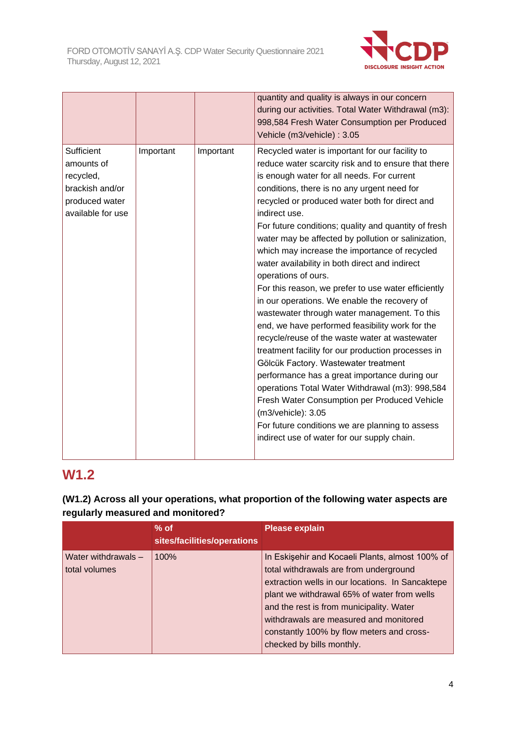| | | | |
|---|---|---|---|
| | | | quantity and quality is always in our concern during our activities. Total Water Withdrawal (m3): 998,584 Fresh Water Consumption per Produced Vehicle (m3/vehicle) : 3.05 |
| Sufficient amounts of recycled, brackish and/or produced water available for use | Important | Important | Recycled water is important for our facility to reduce water scarcity risk and to ensure that there is enough water for all needs. For current conditions, there is no any urgent need for recycled or produced water both for direct and indirect use.<br>For future conditions; quality and quantity of fresh water may be affected by pollution or salinization, which may increase the importance of recycled water availability in both direct and indirect operations of ours.<br>For this reason, we prefer to use water efficiently in our operations. We enable the recovery of wastewater through water management. To this end, we have performed feasibility work for the recycle/reuse of the waste water at wastewater treatment facility for our production processes in Gölcük Factory. Wastewater treatment performance has a great importance during our operations Total Water Withdrawal (m3): 998,584 Fresh Water Consumption per Produced Vehicle (m3/vehicle): 3.05<br>For future conditions we are planning to assess indirect use of water for our supply chain. |

## W1.2

**(W1.2) Across all your operations, what proportion of the following water aspects are regularly measured and monitored?**

| | % of sites/facilities/operations | Please explain |
|---|---|---|
| Water withdrawals – total volumes | 100% | In Eskişehir and Kocaeli Plants, almost 100% of total withdrawals are from underground extraction wells in our locations. In Sancaktepe plant we withdrawal 65% of water from wells and the rest is from municipality. Water withdrawals are measured and monitored constantly 100% by flow meters and cross-checked by bills monthly. |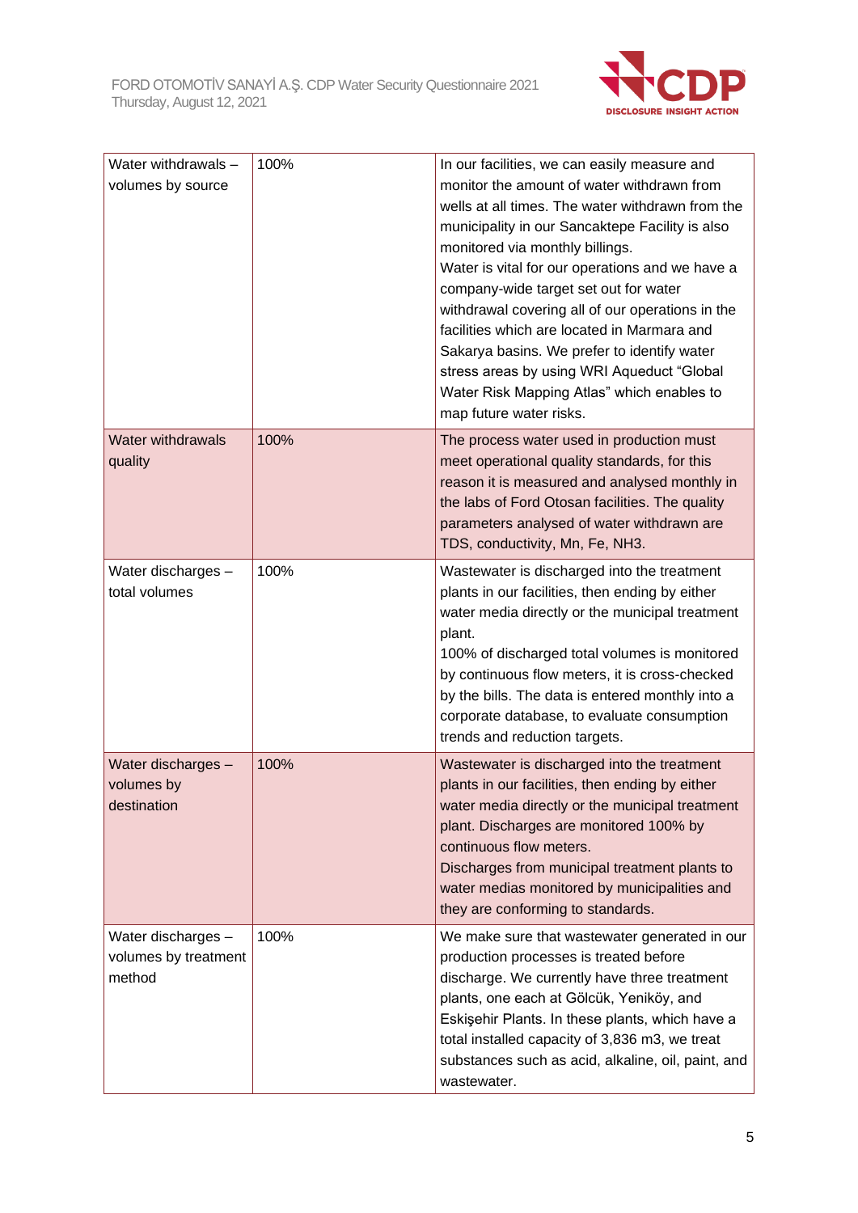| | | |
|---|---|---|
| Water withdrawals – volumes by source | 100% | In our facilities, we can easily measure and monitor the amount of water withdrawn from wells at all times. The water withdrawn from the municipality in our Sancaktepe Facility is also monitored via monthly billings.<br>Water is vital for our operations and we have a company-wide target set out for water withdrawal covering all of our operations in the facilities which are located in Marmara and Sakarya basins. We prefer to identify water stress areas by using WRI Aqueduct "Global Water Risk Mapping Atlas" which enables to map future water risks. |
| Water withdrawals quality | 100% | The process water used in production must meet operational quality standards, for this reason it is measured and analysed monthly in the labs of Ford Otosan facilities. The quality parameters analysed of water withdrawn are TDS, conductivity, Mn, Fe, NH3. |
| Water discharges – total volumes | 100% | Wastewater is discharged into the treatment plants in our facilities, then ending by either water media directly or the municipal treatment plant.<br>100% of discharged total volumes is monitored by continuous flow meters, it is cross-checked by the bills. The data is entered monthly into a corporate database, to evaluate consumption trends and reduction targets. |
| Water discharges – volumes by destination | 100% | Wastewater is discharged into the treatment plants in our facilities, then ending by either water media directly or the municipal treatment plant. Discharges are monitored 100% by continuous flow meters.<br>Discharges from municipal treatment plants to water medias monitored by municipalities and they are conforming to standards. |
| Water discharges – volumes by treatment method | 100% | We make sure that wastewater generated in our production processes is treated before discharge. We currently have three treatment plants, one each at Gölcük, Yeniköy, and Eskişehir Plants. In these plants, which have a total installed capacity of 3,836 m3, we treat substances such as acid, alkaline, oil, paint, and wastewater. |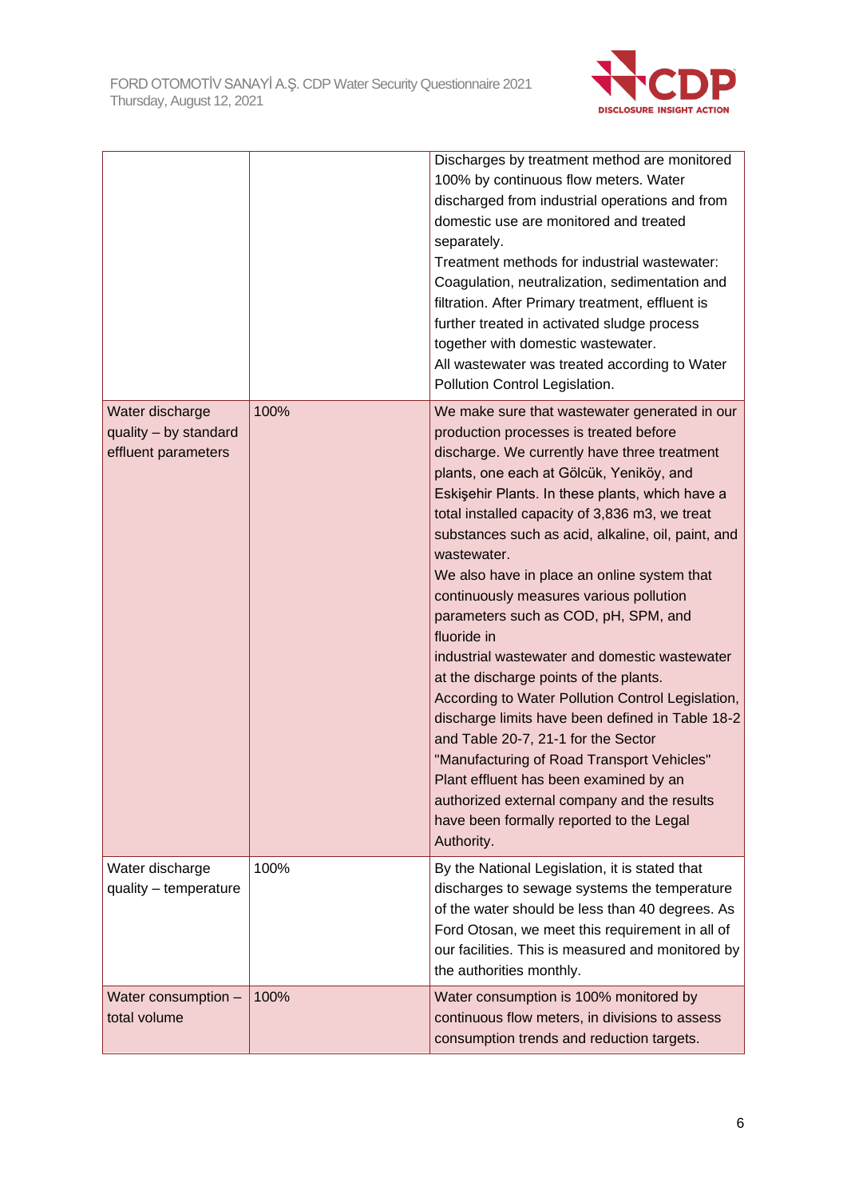| | | |
|---|---|---|
| | | Discharges by treatment method are monitored 100% by continuous flow meters. Water discharged from industrial operations and from domestic use are monitored and treated separately.<br>Treatment methods for industrial wastewater: Coagulation, neutralization, sedimentation and filtration. After Primary treatment, effluent is further treated in activated sludge process together with domestic wastewater.<br>All wastewater was treated according to Water Pollution Control Legislation. |
| Water discharge quality – by standard effluent parameters | 100% | We make sure that wastewater generated in our production processes is treated before discharge. We currently have three treatment plants, one each at Gölcük, Yeniköy, and Eskişehir Plants. In these plants, which have a total installed capacity of 3,836 m3, we treat substances such as acid, alkaline, oil, paint, and wastewater.<br>We also have in place an online system that continuously measures various pollution parameters such as COD, pH, SPM, and fluoride in<br>industrial wastewater and domestic wastewater at the discharge points of the plants.<br>According to Water Pollution Control Legislation, discharge limits have been defined in Table 18-2 and Table 20-7, 21-1 for the Sector "Manufacturing of Road Transport Vehicles" Plant effluent has been examined by an authorized external company and the results have been formally reported to the Legal Authority. |
| Water discharge quality – temperature | 100% | By the National Legislation, it is stated that discharges to sewage systems the temperature of the water should be less than 40 degrees. As Ford Otosan, we meet this requirement in all of our facilities. This is measured and monitored by the authorities monthly. |
| Water consumption – total volume | 100% | Water consumption is 100% monitored by continuous flow meters, in divisions to assess consumption trends and reduction targets. |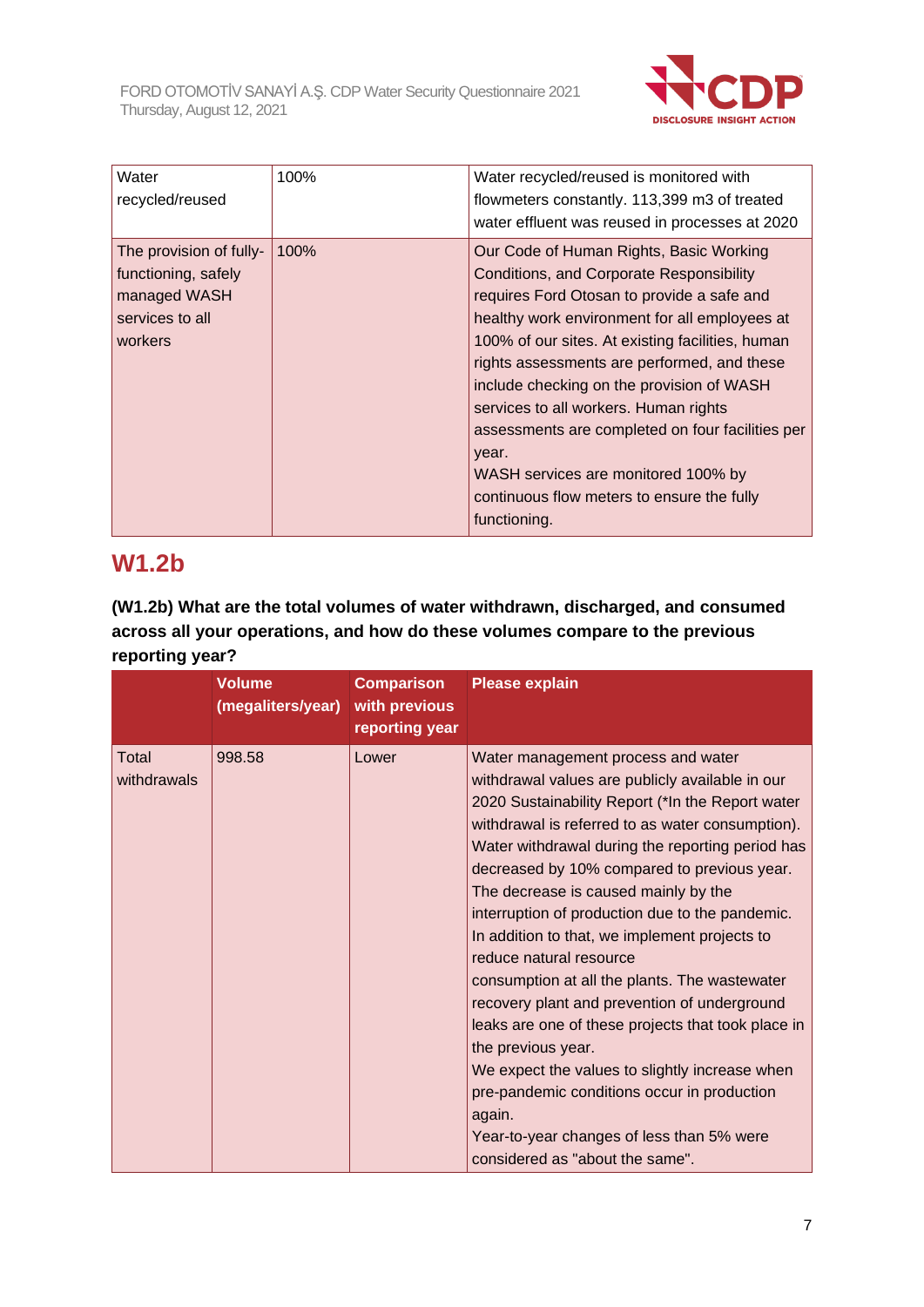| | | |
|---|---|---|
| Water recycled/reused | 100% | Water recycled/reused is monitored with flowmeters constantly. 113,399 m3 of treated water effluent was reused in processes at 2020 |
| The provision of fully-functioning, safely managed WASH services to all workers | 100% | Our Code of Human Rights, Basic Working Conditions, and Corporate Responsibility requires Ford Otosan to provide a safe and healthy work environment for all employees at 100% of our sites. At existing facilities, human rights assessments are performed, and these include checking on the provision of WASH services to all workers. Human rights assessments are completed on four facilities per year.<br>WASH services are monitored 100% by continuous flow meters to ensure the fully functioning. |

## W1.2b

**(W1.2b) What are the total volumes of water withdrawn, discharged, and consumed across all your operations, and how do these volumes compare to the previous reporting year?**

| | Volume (megaliters/year) | Comparison with previous reporting year | Please explain |
|---|---|---|---|
| Total withdrawals | 998.58 | Lower | Water management process and water withdrawal values are publicly available in our 2020 Sustainability Report (*In the Report water withdrawal is referred to as water consumption). Water withdrawal during the reporting period has decreased by 10% compared to previous year. The decrease is caused mainly by the interruption of production due to the pandemic. In addition to that, we implement projects to reduce natural resource consumption at all the plants. The wastewater recovery plant and prevention of underground leaks are one of these projects that took place in the previous year.<br>We expect the values to slightly increase when pre-pandemic conditions occur in production again.<br>Year-to-year changes of less than 5% were considered as "about the same". |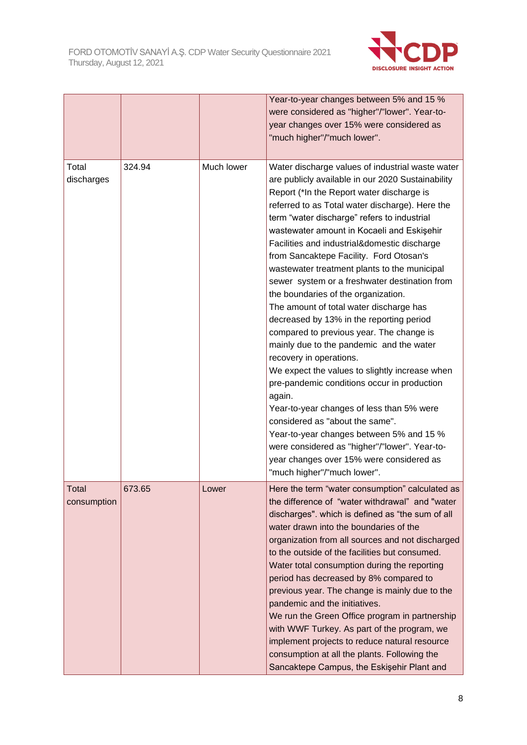| | | | |
|---|---|---|---|
| | | | Year-to-year changes between 5% and 15 % were considered as "higher"/"lower". Year-to-year changes over 15% were considered as "much higher"/"much lower". |
| Total discharges | 324.94 | Much lower | Water discharge values of industrial waste water are publicly available in our 2020 Sustainability Report (*In the Report water discharge is referred to as Total water discharge). Here the term “water discharge” refers to industrial wastewater amount in Kocaeli and Eskişehir Facilities and industrial&domestic discharge from Sancaktepe Facility. Ford Otosan's wastewater treatment plants to the municipal sewer system or a freshwater destination from the boundaries of the organization.<br>The amount of total water discharge has decreased by 13% in the reporting period compared to previous year. The change is mainly due to the pandemic and the water recovery in operations.<br>We expect the values to slightly increase when pre-pandemic conditions occur in production again.<br>Year-to-year changes of less than 5% were considered as "about the same".<br>Year-to-year changes between 5% and 15 % were considered as "higher"/"lower". Year-to-year changes over 15% were considered as "much higher"/"much lower". |
| Total consumption | 673.65 | Lower | Here the term “water consumption” calculated as the difference of “water withdrawal” and "water discharges". which is defined as “the sum of all water drawn into the boundaries of the organization from all sources and not discharged to the outside of the facilities but consumed. Water total consumption during the reporting period has decreased by 8% compared to previous year. The change is mainly due to the pandemic and the initiatives.<br>We run the Green Office program in partnership with WWF Turkey. As part of the program, we implement projects to reduce natural resource consumption at all the plants. Following the Sancaktepe Campus, the Eskişehir Plant and |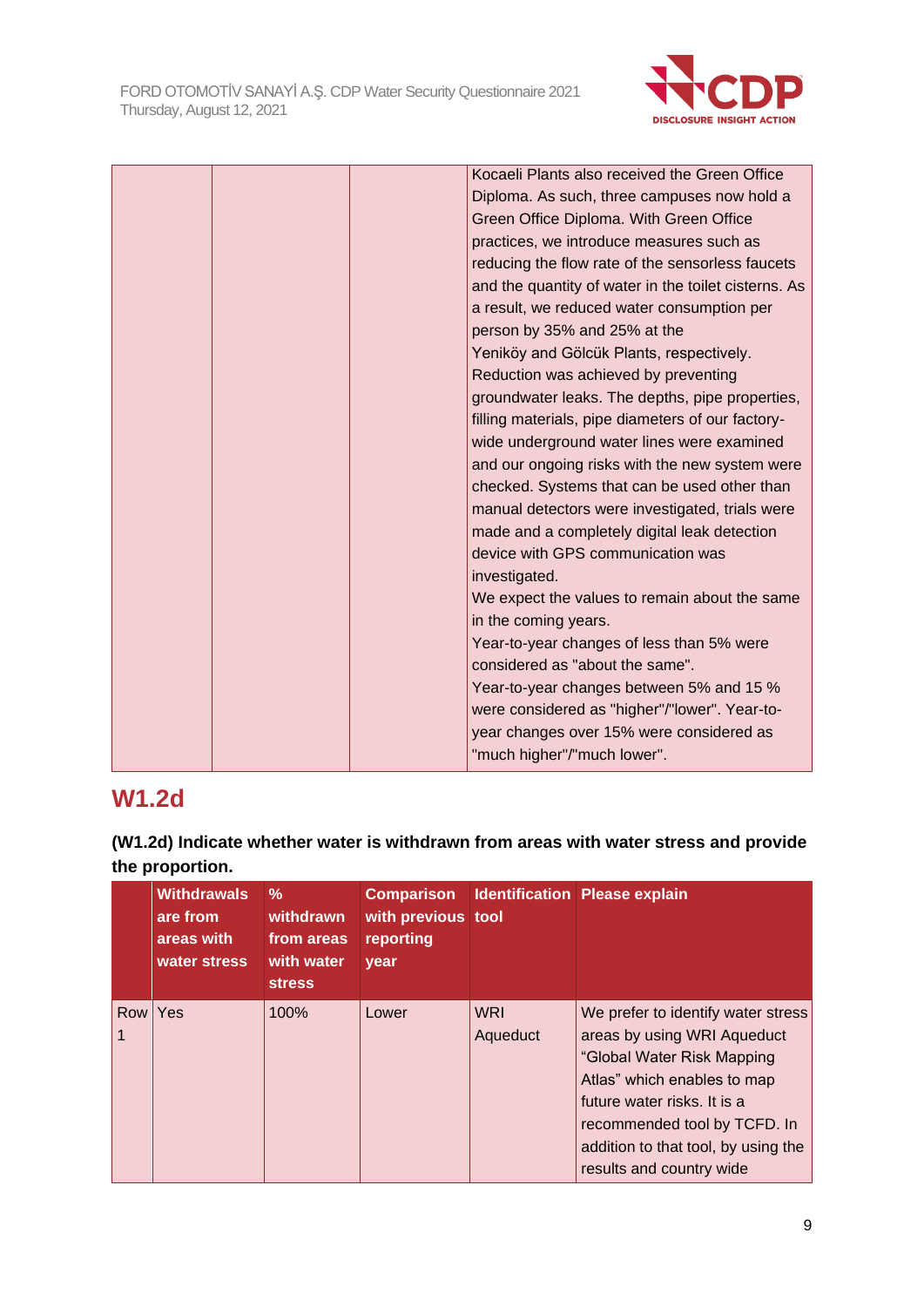| | | | |
|---|---|---|---|
| | | | Kocaeli Plants also received the Green Office Diploma. As such, three campuses now hold a Green Office Diploma. With Green Office practices, we introduce measures such as reducing the flow rate of the sensorless faucets and the quantity of water in the toilet cisterns. As a result, we reduced water consumption per person by 35% and 25% at the Yeniköy and Gölcük Plants, respectively. Reduction was achieved by preventing groundwater leaks. The depths, pipe properties, filling materials, pipe diameters of our factory-wide underground water lines were examined and our ongoing risks with the new system were checked. Systems that can be used other than manual detectors were investigated, trials were made and a completely digital leak detection device with GPS communication was investigated.<br>We expect the values to remain about the same in the coming years.<br>Year-to-year changes of less than 5% were considered as "about the same".<br>Year-to-year changes between 5% and 15 % were considered as "higher"/"lower". Year-to-year changes over 15% were considered as "much higher"/"much lower". |

## W1.2d

**(W1.2d) Indicate whether water is withdrawn from areas with water stress and provide the proportion.**

| | Withdrawals are from areas with water stress | % withdrawn from areas with water stress | Comparison with previous reporting year | Identification tool | Please explain |
|---|---|---|---|---|---|
| Row 1 | Yes | 100% | Lower | WRI Aqueduct | We prefer to identify water stress areas by using WRI Aqueduct "Global Water Risk Mapping Atlas" which enables to map future water risks. It is a recommended tool by TCFD. In addition to that tool, by using the results and country wide |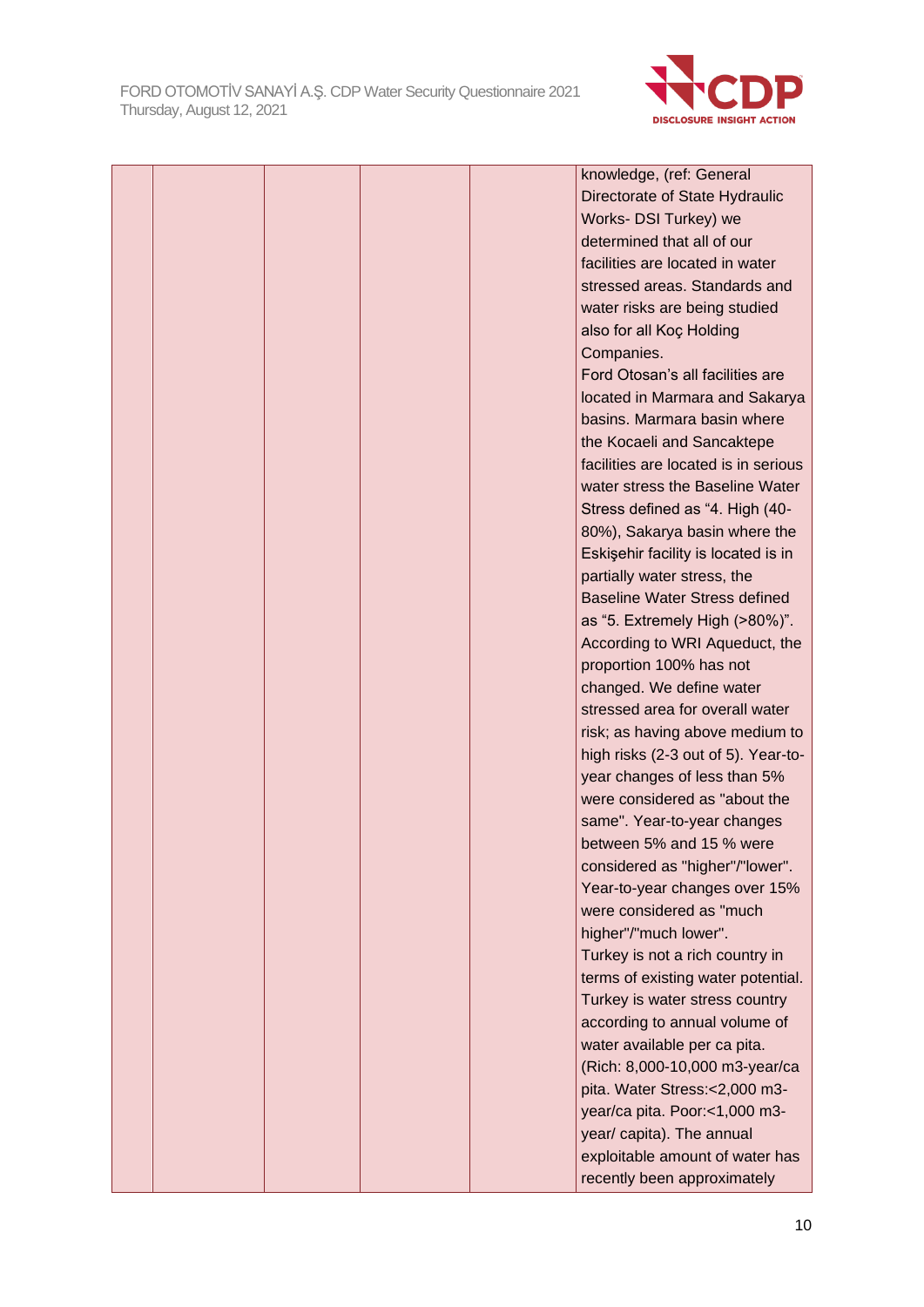| | | | | | |
|---|---|---|---|---|---|
| | | | | | knowledge, (ref: General Directorate of State Hydraulic Works- DSI Turkey) we determined that all of our facilities are located in water stressed areas. Standards and water risks are being studied also for all Koç Holding Companies.<br>Ford Otosan's all facilities are located in Marmara and Sakarya basins. Marmara basin where the Kocaeli and Sancaktepe facilities are located is in serious water stress the Baseline Water Stress defined as "4. High (40-80%), Sakarya basin where the Eskişehir facility is located is in partially water stress, the Baseline Water Stress defined as "5. Extremely High (>80%)". According to WRI Aqueduct, the proportion 100% has not changed. We define water stressed area for overall water risk; as having above medium to high risks (2-3 out of 5). Year-to-year changes of less than 5% were considered as "about the same". Year-to-year changes between 5% and 15 % were considered as "higher"/"lower". Year-to-year changes over 15% were considered as "much higher"/"much lower".<br>Turkey is not a rich country in terms of existing water potential. Turkey is water stress country according to annual volume of water available per ca pita. (Rich: 8,000-10,000 m3-year/ca pita. Water Stress:<2,000 m3-year/ca pita. Poor:<1,000 m3-year/ capita). The annual exploitable amount of water has recently been approximately |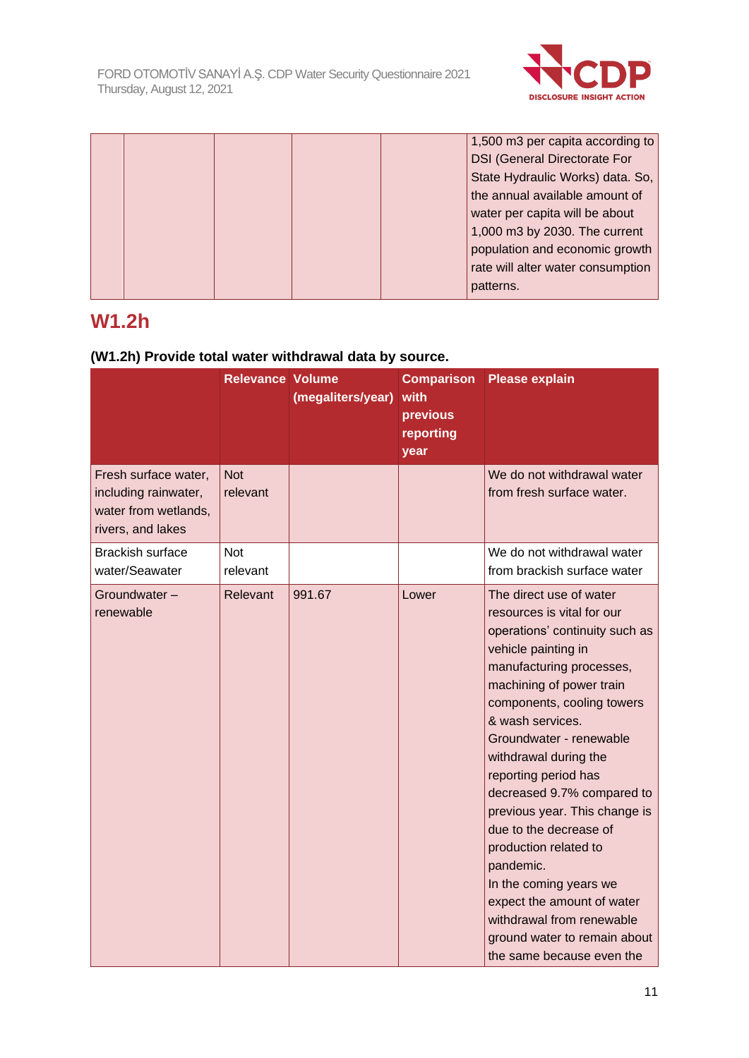| | | | | | |
|---|---|---|---|---|---|
| | | | | | 1,500 m3 per capita according to DSI (General Directorate For State Hydraulic Works) data. So, the annual available amount of water per capita will be about 1,000 m3 by 2030. The current population and economic growth rate will alter water consumption patterns. |

## W1.2h

**(W1.2h) Provide total water withdrawal data by source.**

| | Relevance | Volume (megaliters/year) | Comparison with previous reporting year | Please explain |
|---|---|---|---|---|
| Fresh surface water, including rainwater, water from wetlands, rivers, and lakes | Not relevant | | | We do not withdrawal water from fresh surface water. |
| Brackish surface water/Seawater | Not relevant | | | We do not withdrawal water from brackish surface water |
| Groundwater – renewable | Relevant | 991.67 | Lower | The direct use of water resources is vital for our operations' continuity such as vehicle painting in manufacturing processes, machining of power train components, cooling towers & wash services.<br>Groundwater - renewable withdrawal during the reporting period has decreased 9.7% compared to previous year. This change is due to the decrease of production related to pandemic.<br>In the coming years we expect the amount of water withdrawal from renewable ground water to remain about the same because even the |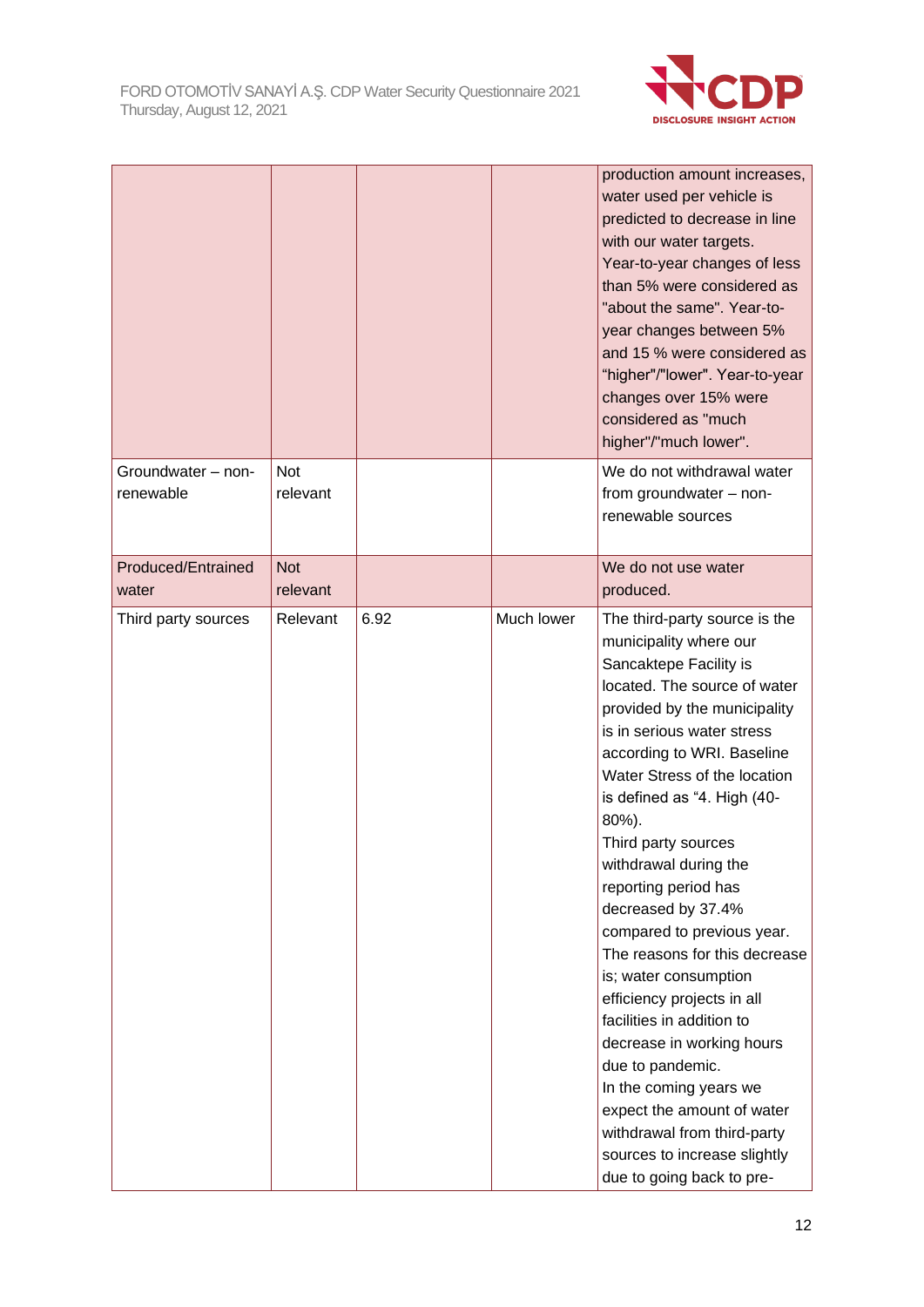| | | | | |
|---|---|---|---|---|
| | | | | production amount increases, water used per vehicle is predicted to decrease in line with our water targets. Year-to-year changes of less than 5% were considered as "about the same". Year-to-year changes between 5% and 15 % were considered as "higher"/"lower". Year-to-year changes over 15% were considered as "much higher"/"much lower". |
| Groundwater – non-renewable | Not relevant | | | We do not withdrawal water from groundwater – non-renewable sources |
| Produced/Entrained water | Not relevant | | | We do not use water produced. |
| Third party sources | Relevant | 6.92 | Much lower | The third-party source is the municipality where our Sancaktepe Facility is located. The source of water provided by the municipality is in serious water stress according to WRI. Baseline Water Stress of the location is defined as "4. High (40-80%).<br>Third party sources withdrawal during the reporting period has decreased by 37.4% compared to previous year. The reasons for this decrease is; water consumption efficiency projects in all facilities in addition to decrease in working hours due to pandemic.<br>In the coming years we expect the amount of water withdrawal from third-party sources to increase slightly due to going back to pre- |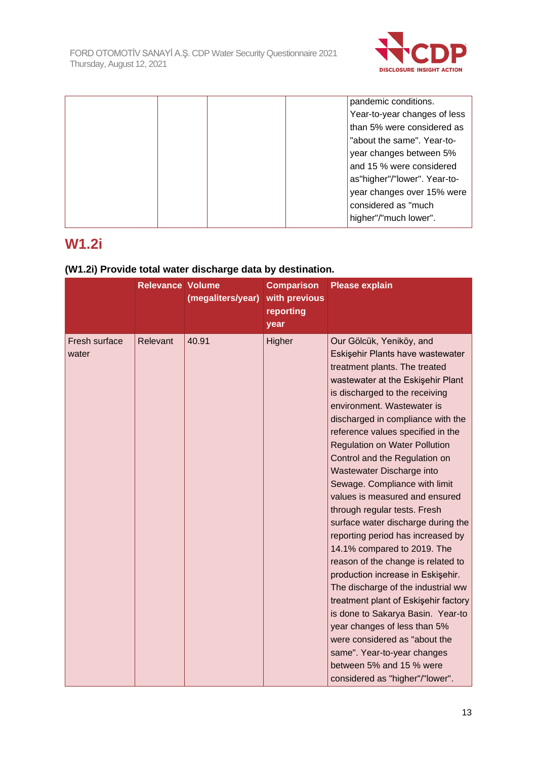| | | | | |
|---|---|---|---|---|
| | | | | pandemic conditions. Year-to-year changes of less than 5% were considered as "about the same". Year-to-year changes between 5% and 15 % were considered as"higher"/"lower". Year-to-year changes over 15% were considered as "much higher"/"much lower". |

## W1.2i

### (W1.2i) Provide total water discharge data by destination.

| | Relevance | Volume (megaliters/year) | Comparison with previous reporting year | Please explain |
|---|---|---|---|---|
| Fresh surface water | Relevant | 40.91 | Higher | Our Gölcük, Yeniköy, and Eskişehir Plants have wastewater treatment plants. The treated wastewater at the Eskişehir Plant is discharged to the receiving environment. Wastewater is discharged in compliance with the reference values specified in the Regulation on Water Pollution Control and the Regulation on Wastewater Discharge into Sewage. Compliance with limit values is measured and ensured through regular tests. Fresh surface water discharge during the reporting period has increased by 14.1% compared to 2019. The reason of the change is related to production increase in Eskişehir. The discharge of the industrial ww treatment plant of Eskişehir factory is done to Sakarya Basin. Year-to year changes of less than 5% were considered as "about the same". Year-to-year changes between 5% and 15 % were considered as "higher"/"lower". |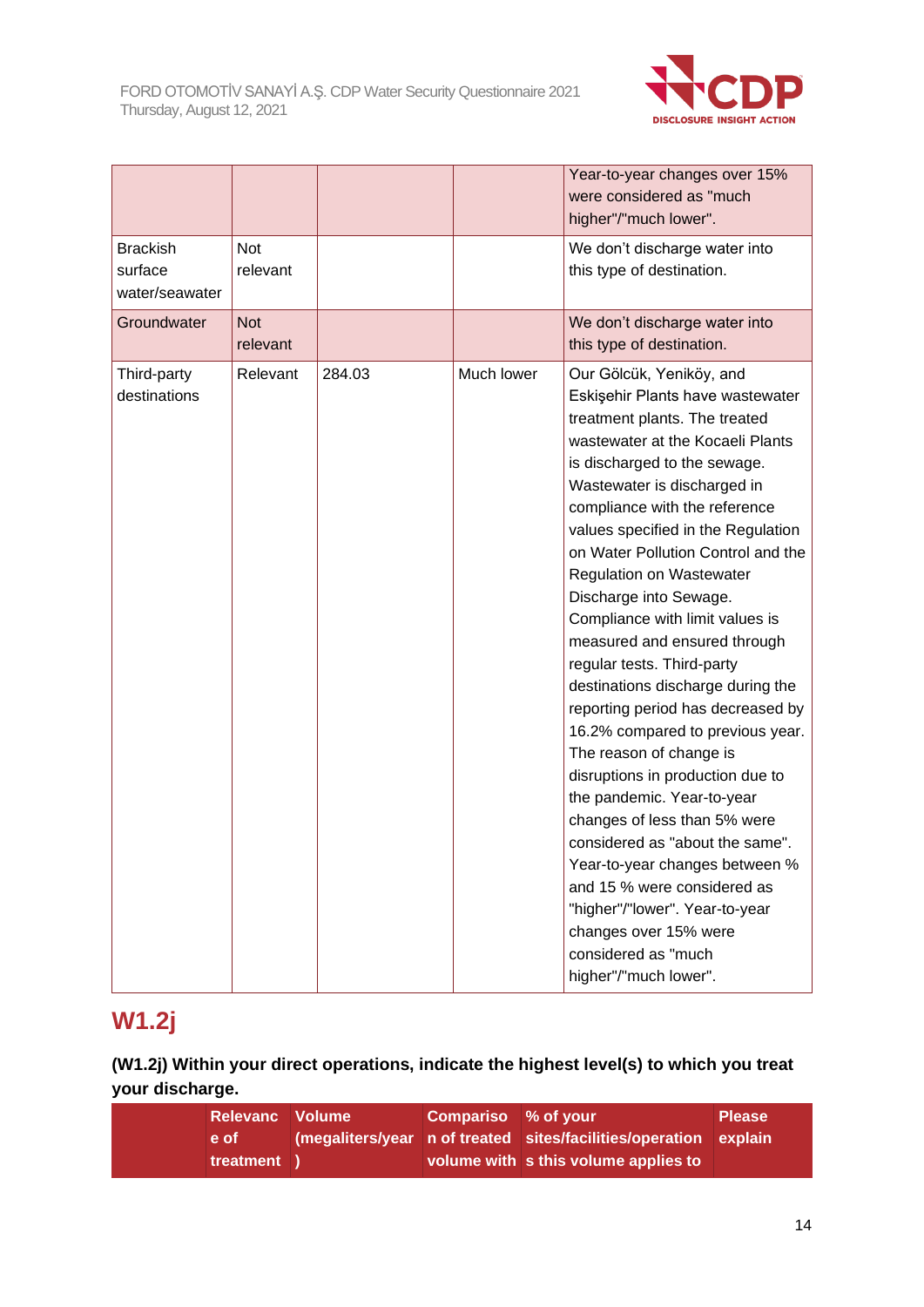| | | | | |
|---|---|---|---|---|
| | | | | Year-to-year changes over 15% were considered as "much higher"/"much lower". |
| Brackish surface water/seawater | Not relevant | | | We don't discharge water into this type of destination. |
| Groundwater | Not relevant | | | We don't discharge water into this type of destination. |
| Third-party destinations | Relevant | 284.03 | Much lower | Our Gölcük, Yeniköy, and Eskişehir Plants have wastewater treatment plants. The treated wastewater at the Kocaeli Plants is discharged to the sewage. Wastewater is discharged in compliance with the reference values specified in the Regulation on Water Pollution Control and the Regulation on Wastewater Discharge into Sewage. Compliance with limit values is measured and ensured through regular tests. Third-party destinations discharge during the reporting period has decreased by 16.2% compared to previous year. The reason of change is disruptions in production due to the pandemic. Year-to-year changes of less than 5% were considered as "about the same". Year-to-year changes between % and 15 % were considered as "higher"/"lower". Year-to-year changes over 15% were considered as "much higher"/"much lower". |

## W1.2j

**(W1.2j) Within your direct operations, indicate the highest level(s) to which you treat your discharge.**

| | Relevance of treatment | Volume (megaliters/year) | Comparison of treated volume with | % of your sites/facilities/operations this volume applies to | Please explain |
|---|---|---|---|---|---|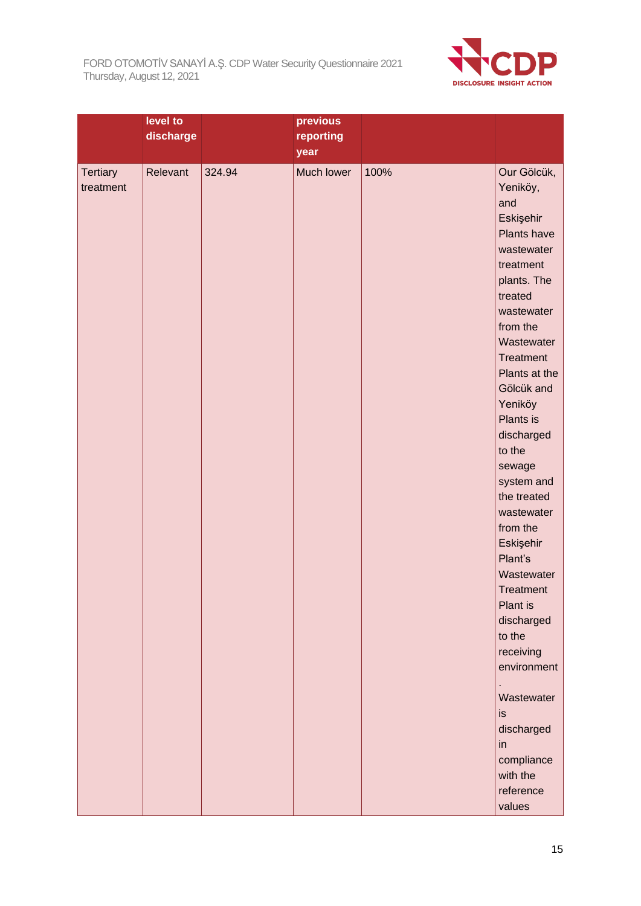| | level to discharge | | previous reporting year | | |
|---|---|---|---|---|---|
| Tertiary treatment | Relevant | 324.94 | Much lower | 100% | Our Gölcük, Yeniköy, and Eskişehir Plants have wastewater treatment plants. The treated wastewater from the Wastewater Treatment Plants at the Gölcük and Yeniköy Plants is discharged to the sewage system and the treated wastewater from the Eskişehir Plant's Wastewater Treatment Plant is discharged to the receiving environment. Wastewater is discharged in compliance with the reference values |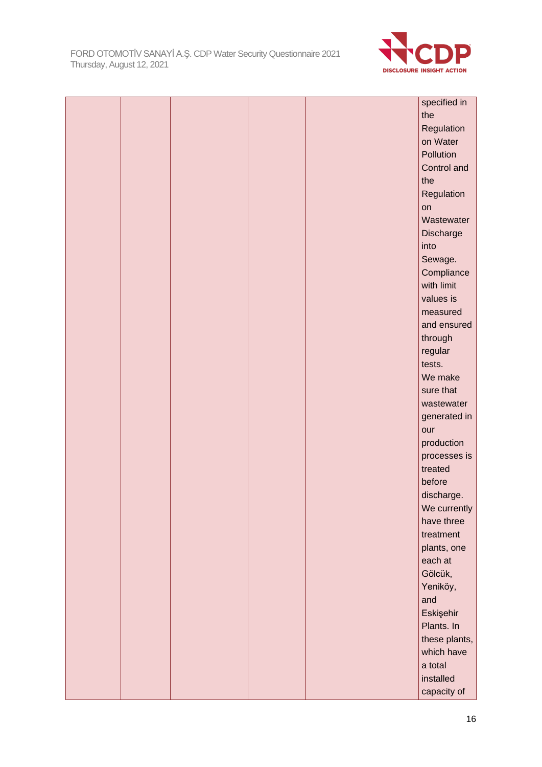| | | | | | |
|---|---|---|---|---|---|
| | | | | | specified in the Regulation on Water Pollution Control and the Regulation on Wastewater Discharge into Sewage. Compliance with limit values is measured and ensured through regular tests. We make sure that wastewater generated in our production processes is treated before discharge. We currently have three treatment plants, one each at Gölcük, Yeniköy, and Eskişehir Plants. In these plants, which have a total installed capacity of |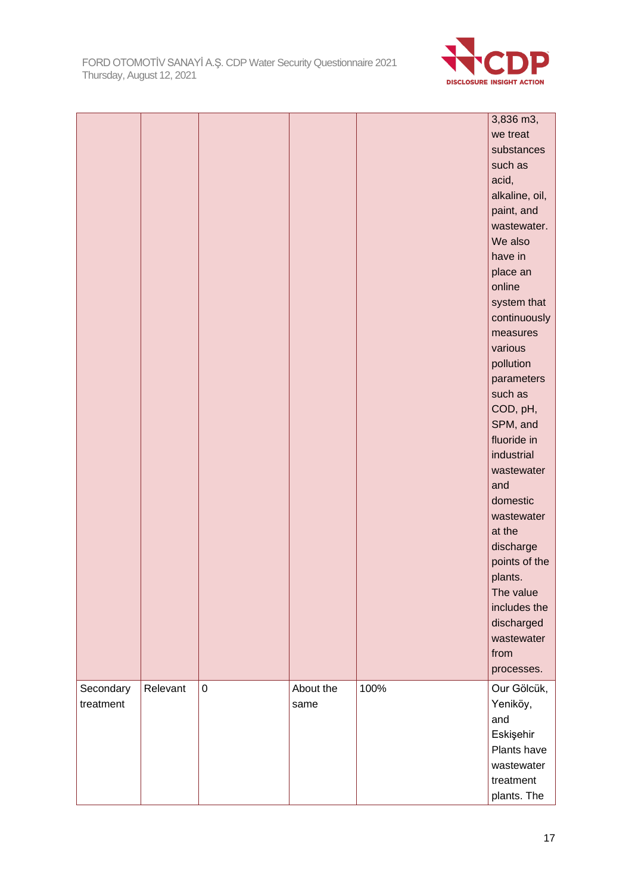| | | | | | |
|---|---|---|---|---|---|
| | | | | | 3,836 m3, we treat substances such as acid, alkaline, oil, paint, and wastewater. We also have in place an online system that continuously measures various pollution parameters such as COD, pH, SPM, and fluoride in industrial wastewater and domestic wastewater at the discharge points of the plants. The value includes the discharged wastewater from processes. |
| Secondary treatment | Relevant | 0 | About the same | 100% | Our Gölcük, Yeniköy, and Eskişehir Plants have wastewater treatment plants. The |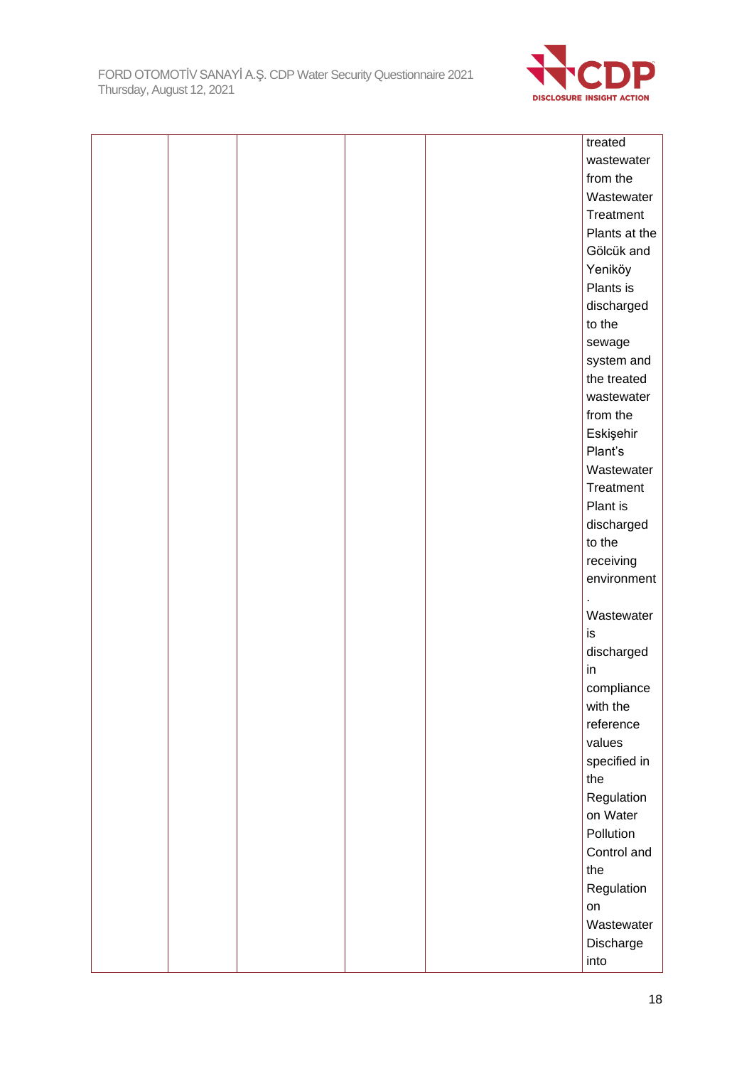| | | | | | |
|---|---|---|---|---|---|
| | | | | | treated wastewater from the Wastewater Treatment Plants at the Gölcük and Yeniköy Plants is discharged to the sewage system and the treated wastewater from the Eskişehir Plant's Wastewater Treatment Plant is discharged to the receiving environment. Wastewater is discharged in compliance with the reference values specified in the Regulation on Water Pollution Control and the Regulation on Wastewater Discharge into |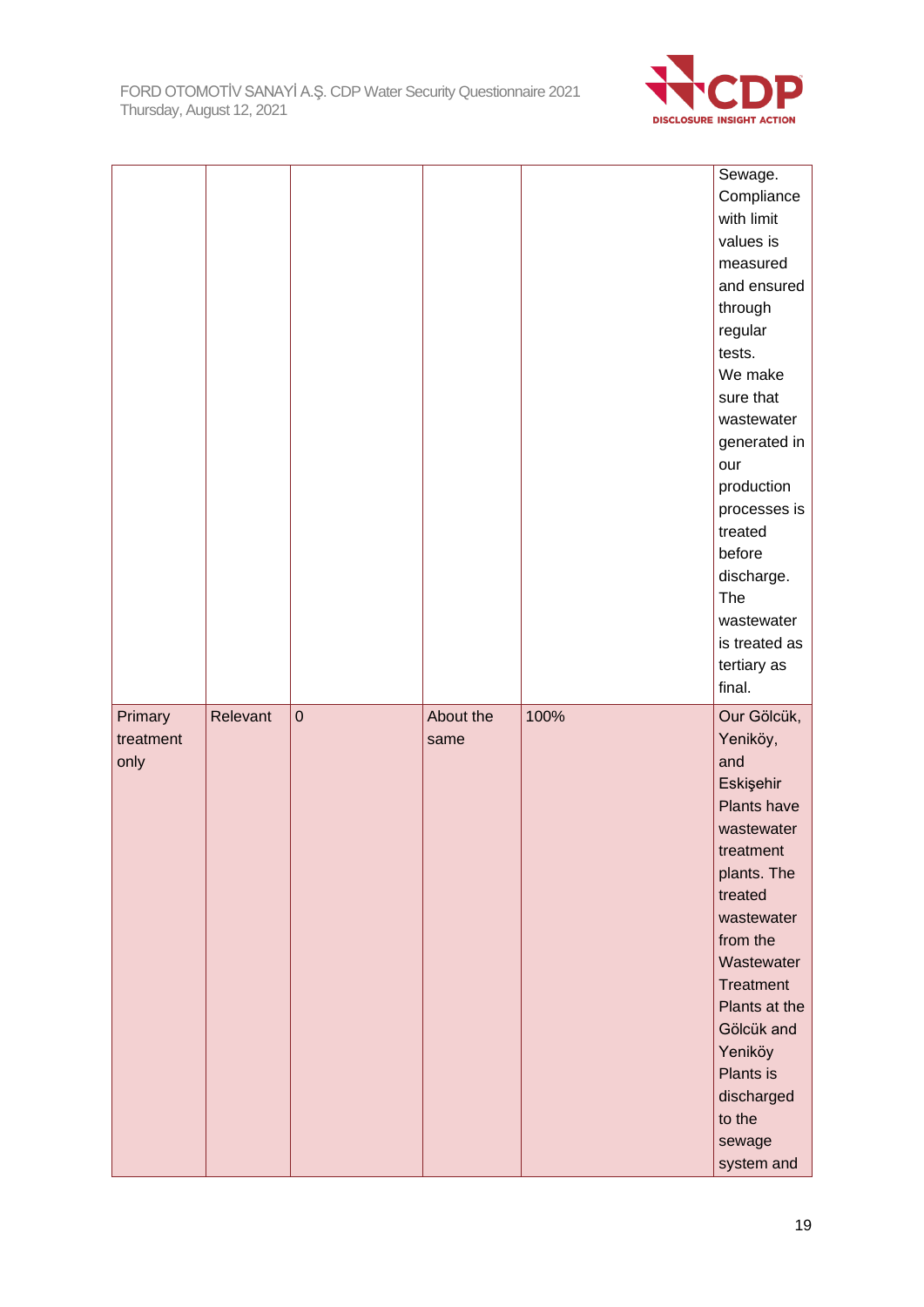| | | | | | |
|---|---|---|---|---|---|
| | | | | | Sewage. Compliance with limit values is measured and ensured through regular tests. We make sure that wastewater generated in our production processes is treated before discharge. The wastewater is treated as tertiary as final. |
| Primary treatment only | Relevant | 0 | About the same | 100% | Our Gölcük, Yeniköy, and Eskişehir Plants have wastewater treatment plants. The treated wastewater from the Wastewater Treatment Plants at the Gölcük and Yeniköy Plants is discharged to the sewage system and |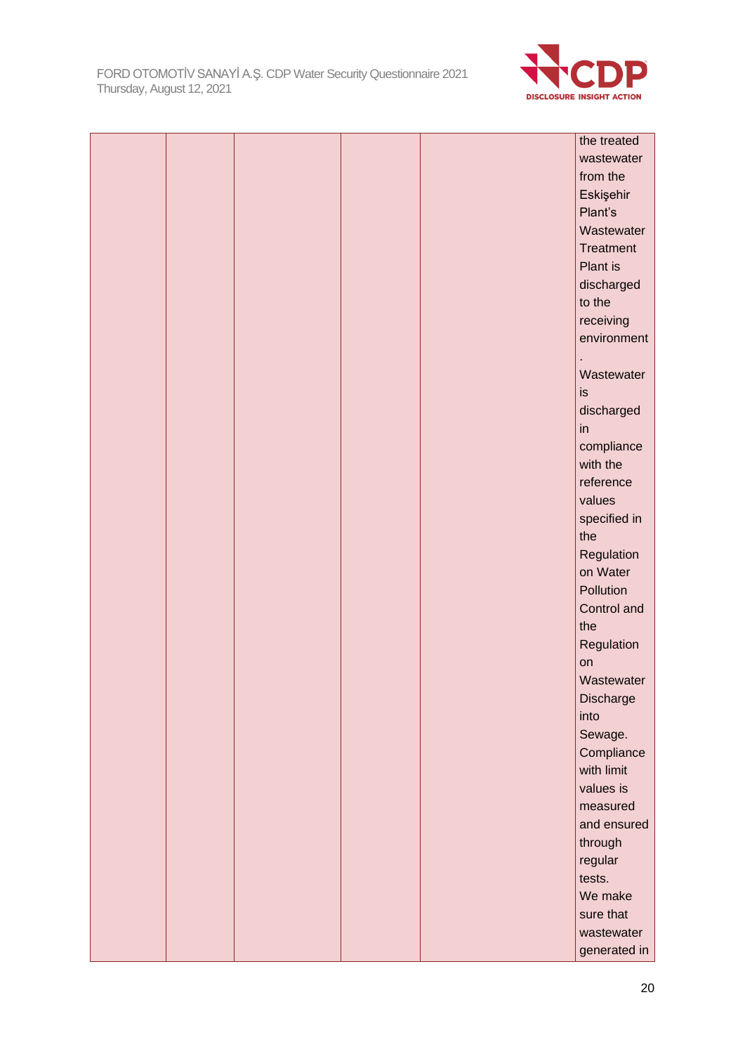| | | | | | |
|---|---|---|---|---|---|
| | | | | | the treated wastewater from the Eskişehir Plant's Wastewater Treatment Plant is discharged to the receiving environment. Wastewater is discharged in compliance with the reference values specified in the Regulation on Water Pollution Control and the Regulation on Wastewater Discharge into Sewage. Compliance with limit values is measured and ensured through regular tests. We make sure that wastewater generated in |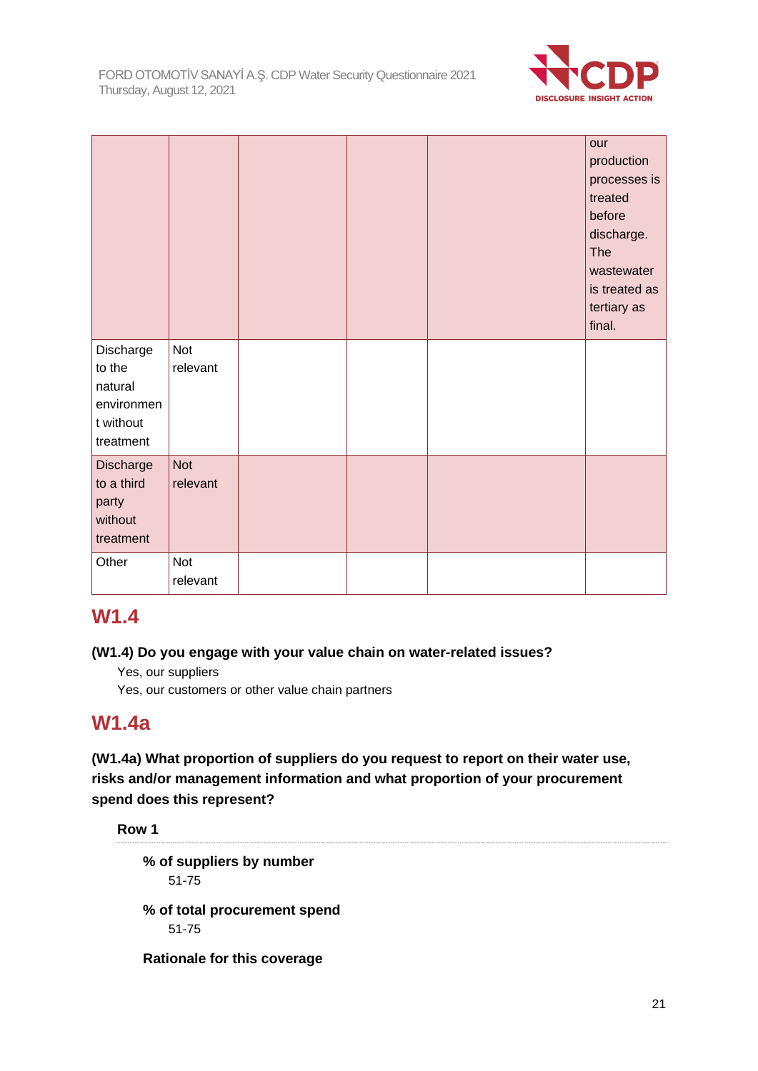| | | | | | |
|---|---|---|---|---|---|
| | | | | | our production processes is treated before discharge. The wastewater is treated as tertiary as final. |
| Discharge to the natural environment without treatment | Not relevant | | | | |
| Discharge to a third party without treatment | Not relevant | | | | |
| Other | Not relevant | | | | |

## W1.4

**(W1.4) Do you engage with your value chain on water-related issues?**

Yes, our suppliers

Yes, our customers or other value chain partners

## W1.4a

**(W1.4a) What proportion of suppliers do you request to report on their water use, risks and/or management information and what proportion of your procurement spend does this represent?**

**Row 1**

**% of suppliers by number**

51-75

**% of total procurement spend**

51-75

**Rationale for this coverage**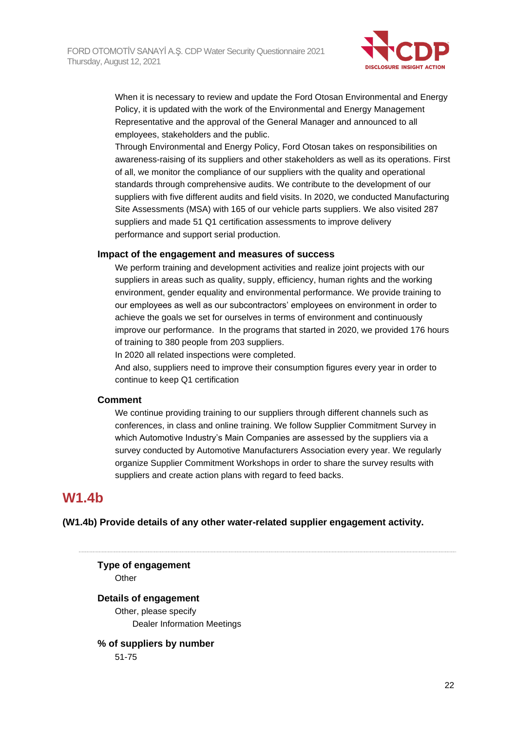When it is necessary to review and update the Ford Otosan Environmental and Energy Policy, it is updated with the work of the Environmental and Energy Management Representative and the approval of the General Manager and announced to all employees, stakeholders and the public.
Through Environmental and Energy Policy, Ford Otosan takes on responsibilities on awareness-raising of its suppliers and other stakeholders as well as its operations. First of all, we monitor the compliance of our suppliers with the quality and operational standards through comprehensive audits. We contribute to the development of our suppliers with five different audits and field visits. In 2020, we conducted Manufacturing Site Assessments (MSA) with 165 of our vehicle parts suppliers. We also visited 287 suppliers and made 51 Q1 certification assessments to improve delivery performance and support serial production.

### Impact of the engagement and measures of success

We perform training and development activities and realize joint projects with our suppliers in areas such as quality, supply, efficiency, human rights and the working environment, gender equality and environmental performance. We provide training to our employees as well as our subcontractors' employees on environment in order to achieve the goals we set for ourselves in terms of environment and continuously improve our performance. In the programs that started in 2020, we provided 176 hours of training to 380 people from 203 suppliers.
In 2020 all related inspections were completed.
And also, suppliers need to improve their consumption figures every year in order to continue to keep Q1 certification

### Comment

We continue providing training to our suppliers through different channels such as conferences, in class and online training. We follow Supplier Commitment Survey in which Automotive Industry's Main Companies are assessed by the suppliers via a survey conducted by Automotive Manufacturers Association every year. We regularly organize Supplier Commitment Workshops in order to share the survey results with suppliers and create action plans with regard to feed backs.

## W1.4b

**(W1.4b) Provide details of any other water-related supplier engagement activity.**

---

### Type of engagement

Other

### Details of engagement

Other, please specify
Dealer Information Meetings

### % of suppliers by number

51-75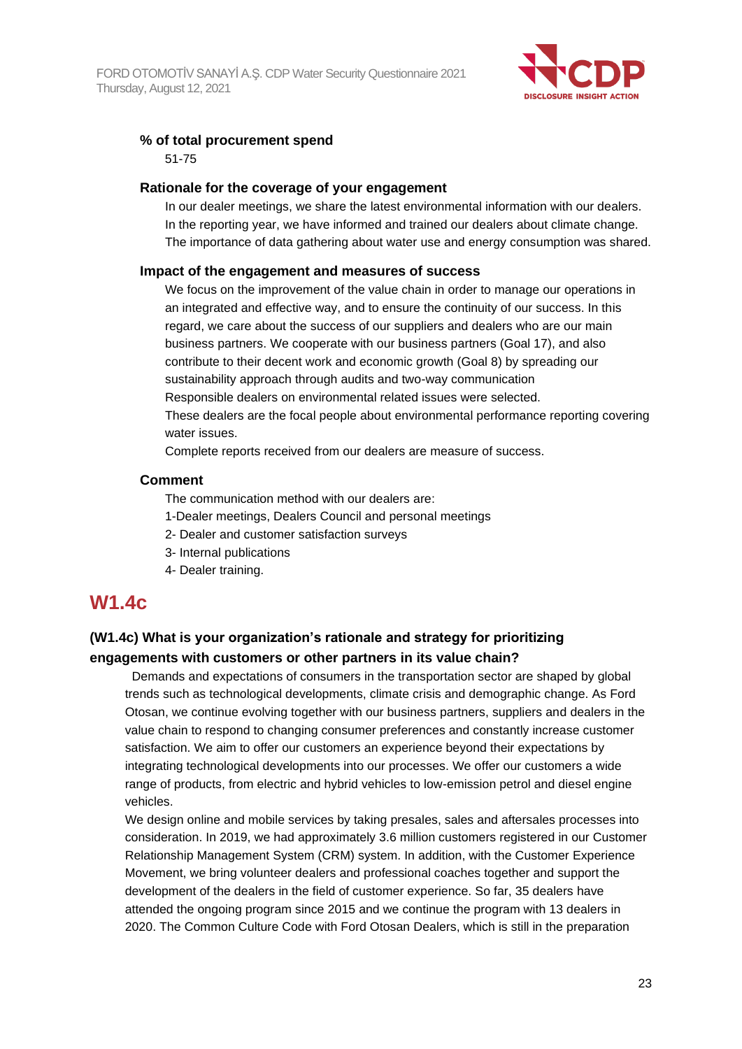### % of total procurement spend

51-75

### Rationale for the coverage of your engagement

In our dealer meetings, we share the latest environmental information with our dealers. In the reporting year, we have informed and trained our dealers about climate change. The importance of data gathering about water use and energy consumption was shared.

### Impact of the engagement and measures of success

We focus on the improvement of the value chain in order to manage our operations in an integrated and effective way, and to ensure the continuity of our success. In this regard, we care about the success of our suppliers and dealers who are our main business partners. We cooperate with our business partners (Goal 17), and also contribute to their decent work and economic growth (Goal 8) by spreading our sustainability approach through audits and two-way communication

Responsible dealers on environmental related issues were selected.

These dealers are the focal people about environmental performance reporting covering water issues.

Complete reports received from our dealers are measure of success.

### Comment

The communication method with our dealers are:

1-Dealer meetings, Dealers Council and personal meetings

2- Dealer and customer satisfaction surveys

3- Internal publications

4- Dealer training.

## W1.4c

### (W1.4c) What is your organization's rationale and strategy for prioritizing engagements with customers or other partners in its value chain?

Demands and expectations of consumers in the transportation sector are shaped by global trends such as technological developments, climate crisis and demographic change. As Ford Otosan, we continue evolving together with our business partners, suppliers and dealers in the value chain to respond to changing consumer preferences and constantly increase customer satisfaction. We aim to offer our customers an experience beyond their expectations by integrating technological developments into our processes. We offer our customers a wide range of products, from electric and hybrid vehicles to low-emission petrol and diesel engine vehicles.

We design online and mobile services by taking presales, sales and aftersales processes into consideration. In 2019, we had approximately 3.6 million customers registered in our Customer Relationship Management System (CRM) system. In addition, with the Customer Experience Movement, we bring volunteer dealers and professional coaches together and support the development of the dealers in the field of customer experience. So far, 35 dealers have attended the ongoing program since 2015 and we continue the program with 13 dealers in 2020. The Common Culture Code with Ford Otosan Dealers, which is still in the preparation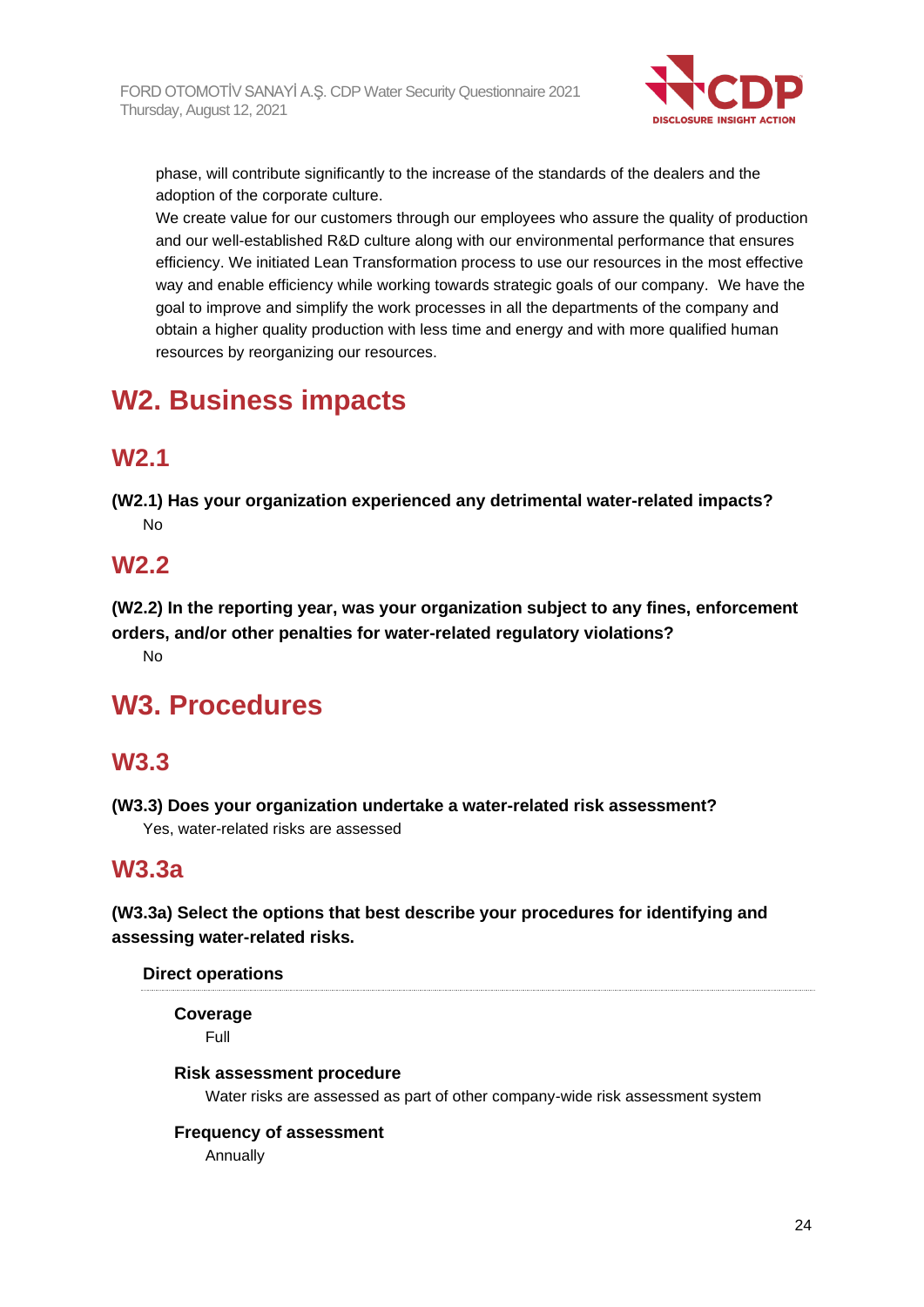phase, will contribute significantly to the increase of the standards of the dealers and the adoption of the corporate culture.

We create value for our customers through our employees who assure the quality of production and our well-established R&D culture along with our environmental performance that ensures efficiency. We initiated Lean Transformation process to use our resources in the most effective way and enable efficiency while working towards strategic goals of our company. We have the goal to improve and simplify the work processes in all the departments of the company and obtain a higher quality production with less time and energy and with more qualified human resources by reorganizing our resources.

# W2. Business impacts

## W2.1

**(W2.1) Has your organization experienced any detrimental water-related impacts?**

No

## W2.2

**(W2.2) In the reporting year, was your organization subject to any fines, enforcement orders, and/or other penalties for water-related regulatory violations?**

No

# W3. Procedures

## W3.3

**(W3.3) Does your organization undertake a water-related risk assessment?**

Yes, water-related risks are assessed

## W3.3a

**(W3.3a) Select the options that best describe your procedures for identifying and assessing water-related risks.**

**Direct operations**

**Coverage**

Full

**Risk assessment procedure**

Water risks are assessed as part of other company-wide risk assessment system

**Frequency of assessment**

Annually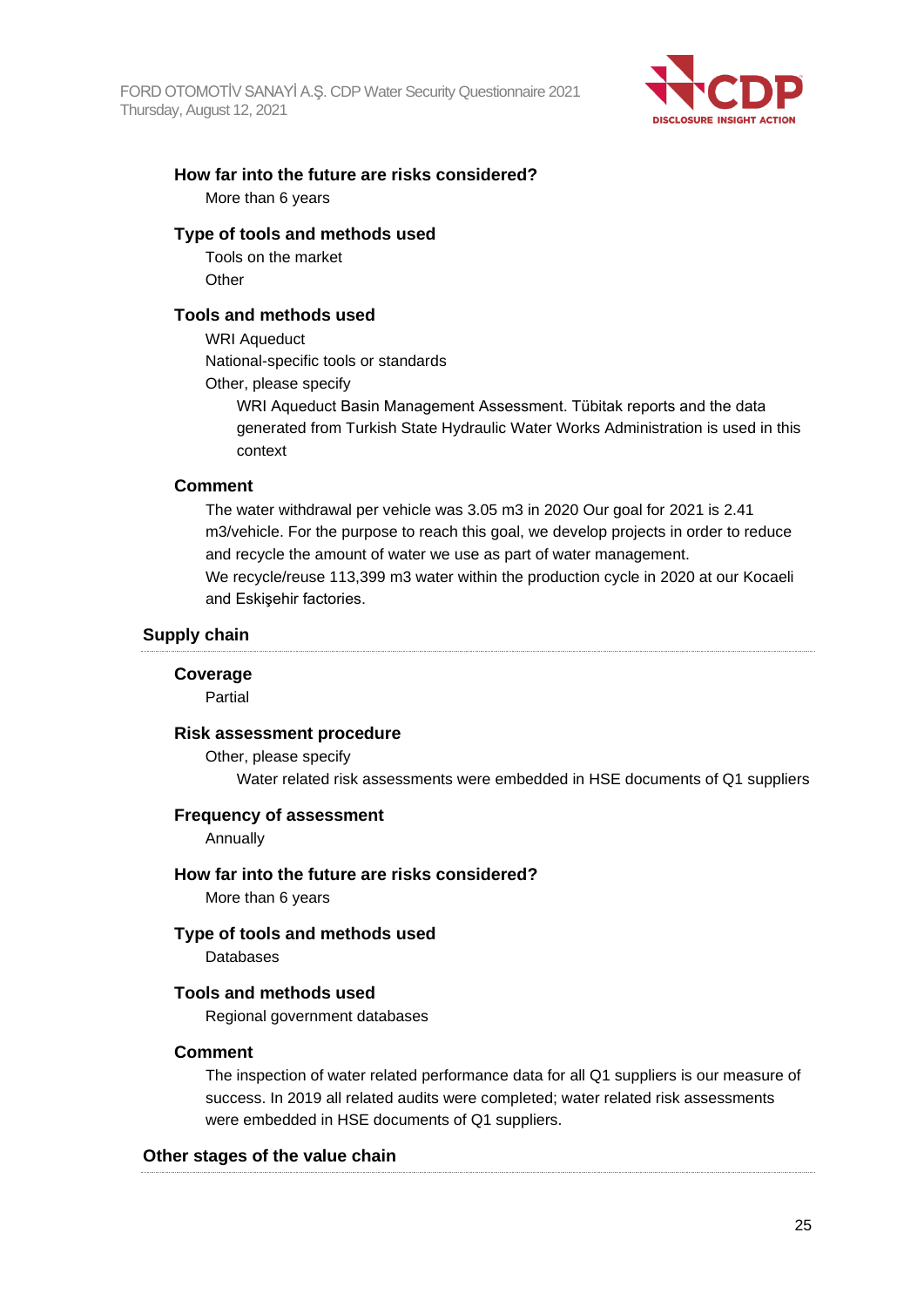#### How far into the future are risks considered?

More than 6 years

#### Type of tools and methods used

Tools on the market

Other

#### Tools and methods used

WRI Aqueduct

National-specific tools or standards

Other, please specify

WRI Aqueduct Basin Management Assessment. Tübitak reports and the data generated from Turkish State Hydraulic Water Works Administration is used in this context

#### Comment

The water withdrawal per vehicle was 3.05 m3 in 2020 Our goal for 2021 is 2.41 m3/vehicle. For the purpose to reach this goal, we develop projects in order to reduce and recycle the amount of water we use as part of water management.

We recycle/reuse 113,399 m3 water within the production cycle in 2020 at our Kocaeli and Eskişehir factories.

### Supply chain

#### Coverage

Partial

#### Risk assessment procedure

Other, please specify

Water related risk assessments were embedded in HSE documents of Q1 suppliers

#### Frequency of assessment

Annually

#### How far into the future are risks considered?

More than 6 years

#### Type of tools and methods used

Databases

#### Tools and methods used

Regional government databases

#### Comment

The inspection of water related performance data for all Q1 suppliers is our measure of success. In 2019 all related audits were completed; water related risk assessments were embedded in HSE documents of Q1 suppliers.

### Other stages of the value chain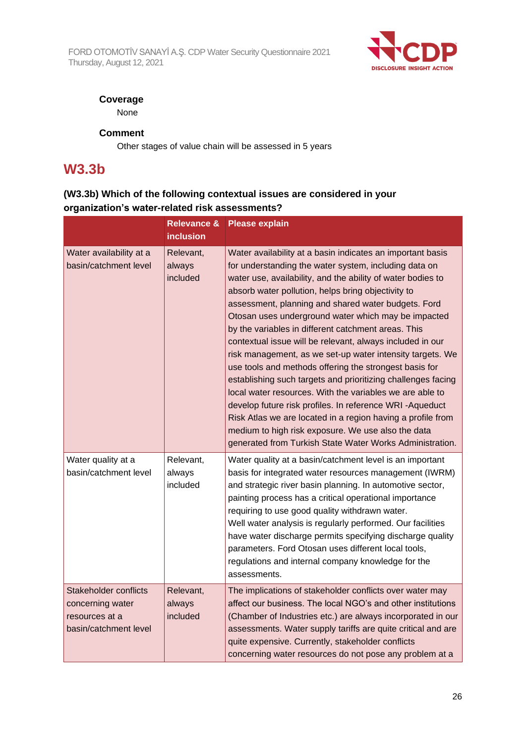### Coverage

None

### Comment

Other stages of value chain will be assessed in 5 years

## W3.3b

### (W3.3b) Which of the following contextual issues are considered in your organization's water-related risk assessments?

| | Relevance & inclusion | Please explain |
|---|---|---|
| Water availability at a basin/catchment level | Relevant, always included | Water availability at a basin indicates an important basis for understanding the water system, including data on water use, availability, and the ability of water bodies to absorb water pollution, helps bring objectivity to assessment, planning and shared water budgets. Ford Otosan uses underground water which may be impacted by the variables in different catchment areas. This contextual issue will be relevant, always included in our risk management, as we set-up water intensity targets. We use tools and methods offering the strongest basis for establishing such targets and prioritizing challenges facing local water resources. With the variables we are able to develop future risk profiles. In reference WRI -Aqueduct Risk Atlas we are located in a region having a profile from medium to high risk exposure. We use also the data generated from Turkish State Water Works Administration. |
| Water quality at a basin/catchment level | Relevant, always included | Water quality at a basin/catchment level is an important basis for integrated water resources management (IWRM) and strategic river basin planning. In automotive sector, painting process has a critical operational importance requiring to use good quality withdrawn water. Well water analysis is regularly performed. Our facilities have water discharge permits specifying discharge quality parameters. Ford Otosan uses different local tools, regulations and internal company knowledge for the assessments. |
| Stakeholder conflicts concerning water resources at a basin/catchment level | Relevant, always included | The implications of stakeholder conflicts over water may affect our business. The local NGO's and other institutions (Chamber of Industries etc.) are always incorporated in our assessments. Water supply tariffs are quite critical and are quite expensive. Currently, stakeholder conflicts concerning water resources do not pose any problem at a |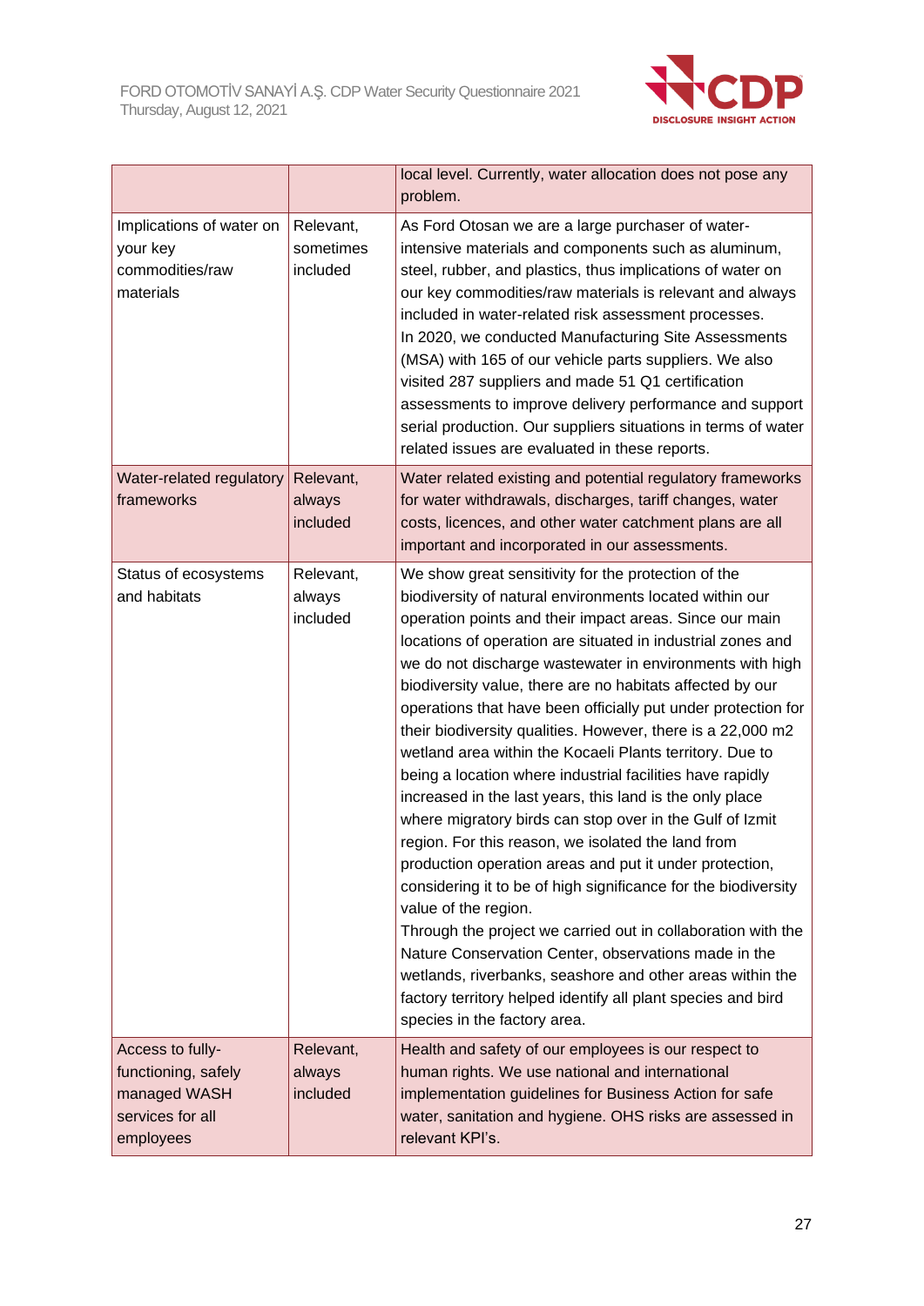| | | |
|---|---|---|
| | | local level. Currently, water allocation does not pose any problem. |
| Implications of water on your key commodities/raw materials | Relevant, sometimes included | As Ford Otosan we are a large purchaser of water-intensive materials and components such as aluminum, steel, rubber, and plastics, thus implications of water on our key commodities/raw materials is relevant and always included in water-related risk assessment processes.<br>In 2020, we conducted Manufacturing Site Assessments (MSA) with 165 of our vehicle parts suppliers. We also visited 287 suppliers and made 51 Q1 certification assessments to improve delivery performance and support serial production. Our suppliers situations in terms of water related issues are evaluated in these reports. |
| Water-related regulatory frameworks | Relevant, always included | Water related existing and potential regulatory frameworks for water withdrawals, discharges, tariff changes, water costs, licences, and other water catchment plans are all important and incorporated in our assessments. |
| Status of ecosystems and habitats | Relevant, always included | We show great sensitivity for the protection of the biodiversity of natural environments located within our operation points and their impact areas. Since our main locations of operation are situated in industrial zones and we do not discharge wastewater in environments with high biodiversity value, there are no habitats affected by our operations that have been officially put under protection for their biodiversity qualities. However, there is a 22,000 m2 wetland area within the Kocaeli Plants territory. Due to being a location where industrial facilities have rapidly increased in the last years, this land is the only place where migratory birds can stop over in the Gulf of Izmit region. For this reason, we isolated the land from production operation areas and put it under protection, considering it to be of high significance for the biodiversity value of the region.<br>Through the project we carried out in collaboration with the Nature Conservation Center, observations made in the wetlands, riverbanks, seashore and other areas within the factory territory helped identify all plant species and bird species in the factory area. |
| Access to fully-functioning, safely managed WASH services for all employees | Relevant, always included | Health and safety of our employees is our respect to human rights. We use national and international implementation guidelines for Business Action for safe water, sanitation and hygiene. OHS risks are assessed in relevant KPI's. |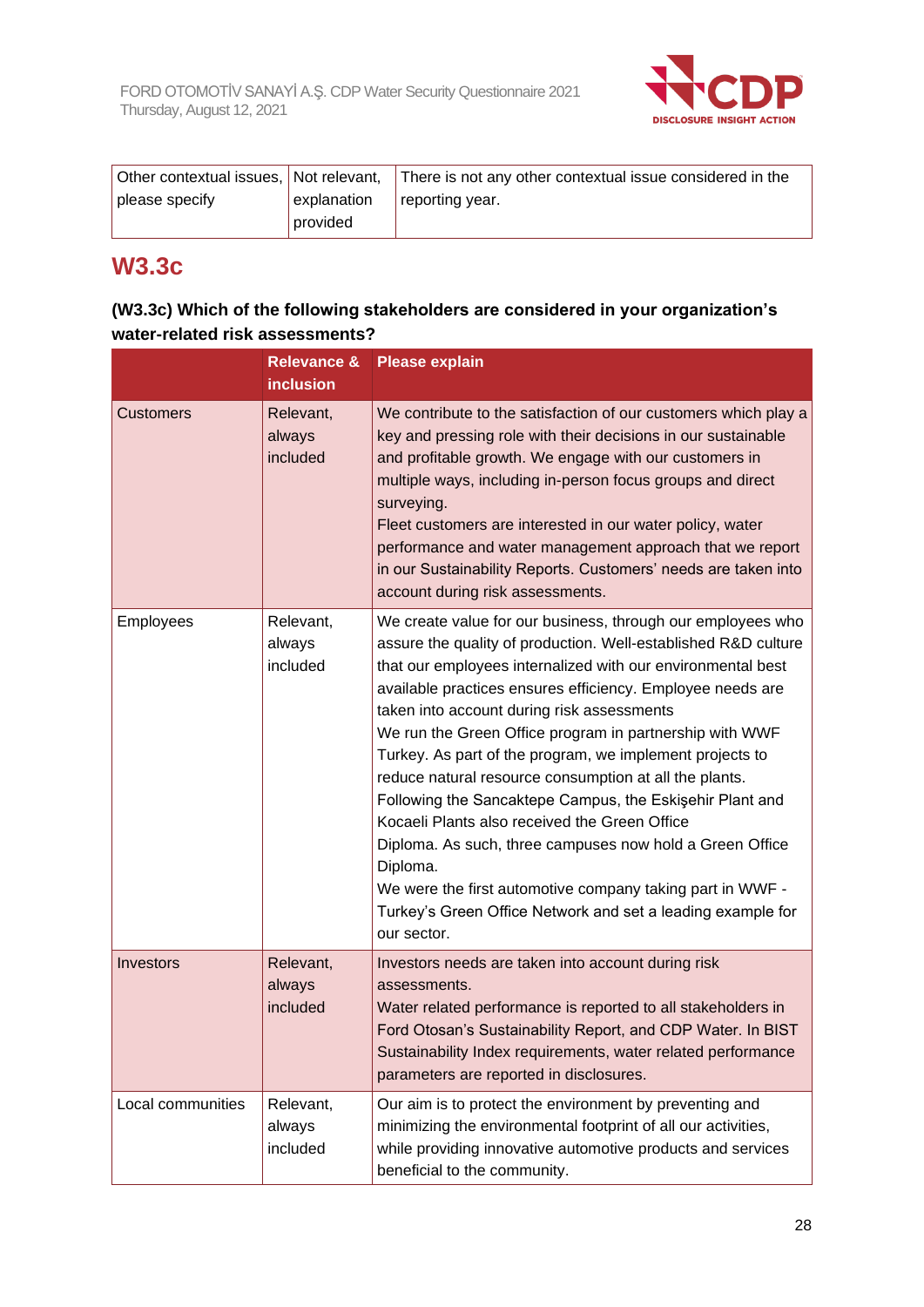| | | |
|---|---|---|
| Other contextual issues, please specify | Not relevant, explanation provided | There is not any other contextual issue considered in the reporting year. |

## W3.3c

**(W3.3c) Which of the following stakeholders are considered in your organization's water-related risk assessments?**

| | Relevance & inclusion | Please explain |
|---|---|---|
| Customers | Relevant, always included | We contribute to the satisfaction of our customers which play a key and pressing role with their decisions in our sustainable and profitable growth. We engage with our customers in multiple ways, including in-person focus groups and direct surveying.<br>Fleet customers are interested in our water policy, water performance and water management approach that we report in our Sustainability Reports. Customers' needs are taken into account during risk assessments. |
| Employees | Relevant, always included | We create value for our business, through our employees who assure the quality of production. Well-established R&D culture that our employees internalized with our environmental best available practices ensures efficiency. Employee needs are taken into account during risk assessments<br>We run the Green Office program in partnership with WWF Turkey. As part of the program, we implement projects to reduce natural resource consumption at all the plants. Following the Sancaktepe Campus, the Eskişehir Plant and Kocaeli Plants also received the Green Office Diploma. As such, three campuses now hold a Green Office Diploma.<br>We were the first automotive company taking part in WWF - Turkey's Green Office Network and set a leading example for our sector. |
| Investors | Relevant, always included | Investors needs are taken into account during risk assessments.<br>Water related performance is reported to all stakeholders in Ford Otosan's Sustainability Report, and CDP Water. In BIST Sustainability Index requirements, water related performance parameters are reported in disclosures. |
| Local communities | Relevant, always included | Our aim is to protect the environment by preventing and minimizing the environmental footprint of all our activities, while providing innovative automotive products and services beneficial to the community. |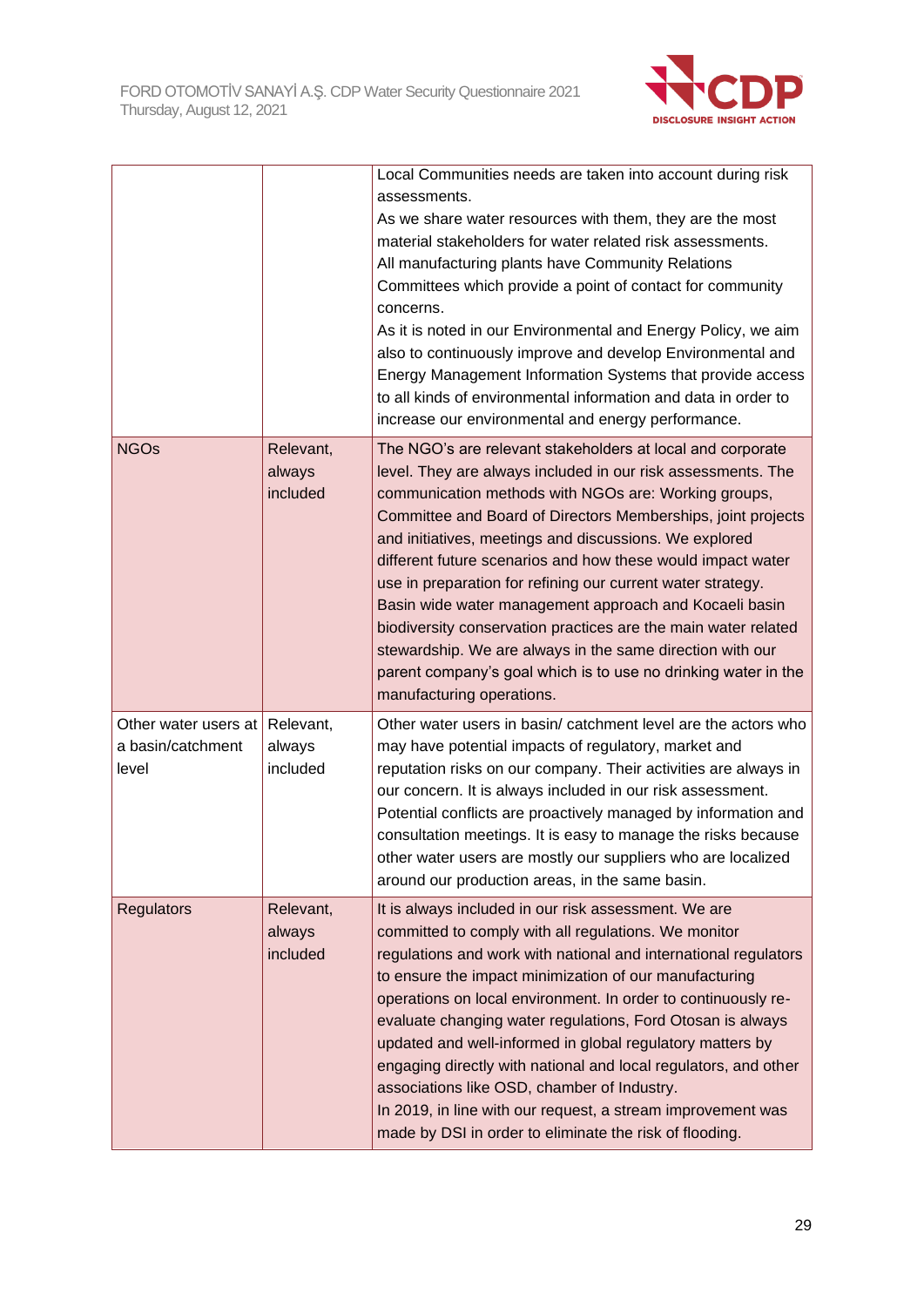| | | |
|---|---|---|
| | | Local Communities needs are taken into account during risk assessments.<br>As we share water resources with them, they are the most material stakeholders for water related risk assessments.<br>All manufacturing plants have Community Relations Committees which provide a point of contact for community concerns.<br>As it is noted in our Environmental and Energy Policy, we aim also to continuously improve and develop Environmental and Energy Management Information Systems that provide access to all kinds of environmental information and data in order to increase our environmental and energy performance. |
| NGOs | Relevant, always included | The NGO's are relevant stakeholders at local and corporate level. They are always included in our risk assessments. The communication methods with NGOs are: Working groups, Committee and Board of Directors Memberships, joint projects and initiatives, meetings and discussions. We explored different future scenarios and how these would impact water use in preparation for refining our current water strategy. Basin wide water management approach and Kocaeli basin biodiversity conservation practices are the main water related stewardship. We are always in the same direction with our parent company's goal which is to use no drinking water in the manufacturing operations. |
| Other water users at a basin/catchment level | Relevant, always included | Other water users in basin/ catchment level are the actors who may have potential impacts of regulatory, market and reputation risks on our company. Their activities are always in our concern. It is always included in our risk assessment. Potential conflicts are proactively managed by information and consultation meetings. It is easy to manage the risks because other water users are mostly our suppliers who are localized around our production areas, in the same basin. |
| Regulators | Relevant, always included | It is always included in our risk assessment. We are committed to comply with all regulations. We monitor regulations and work with national and international regulators to ensure the impact minimization of our manufacturing operations on local environment. In order to continuously re-evaluate changing water regulations, Ford Otosan is always updated and well-informed in global regulatory matters by engaging directly with national and local regulators, and other associations like OSD, chamber of Industry.<br>In 2019, in line with our request, a stream improvement was made by DSI in order to eliminate the risk of flooding. |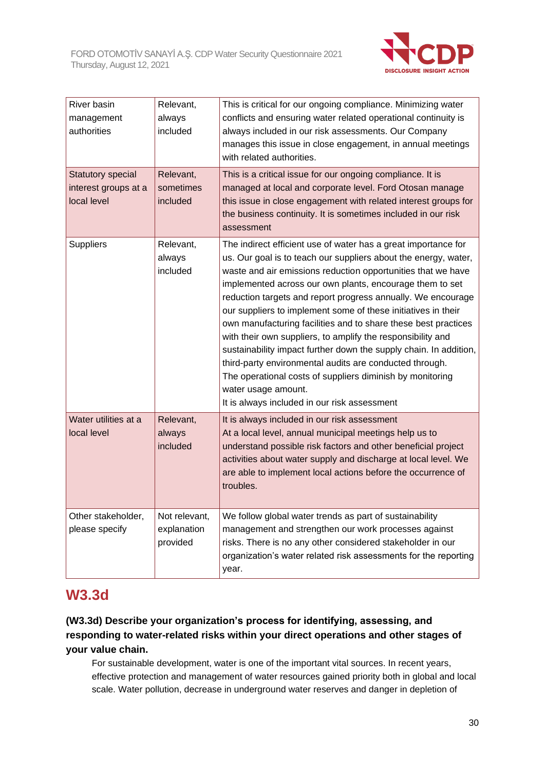| River basin management authorities | Relevant, always included | This is critical for our ongoing compliance. Minimizing water conflicts and ensuring water related operational continuity is always included in our risk assessments. Our Company manages this issue in close engagement, in annual meetings with related authorities. |
|---|---|---|
| Statutory special interest groups at a local level | Relevant, sometimes included | This is a critical issue for our ongoing compliance. It is managed at local and corporate level. Ford Otosan manage this issue in close engagement with related interest groups for the business continuity. It is sometimes included in our risk assessment |
| Suppliers | Relevant, always included | The indirect efficient use of water has a great importance for us. Our goal is to teach our suppliers about the energy, water, waste and air emissions reduction opportunities that we have implemented across our own plants, encourage them to set reduction targets and report progress annually. We encourage our suppliers to implement some of these initiatives in their own manufacturing facilities and to share these best practices with their own suppliers, to amplify the responsibility and sustainability impact further down the supply chain. In addition, third-party environmental audits are conducted through. The operational costs of suppliers diminish by monitoring water usage amount.<br>It is always included in our risk assessment |
| Water utilities at a local level | Relevant, always included | It is always included in our risk assessment<br>At a local level, annual municipal meetings help us to understand possible risk factors and other beneficial project activities about water supply and discharge at local level. We are able to implement local actions before the occurrence of troubles. |
| Other stakeholder, please specify | Not relevant, explanation provided | We follow global water trends as part of sustainability management and strengthen our work processes against risks. There is no any other considered stakeholder in our organization's water related risk assessments for the reporting year. |

## W3.3d

**(W3.3d) Describe your organization's process for identifying, assessing, and responding to water-related risks within your direct operations and other stages of your value chain.**

For sustainable development, water is one of the important vital sources. In recent years, effective protection and management of water resources gained priority both in global and local scale. Water pollution, decrease in underground water reserves and danger in depletion of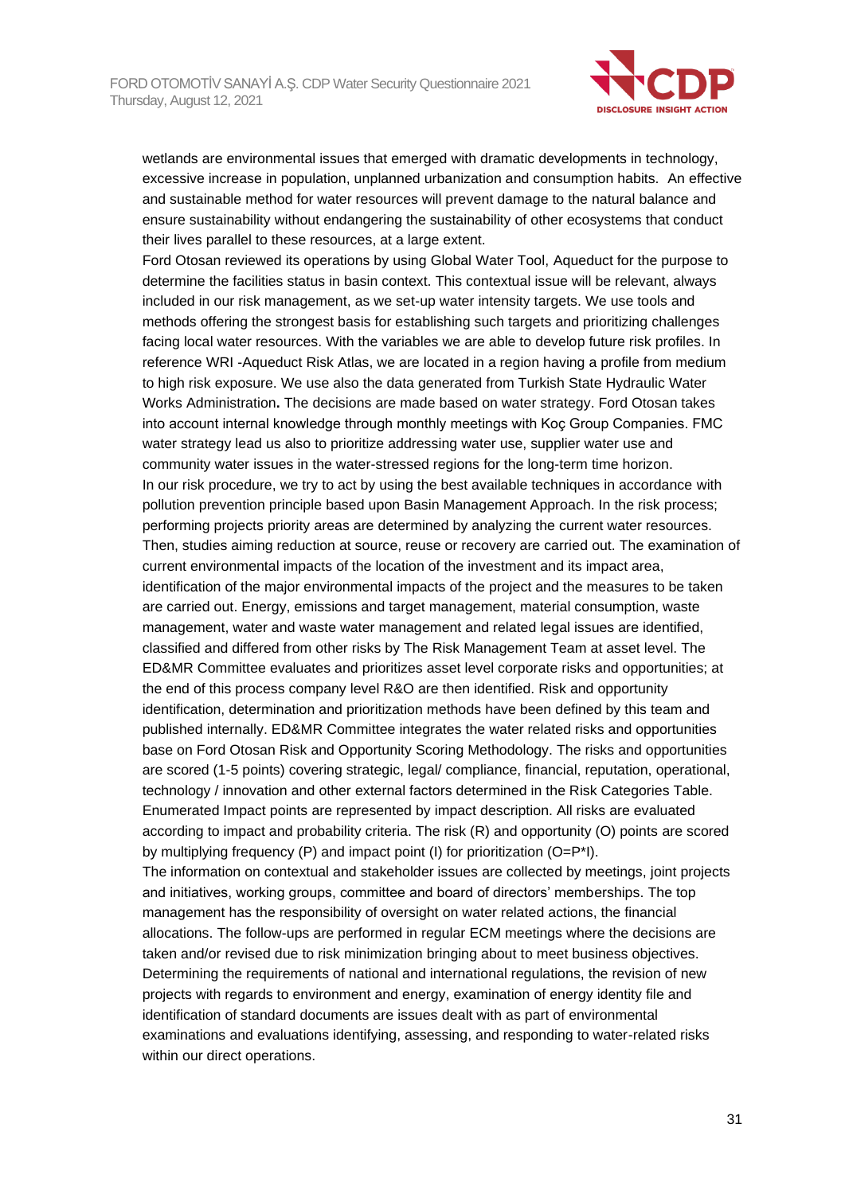wetlands are environmental issues that emerged with dramatic developments in technology, excessive increase in population, unplanned urbanization and consumption habits. An effective and sustainable method for water resources will prevent damage to the natural balance and ensure sustainability without endangering the sustainability of other ecosystems that conduct their lives parallel to these resources, at a large extent.

Ford Otosan reviewed its operations by using Global Water Tool, Aqueduct for the purpose to determine the facilities status in basin context. This contextual issue will be relevant, always included in our risk management, as we set-up water intensity targets. We use tools and methods offering the strongest basis for establishing such targets and prioritizing challenges facing local water resources. With the variables we are able to develop future risk profiles. In reference WRI -Aqueduct Risk Atlas, we are located in a region having a profile from medium to high risk exposure. We use also the data generated from Turkish State Hydraulic Water Works Administration**.** The decisions are made based on water strategy. Ford Otosan takes into account internal knowledge through monthly meetings with Koç Group Companies. FMC water strategy lead us also to prioritize addressing water use, supplier water use and community water issues in the water-stressed regions for the long-term time horizon.

In our risk procedure, we try to act by using the best available techniques in accordance with pollution prevention principle based upon Basin Management Approach. In the risk process; performing projects priority areas are determined by analyzing the current water resources. Then, studies aiming reduction at source, reuse or recovery are carried out. The examination of current environmental impacts of the location of the investment and its impact area, identification of the major environmental impacts of the project and the measures to be taken are carried out. Energy, emissions and target management, material consumption, waste management, water and waste water management and related legal issues are identified, classified and differed from other risks by The Risk Management Team at asset level. The ED&MR Committee evaluates and prioritizes asset level corporate risks and opportunities; at the end of this process company level R&O are then identified. Risk and opportunity identification, determination and prioritization methods have been defined by this team and published internally. ED&MR Committee integrates the water related risks and opportunities base on Ford Otosan Risk and Opportunity Scoring Methodology. The risks and opportunities are scored (1-5 points) covering strategic, legal/ compliance, financial, reputation, operational, technology / innovation and other external factors determined in the Risk Categories Table. Enumerated Impact points are represented by impact description. All risks are evaluated according to impact and probability criteria. The risk (R) and opportunity (O) points are scored by multiplying frequency (P) and impact point (I) for prioritization (O=P*I).

The information on contextual and stakeholder issues are collected by meetings, joint projects and initiatives, working groups, committee and board of directors' memberships. The top management has the responsibility of oversight on water related actions, the financial allocations. The follow-ups are performed in regular ECM meetings where the decisions are taken and/or revised due to risk minimization bringing about to meet business objectives. Determining the requirements of national and international regulations, the revision of new projects with regards to environment and energy, examination of energy identity file and identification of standard documents are issues dealt with as part of environmental examinations and evaluations identifying, assessing, and responding to water-related risks within our direct operations.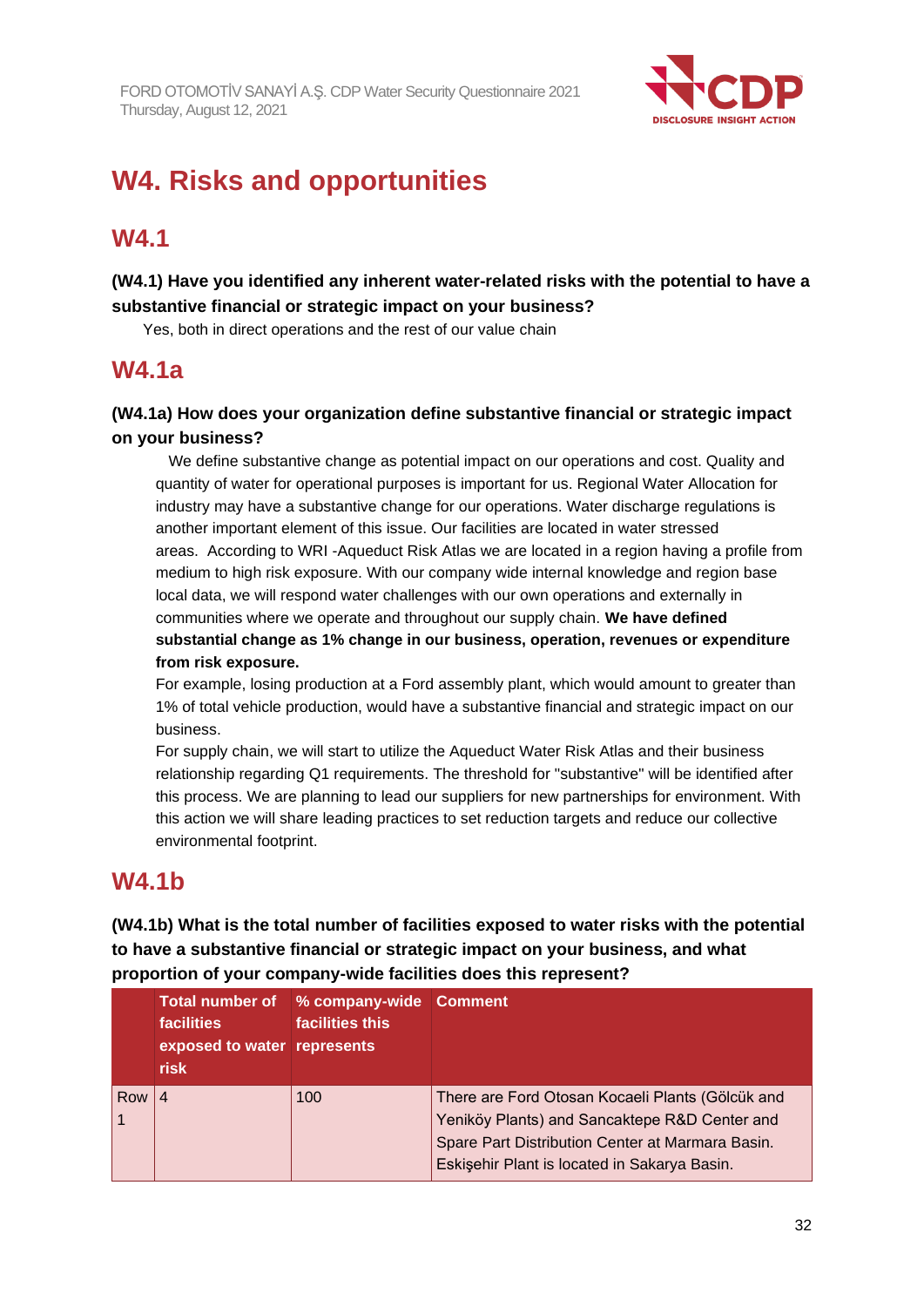# W4. Risks and opportunities

## W4.1

### (W4.1) Have you identified any inherent water-related risks with the potential to have a substantive financial or strategic impact on your business?

Yes, both in direct operations and the rest of our value chain

## W4.1a

### (W4.1a) How does your organization define substantive financial or strategic impact on your business?

We define substantive change as potential impact on our operations and cost. Quality and quantity of water for operational purposes is important for us. Regional Water Allocation for industry may have a substantive change for our operations. Water discharge regulations is another important element of this issue. Our facilities are located in water stressed areas. According to WRI -Aqueduct Risk Atlas we are located in a region having a profile from medium to high risk exposure. With our company wide internal knowledge and region base local data, we will respond water challenges with our own operations and externally in communities where we operate and throughout our supply chain. **We have defined substantial change as 1% change in our business, operation, revenues or expenditure from risk exposure.**

For example, losing production at a Ford assembly plant, which would amount to greater than 1% of total vehicle production, would have a substantive financial and strategic impact on our business.

For supply chain, we will start to utilize the Aqueduct Water Risk Atlas and their business relationship regarding Q1 requirements. The threshold for "substantive" will be identified after this process. We are planning to lead our suppliers for new partnerships for environment. With this action we will share leading practices to set reduction targets and reduce our collective environmental footprint.

## W4.1b

### (W4.1b) What is the total number of facilities exposed to water risks with the potential to have a substantive financial or strategic impact on your business, and what proportion of your company-wide facilities does this represent?

| | Total number of facilities exposed to water risk | % company-wide facilities this represents | Comment |
|---|---|---|---|
| Row 1 | 4 | 100 | There are Ford Otosan Kocaeli Plants (Gölcük and Yeniköy Plants) and Sancaktepe R&D Center and Spare Part Distribution Center at Marmara Basin. Eskişehir Plant is located in Sakarya Basin. |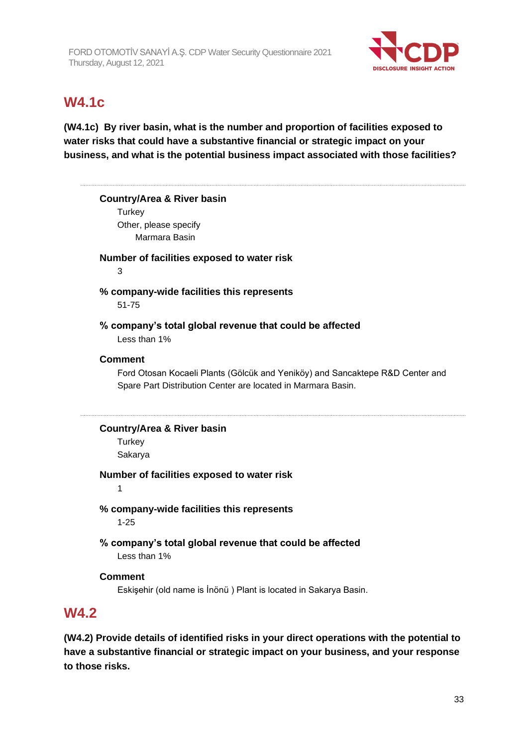## W4.1c

**(W4.1c) By river basin, what is the number and proportion of facilities exposed to water risks that could have a substantive financial or strategic impact on your business, and what is the potential business impact associated with those facilities?**

---

**Country/Area & River basin**

Turkey

Other, please specify

Marmara Basin

**Number of facilities exposed to water risk**

3

**% company-wide facilities this represents**

51-75

**% company's total global revenue that could be affected**

Less than 1%

**Comment**

Ford Otosan Kocaeli Plants (Gölcük and Yeniköy) and Sancaktepe R&D Center and Spare Part Distribution Center are located in Marmara Basin.

---

**Country/Area & River basin**

Turkey

Sakarya

**Number of facilities exposed to water risk**

1

**% company-wide facilities this represents**

1-25

**% company's total global revenue that could be affected**

Less than 1%

**Comment**

Eskişehir (old name is İnönü ) Plant is located in Sakarya Basin.

## W4.2

**(W4.2) Provide details of identified risks in your direct operations with the potential to have a substantive financial or strategic impact on your business, and your response to those risks.**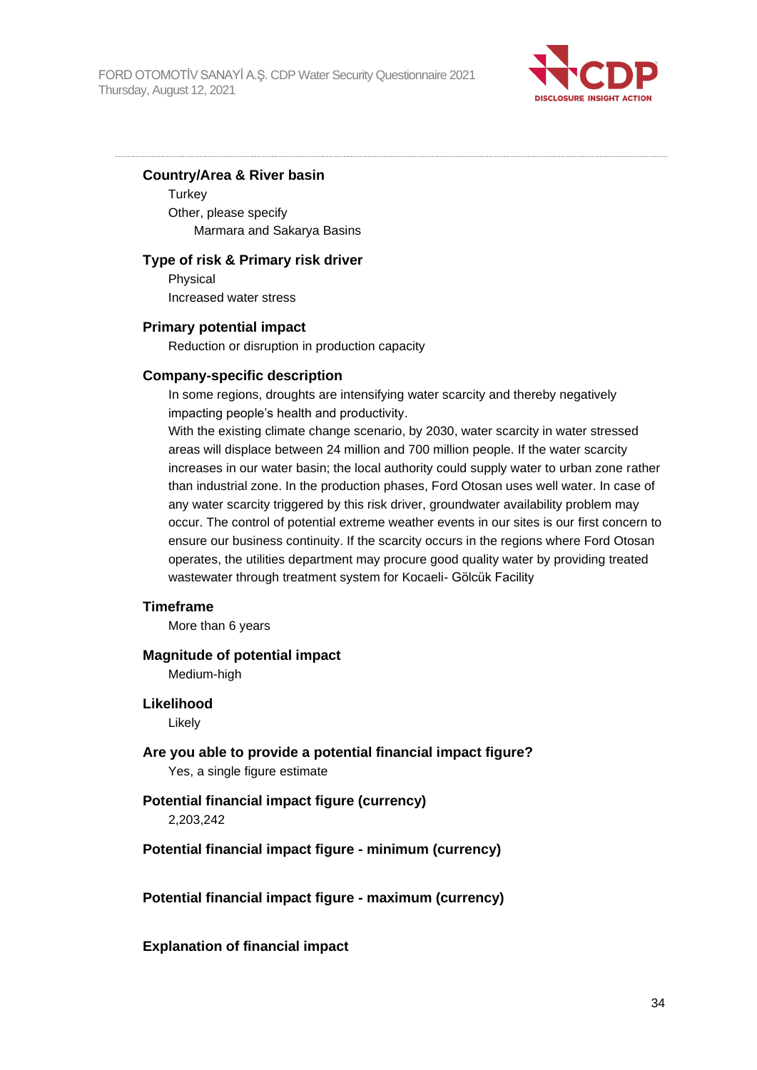**Country/Area & River basin**

Turkey

Other, please specify

Marmara and Sakarya Basins

**Type of risk & Primary risk driver**

Physical

Increased water stress

**Primary potential impact**

Reduction or disruption in production capacity

**Company-specific description**

In some regions, droughts are intensifying water scarcity and thereby negatively impacting people's health and productivity.

With the existing climate change scenario, by 2030, water scarcity in water stressed areas will displace between 24 million and 700 million people. If the water scarcity increases in our water basin; the local authority could supply water to urban zone rather than industrial zone. In the production phases, Ford Otosan uses well water. In case of any water scarcity triggered by this risk driver, groundwater availability problem may occur. The control of potential extreme weather events in our sites is our first concern to ensure our business continuity. If the scarcity occurs in the regions where Ford Otosan operates, the utilities department may procure good quality water by providing treated wastewater through treatment system for Kocaeli- Gölcük Facility

**Timeframe**

More than 6 years

**Magnitude of potential impact**

Medium-high

**Likelihood**

Likely

**Are you able to provide a potential financial impact figure?**

Yes, a single figure estimate

**Potential financial impact figure (currency)**

2,203,242

**Potential financial impact figure - minimum (currency)**

**Potential financial impact figure - maximum (currency)**

**Explanation of financial impact**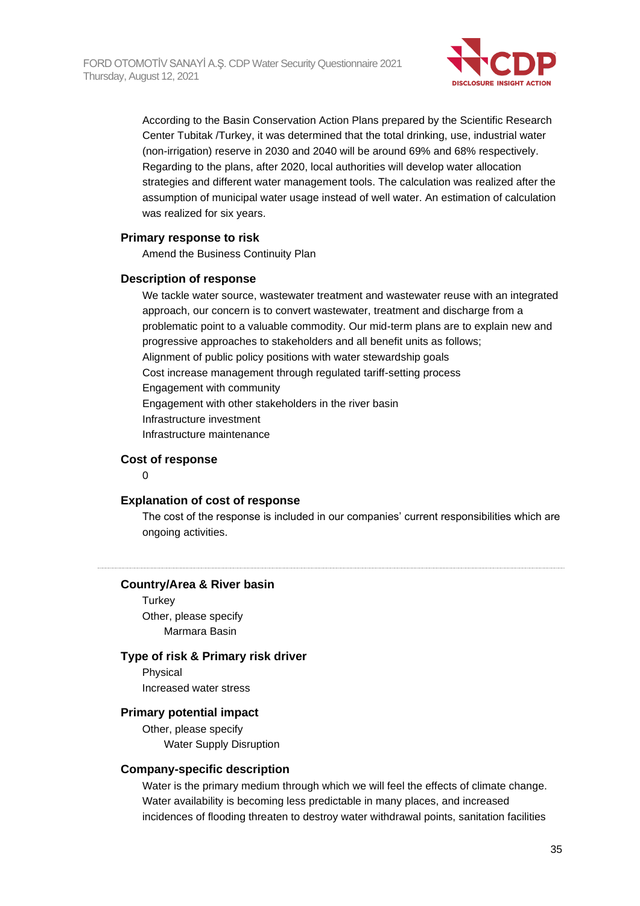According to the Basin Conservation Action Plans prepared by the Scientific Research Center Tubitak /Turkey, it was determined that the total drinking, use, industrial water (non-irrigation) reserve in 2030 and 2040 will be around 69% and 68% respectively. Regarding to the plans, after 2020, local authorities will develop water allocation strategies and different water management tools. The calculation was realized after the assumption of municipal water usage instead of well water. An estimation of calculation was realized for six years.

### Primary response to risk

Amend the Business Continuity Plan

### Description of response

We tackle water source, wastewater treatment and wastewater reuse with an integrated approach, our concern is to convert wastewater, treatment and discharge from a problematic point to a valuable commodity. Our mid-term plans are to explain new and progressive approaches to stakeholders and all benefit units as follows;
Alignment of public policy positions with water stewardship goals
Cost increase management through regulated tariff-setting process
Engagement with community
Engagement with other stakeholders in the river basin
Infrastructure investment
Infrastructure maintenance

### Cost of response

0

### Explanation of cost of response

The cost of the response is included in our companies' current responsibilities which are ongoing activities.

---

### Country/Area & River basin

Turkey
Other, please specify
Marmara Basin

### Type of risk & Primary risk driver

Physical
Increased water stress

### Primary potential impact

Other, please specify
Water Supply Disruption

### Company-specific description

Water is the primary medium through which we will feel the effects of climate change. Water availability is becoming less predictable in many places, and increased incidences of flooding threaten to destroy water withdrawal points, sanitation facilities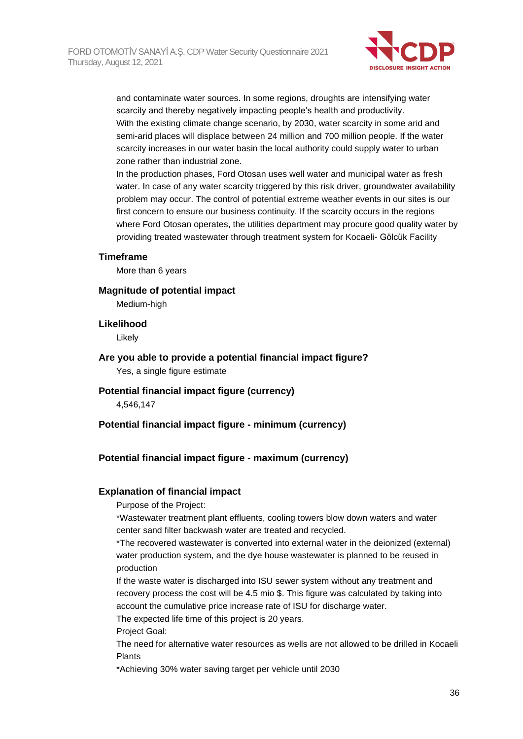and contaminate water sources. In some regions, droughts are intensifying water scarcity and thereby negatively impacting people's health and productivity.
With the existing climate change scenario, by 2030, water scarcity in some arid and semi-arid places will displace between 24 million and 700 million people. If the water scarcity increases in our water basin the local authority could supply water to urban zone rather than industrial zone.
In the production phases, Ford Otosan uses well water and municipal water as fresh water. In case of any water scarcity triggered by this risk driver, groundwater availability problem may occur. The control of potential extreme weather events in our sites is our first concern to ensure our business continuity. If the scarcity occurs in the regions where Ford Otosan operates, the utilities department may procure good quality water by providing treated wastewater through treatment system for Kocaeli- Gölcük Facility

#### Timeframe

More than 6 years

#### Magnitude of potential impact

Medium-high

#### Likelihood

Likely

#### Are you able to provide a potential financial impact figure?

Yes, a single figure estimate

#### Potential financial impact figure (currency)

4,546,147

#### Potential financial impact figure - minimum (currency)

#### Potential financial impact figure - maximum (currency)

#### Explanation of financial impact

Purpose of the Project:
*Wastewater treatment plant effluents, cooling towers blow down waters and water center sand filter backwash water are treated and recycled.
*The recovered wastewater is converted into external water in the deionized (external) water production system, and the dye house wastewater is planned to be reused in production
If the waste water is discharged into ISU sewer system without any treatment and recovery process the cost will be 4.5 mio $. This figure was calculated by taking into account the cumulative price increase rate of ISU for discharge water.
The expected life time of this project is 20 years.
Project Goal:
The need for alternative water resources as wells are not allowed to be drilled in Kocaeli Plants
*Achieving 30% water saving target per vehicle until 2030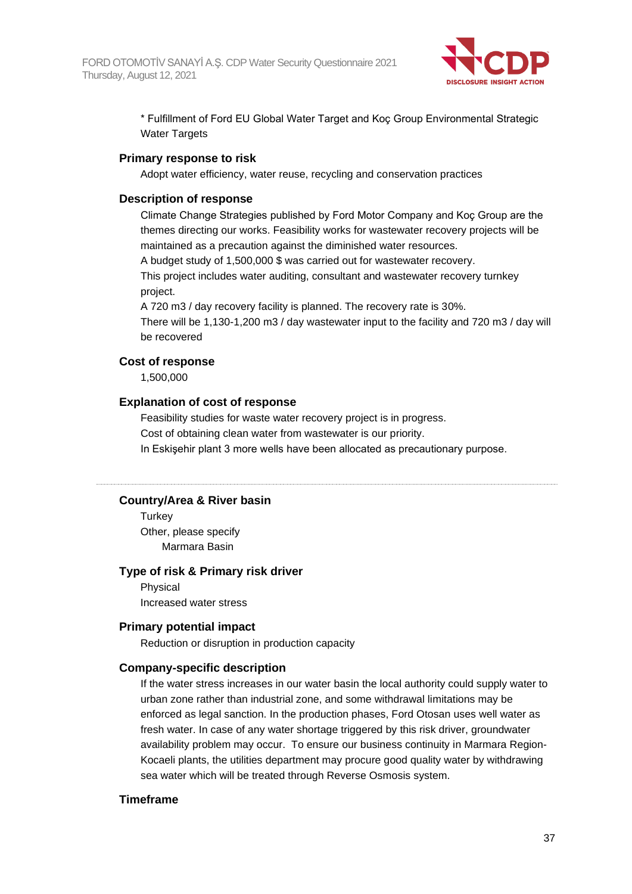* Fulfillment of Ford EU Global Water Target and Koç Group Environmental Strategic Water Targets

**Primary response to risk**

Adopt water efficiency, water reuse, recycling and conservation practices

**Description of response**

Climate Change Strategies published by Ford Motor Company and Koç Group are the themes directing our works. Feasibility works for wastewater recovery projects will be maintained as a precaution against the diminished water resources.
A budget study of 1,500,000 $ was carried out for wastewater recovery.
This project includes water auditing, consultant and wastewater recovery turnkey project.
A 720 m3 / day recovery facility is planned. The recovery rate is 30%.
There will be 1,130-1,200 m3 / day wastewater input to the facility and 720 m3 / day will be recovered

**Cost of response**

1,500,000

**Explanation of cost of response**

Feasibility studies for waste water recovery project is in progress.
Cost of obtaining clean water from wastewater is our priority.
In Eskişehir plant 3 more wells have been allocated as precautionary purpose.

---

**Country/Area & River basin**

Turkey
Other, please specify
Marmara Basin

**Type of risk & Primary risk driver**

Physical
Increased water stress

**Primary potential impact**

Reduction or disruption in production capacity

**Company-specific description**

If the water stress increases in our water basin the local authority could supply water to urban zone rather than industrial zone, and some withdrawal limitations may be enforced as legal sanction. In the production phases, Ford Otosan uses well water as fresh water. In case of any water shortage triggered by this risk driver, groundwater availability problem may occur. To ensure our business continuity in Marmara Region-Kocaeli plants, the utilities department may procure good quality water by withdrawing sea water which will be treated through Reverse Osmosis system.

**Timeframe**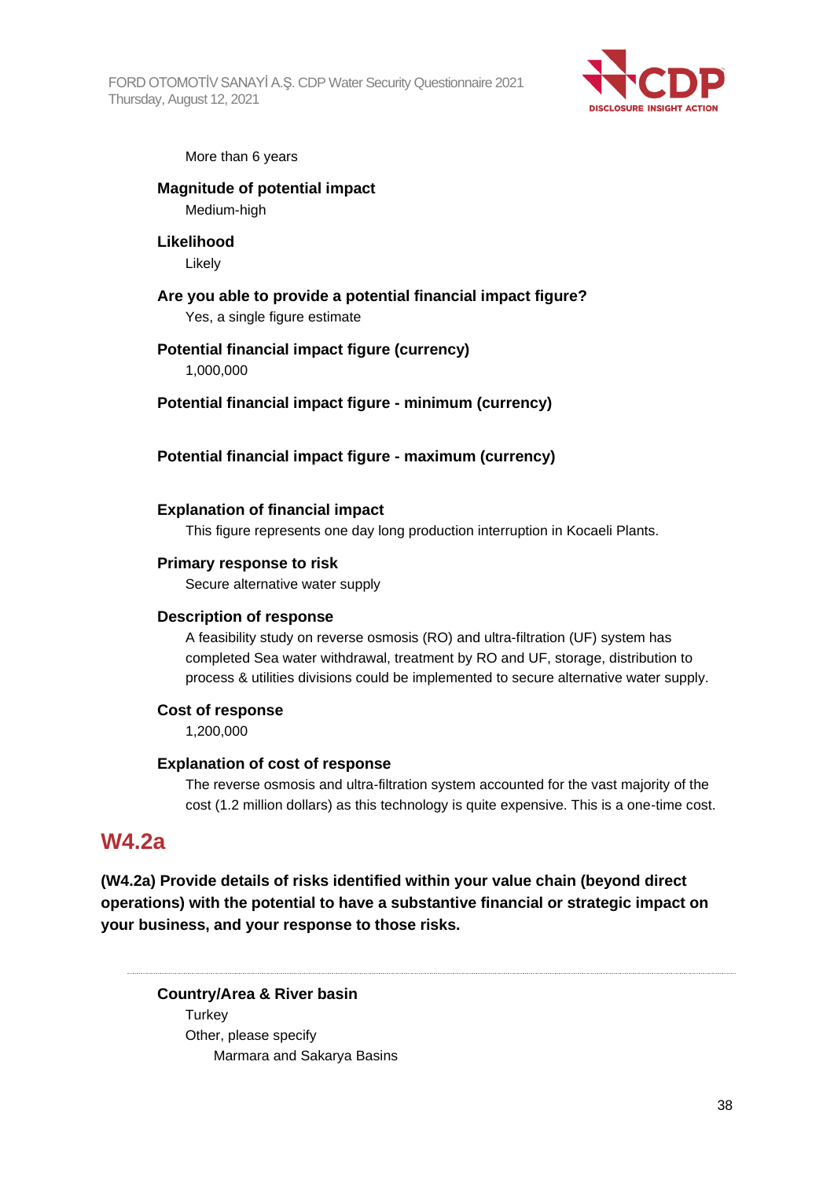More than 6 years

**Magnitude of potential impact**

Medium-high

**Likelihood**

Likely

**Are you able to provide a potential financial impact figure?**

Yes, a single figure estimate

**Potential financial impact figure (currency)**

1,000,000

**Potential financial impact figure - minimum (currency)**

**Potential financial impact figure - maximum (currency)**

**Explanation of financial impact**

This figure represents one day long production interruption in Kocaeli Plants.

**Primary response to risk**

Secure alternative water supply

**Description of response**

A feasibility study on reverse osmosis (RO) and ultra-filtration (UF) system has completed Sea water withdrawal, treatment by RO and UF, storage, distribution to process & utilities divisions could be implemented to secure alternative water supply.

**Cost of response**

1,200,000

**Explanation of cost of response**

The reverse osmosis and ultra-filtration system accounted for the vast majority of the cost (1.2 million dollars) as this technology is quite expensive. This is a one-time cost.

## W4.2a

**(W4.2a) Provide details of risks identified within your value chain (beyond direct operations) with the potential to have a substantive financial or strategic impact on your business, and your response to those risks.**

---

**Country/Area & River basin**

Turkey

Other, please specify

Marmara and Sakarya Basins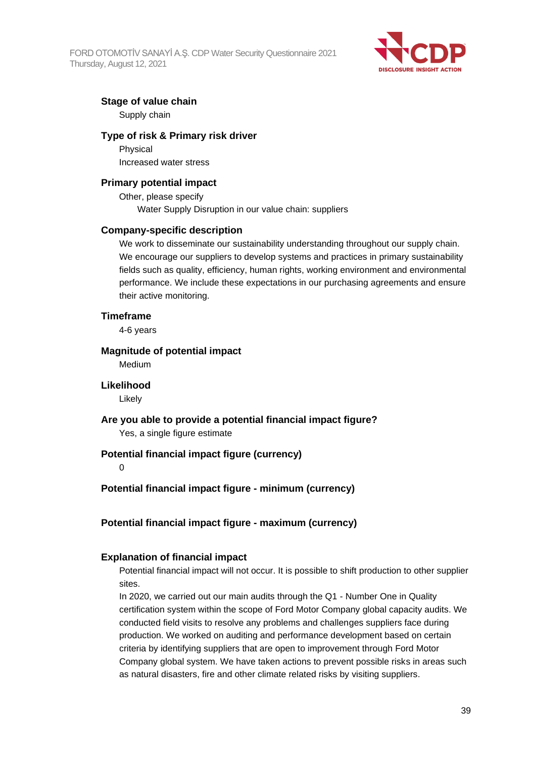### Stage of value chain

Supply chain

### Type of risk & Primary risk driver

Physical

Increased water stress

### Primary potential impact

Other, please specify

Water Supply Disruption in our value chain: suppliers

### Company-specific description

We work to disseminate our sustainability understanding throughout our supply chain. We encourage our suppliers to develop systems and practices in primary sustainability fields such as quality, efficiency, human rights, working environment and environmental performance. We include these expectations in our purchasing agreements and ensure their active monitoring.

### Timeframe

4-6 years

### Magnitude of potential impact

Medium

### Likelihood

Likely

### Are you able to provide a potential financial impact figure?

Yes, a single figure estimate

### Potential financial impact figure (currency)

0

### Potential financial impact figure - minimum (currency)

### Potential financial impact figure - maximum (currency)

### Explanation of financial impact

Potential financial impact will not occur. It is possible to shift production to other supplier sites.

In 2020, we carried out our main audits through the Q1 - Number One in Quality certification system within the scope of Ford Motor Company global capacity audits. We conducted field visits to resolve any problems and challenges suppliers face during production. We worked on auditing and performance development based on certain criteria by identifying suppliers that are open to improvement through Ford Motor Company global system. We have taken actions to prevent possible risks in areas such as natural disasters, fire and other climate related risks by visiting suppliers.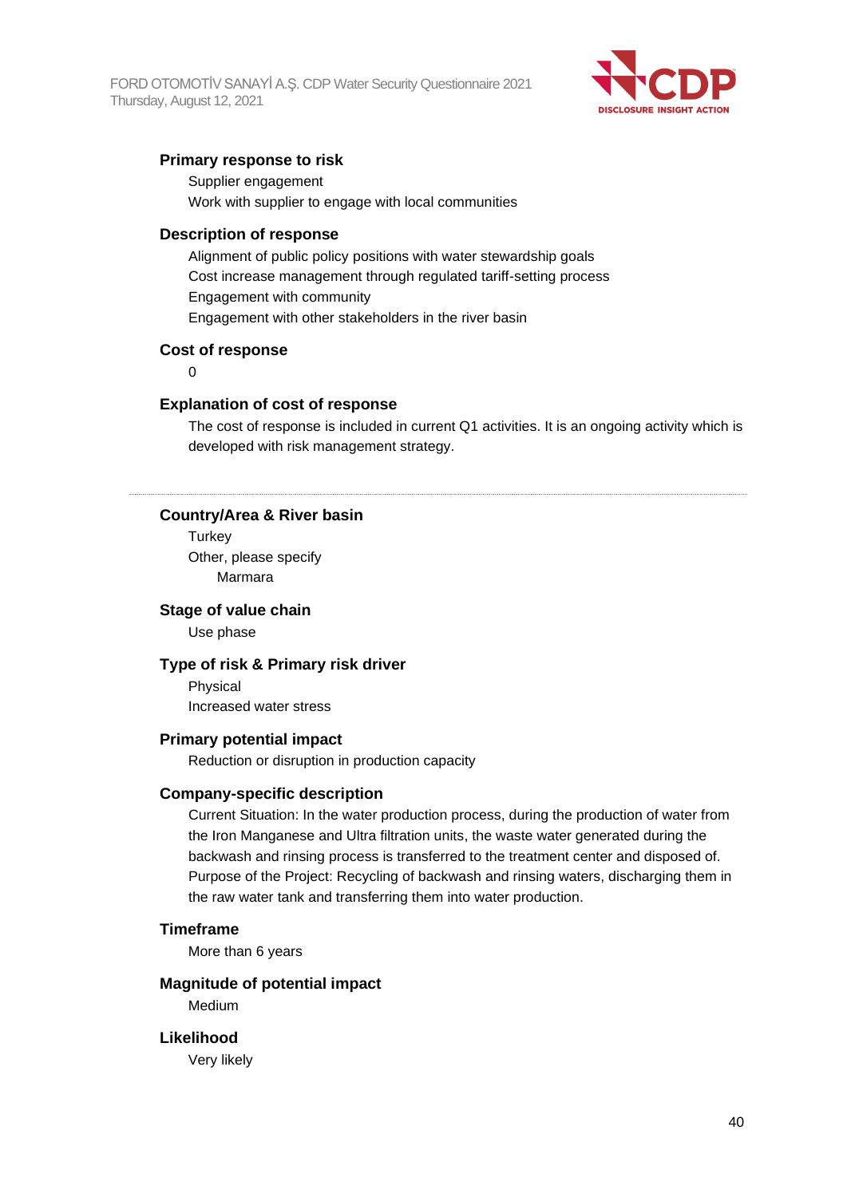### Primary response to risk

Supplier engagement
Work with supplier to engage with local communities

### Description of response

Alignment of public policy positions with water stewardship goals
Cost increase management through regulated tariff-setting process
Engagement with community
Engagement with other stakeholders in the river basin

### Cost of response

0

### Explanation of cost of response

The cost of response is included in current Q1 activities. It is an ongoing activity which is developed with risk management strategy.

---

### Country/Area & River basin

Turkey
Other, please specify
Marmara

### Stage of value chain

Use phase

### Type of risk & Primary risk driver

Physical
Increased water stress

### Primary potential impact

Reduction or disruption in production capacity

### Company-specific description

Current Situation: In the water production process, during the production of water from the Iron Manganese and Ultra filtration units, the waste water generated during the backwash and rinsing process is transferred to the treatment center and disposed of. Purpose of the Project: Recycling of backwash and rinsing waters, discharging them in the raw water tank and transferring them into water production.

### Timeframe

More than 6 years

### Magnitude of potential impact

Medium

### Likelihood

Very likely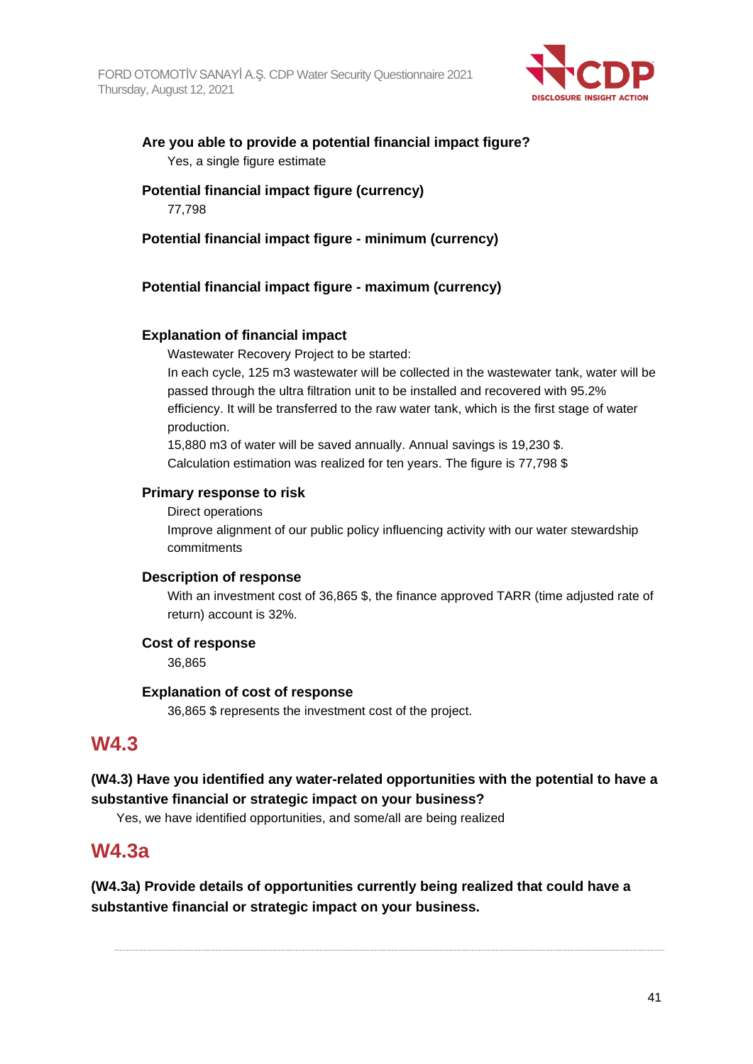**Are you able to provide a potential financial impact figure?**

Yes, a single figure estimate

**Potential financial impact figure (currency)**

77,798

**Potential financial impact figure - minimum (currency)**

**Potential financial impact figure - maximum (currency)**

**Explanation of financial impact**

Wastewater Recovery Project to be started:

In each cycle, 125 m3 wastewater will be collected in the wastewater tank, water will be passed through the ultra filtration unit to be installed and recovered with 95.2% efficiency. It will be transferred to the raw water tank, which is the first stage of water production.

15,880 m3 of water will be saved annually. Annual savings is 19,230 $.

Calculation estimation was realized for ten years. The figure is 77,798 $

**Primary response to risk**

Direct operations

Improve alignment of our public policy influencing activity with our water stewardship commitments

**Description of response**

With an investment cost of 36,865 $, the finance approved TARR (time adjusted rate of return) account is 32%.

**Cost of response**

36,865

**Explanation of cost of response**

36,865 $ represents the investment cost of the project.

## W4.3

**(W4.3) Have you identified any water-related opportunities with the potential to have a substantive financial or strategic impact on your business?**

Yes, we have identified opportunities, and some/all are being realized

## W4.3a

**(W4.3a) Provide details of opportunities currently being realized that could have a substantive financial or strategic impact on your business.**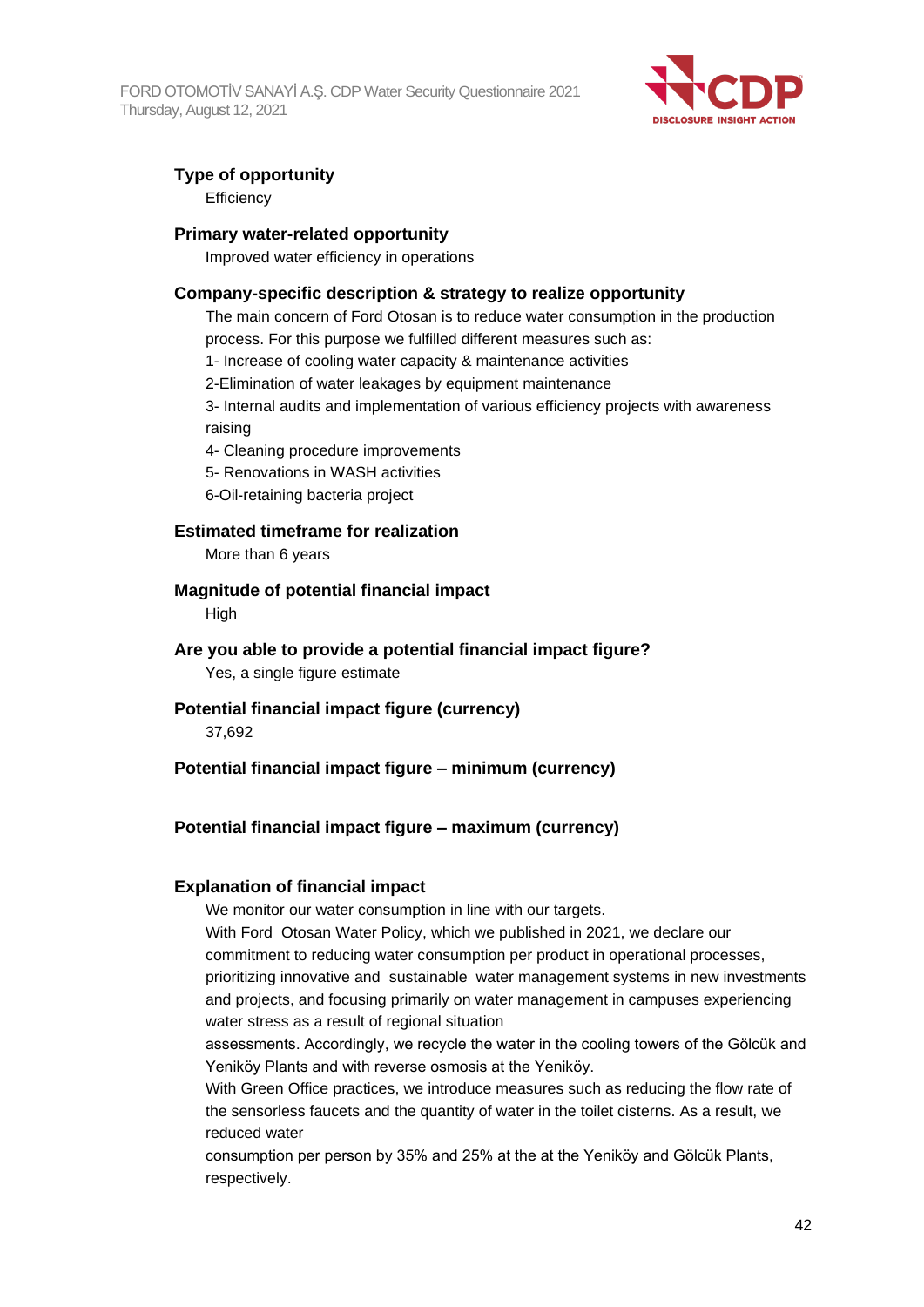### Type of opportunity

Efficiency

### Primary water-related opportunity

Improved water efficiency in operations

### Company-specific description & strategy to realize opportunity

The main concern of Ford Otosan is to reduce water consumption in the production process. For this purpose we fulfilled different measures such as:

1- Increase of cooling water capacity & maintenance activities

2-Elimination of water leakages by equipment maintenance

3- Internal audits and implementation of various efficiency projects with awareness raising

4- Cleaning procedure improvements

5- Renovations in WASH activities

6-Oil-retaining bacteria project

### Estimated timeframe for realization

More than 6 years

### Magnitude of potential financial impact

High

### Are you able to provide a potential financial impact figure?

Yes, a single figure estimate

### Potential financial impact figure (currency)

37,692

### Potential financial impact figure – minimum (currency)

### Potential financial impact figure – maximum (currency)

### Explanation of financial impact

We monitor our water consumption in line with our targets.

With Ford Otosan Water Policy, which we published in 2021, we declare our commitment to reducing water consumption per product in operational processes, prioritizing innovative and sustainable water management systems in new investments and projects, and focusing primarily on water management in campuses experiencing water stress as a result of regional situation

assessments. Accordingly, we recycle the water in the cooling towers of the Gölcük and Yeniköy Plants and with reverse osmosis at the Yeniköy.

With Green Office practices, we introduce measures such as reducing the flow rate of the sensorless faucets and the quantity of water in the toilet cisterns. As a result, we reduced water

consumption per person by 35% and 25% at the at the Yeniköy and Gölcük Plants, respectively.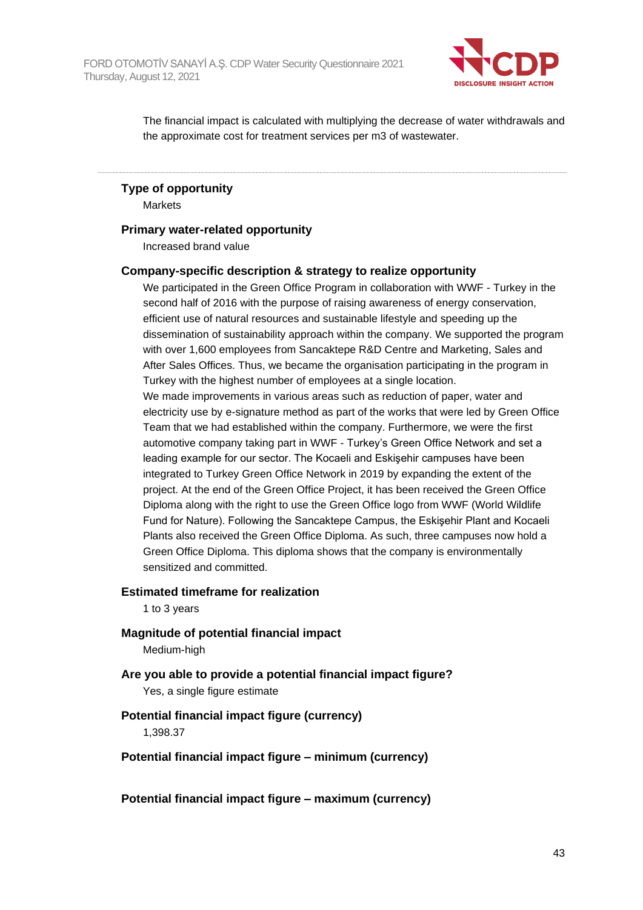The financial impact is calculated with multiplying the decrease of water withdrawals and the approximate cost for treatment services per m3 of wastewater.

---

**Type of opportunity**

Markets

**Primary water-related opportunity**

Increased brand value

**Company-specific description & strategy to realize opportunity**

We participated in the Green Office Program in collaboration with WWF - Turkey in the second half of 2016 with the purpose of raising awareness of energy conservation, efficient use of natural resources and sustainable lifestyle and speeding up the dissemination of sustainability approach within the company. We supported the program with over 1,600 employees from Sancaktepe R&D Centre and Marketing, Sales and After Sales Offices. Thus, we became the organisation participating in the program in Turkey with the highest number of employees at a single location.
We made improvements in various areas such as reduction of paper, water and electricity use by e-signature method as part of the works that were led by Green Office Team that we had established within the company. Furthermore, we were the first automotive company taking part in WWF - Turkey's Green Office Network and set a leading example for our sector. The Kocaeli and Eskişehir campuses have been integrated to Turkey Green Office Network in 2019 by expanding the extent of the project. At the end of the Green Office Project, it has been received the Green Office Diploma along with the right to use the Green Office logo from WWF (World Wildlife Fund for Nature). Following the Sancaktepe Campus, the Eskişehir Plant and Kocaeli Plants also received the Green Office Diploma. As such, three campuses now hold a Green Office Diploma. This diploma shows that the company is environmentally sensitized and committed.

**Estimated timeframe for realization**

1 to 3 years

**Magnitude of potential financial impact**

Medium-high

**Are you able to provide a potential financial impact figure?**

Yes, a single figure estimate

**Potential financial impact figure (currency)**

1,398.37

**Potential financial impact figure – minimum (currency)**

**Potential financial impact figure – maximum (currency)**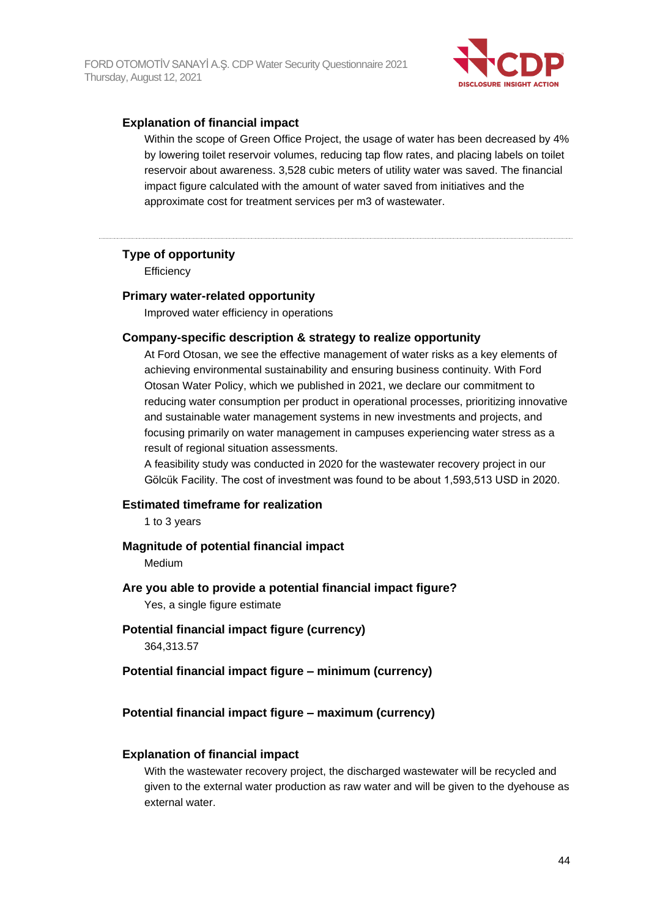#### Explanation of financial impact

Within the scope of Green Office Project, the usage of water has been decreased by 4% by lowering toilet reservoir volumes, reducing tap flow rates, and placing labels on toilet reservoir about awareness. 3,528 cubic meters of utility water was saved. The financial impact figure calculated with the amount of water saved from initiatives and the approximate cost for treatment services per m3 of wastewater.

---

#### Type of opportunity

Efficiency

#### Primary water-related opportunity

Improved water efficiency in operations

#### Company-specific description & strategy to realize opportunity

At Ford Otosan, we see the effective management of water risks as a key elements of achieving environmental sustainability and ensuring business continuity. With Ford Otosan Water Policy, which we published in 2021, we declare our commitment to reducing water consumption per product in operational processes, prioritizing innovative and sustainable water management systems in new investments and projects, and focusing primarily on water management in campuses experiencing water stress as a result of regional situation assessments.

A feasibility study was conducted in 2020 for the wastewater recovery project in our Gölcük Facility. The cost of investment was found to be about 1,593,513 USD in 2020.

#### Estimated timeframe for realization

1 to 3 years

#### Magnitude of potential financial impact

Medium

#### Are you able to provide a potential financial impact figure?

Yes, a single figure estimate

#### Potential financial impact figure (currency)

364,313.57

#### Potential financial impact figure – minimum (currency)

#### Potential financial impact figure – maximum (currency)

#### Explanation of financial impact

With the wastewater recovery project, the discharged wastewater will be recycled and given to the external water production as raw water and will be given to the dyehouse as external water.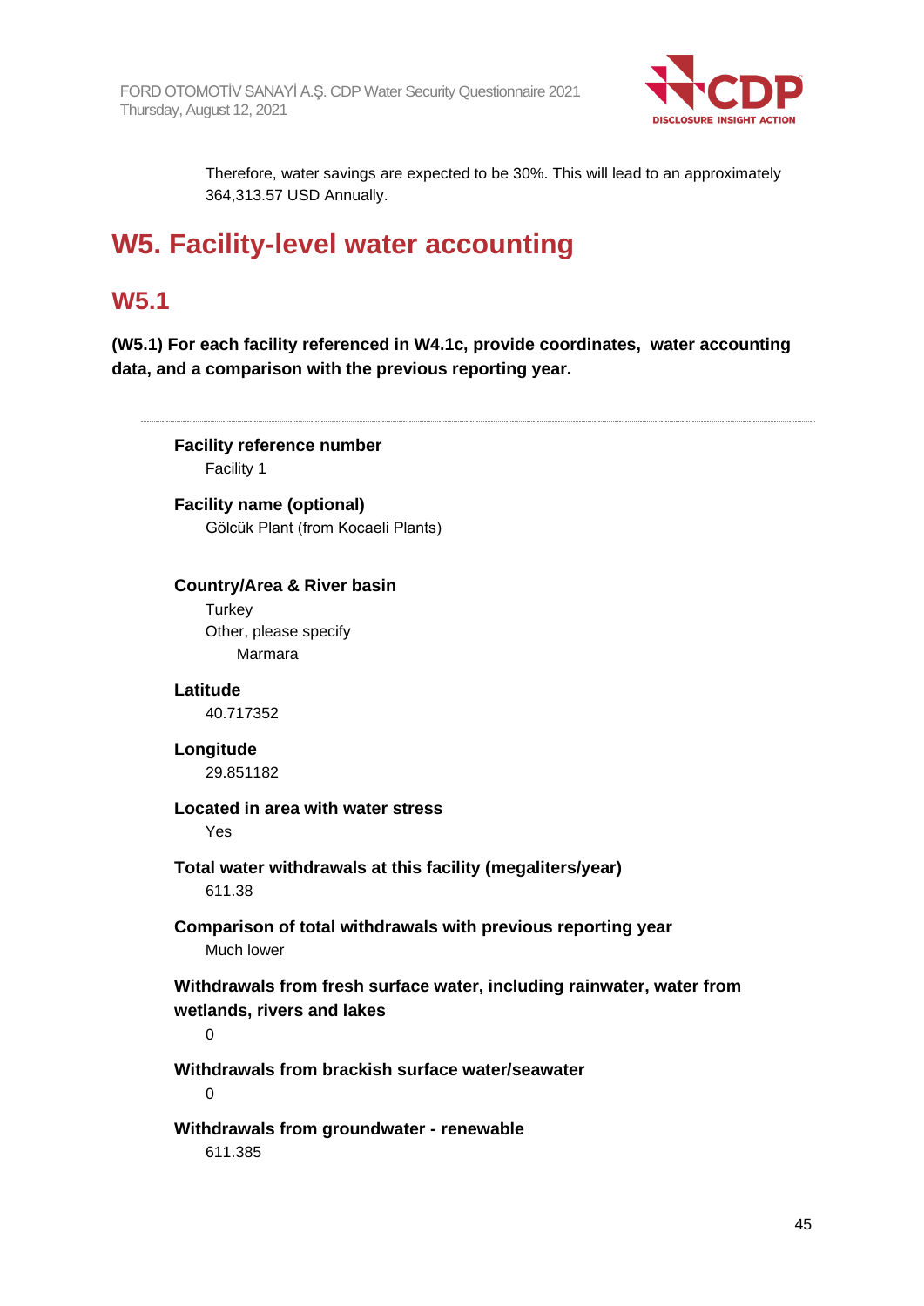Therefore, water savings are expected to be 30%. This will lead to an approximately 364,313.57 USD Annually.

# W5. Facility-level water accounting

## W5.1

**(W5.1) For each facility referenced in W4.1c, provide coordinates, water accounting data, and a comparison with the previous reporting year.**

---

**Facility reference number**

Facility 1

**Facility name (optional)**

Gölcük Plant (from Kocaeli Plants)

**Country/Area & River basin**

Turkey

Other, please specify

Marmara

**Latitude**

40.717352

**Longitude**

29.851182

**Located in area with water stress**

Yes

**Total water withdrawals at this facility (megaliters/year)**

611.38

**Comparison of total withdrawals with previous reporting year**

Much lower

**Withdrawals from fresh surface water, including rainwater, water from wetlands, rivers and lakes**

0

**Withdrawals from brackish surface water/seawater**

0

**Withdrawals from groundwater - renewable**

611.385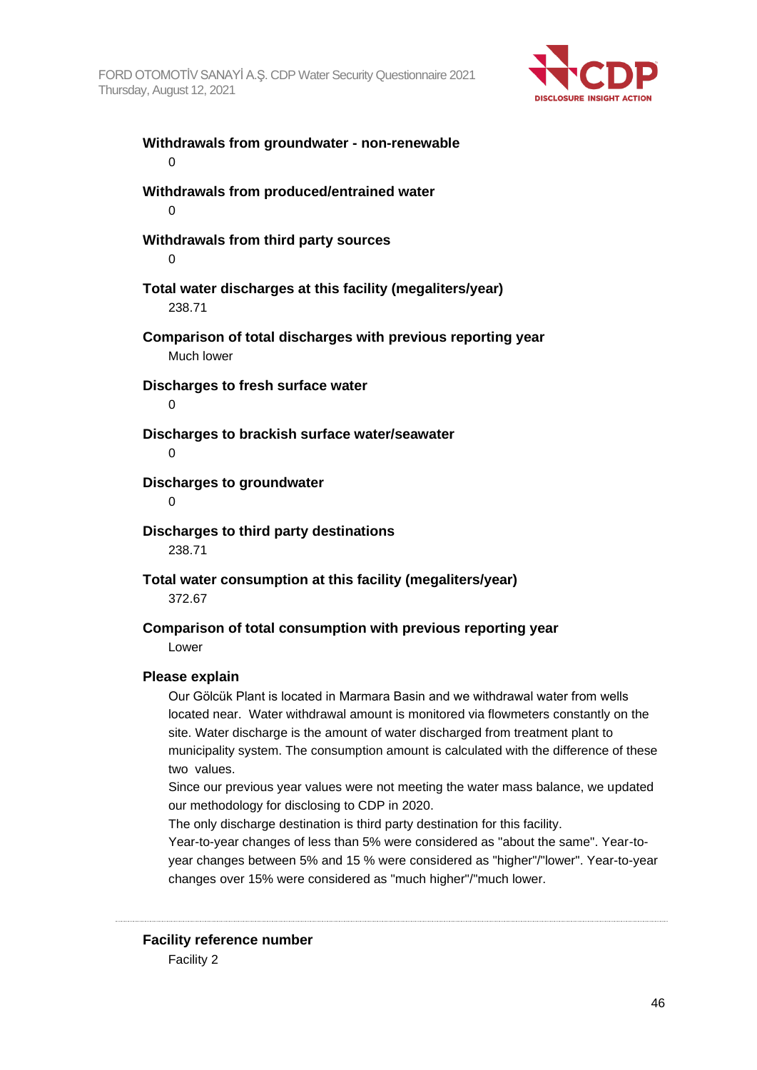**Withdrawals from groundwater - non-renewable**

0

**Withdrawals from produced/entrained water**

0

**Withdrawals from third party sources**

0

**Total water discharges at this facility (megaliters/year)**

238.71

**Comparison of total discharges with previous reporting year**

Much lower

**Discharges to fresh surface water**

0

**Discharges to brackish surface water/seawater**

0

**Discharges to groundwater**

0

**Discharges to third party destinations**

238.71

**Total water consumption at this facility (megaliters/year)**

372.67

**Comparison of total consumption with previous reporting year**

Lower

**Please explain**

Our Gölcük Plant is located in Marmara Basin and we withdrawal water from wells located near. Water withdrawal amount is monitored via flowmeters constantly on the site. Water discharge is the amount of water discharged from treatment plant to municipality system. The consumption amount is calculated with the difference of these two values.

Since our previous year values were not meeting the water mass balance, we updated our methodology for disclosing to CDP in 2020.

The only discharge destination is third party destination for this facility.

Year-to-year changes of less than 5% were considered as "about the same". Year-to-year changes between 5% and 15 % were considered as "higher"/"lower". Year-to-year changes over 15% were considered as "much higher"/"much lower.

---

**Facility reference number**

Facility 2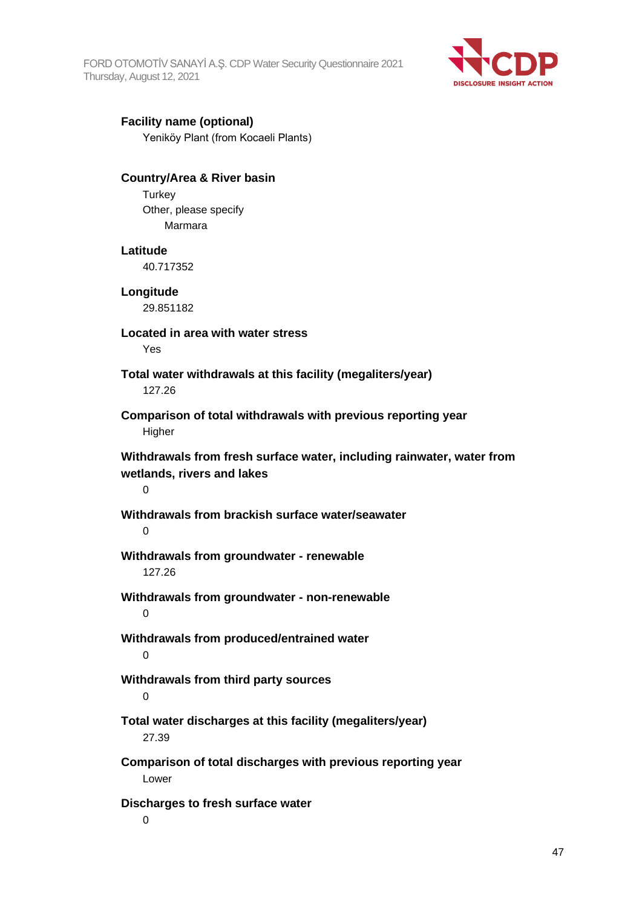**Facility name (optional)**

Yeniköy Plant (from Kocaeli Plants)

**Country/Area & River basin**

Turkey

Other, please specify

Marmara

**Latitude**

40.717352

**Longitude**

29.851182

**Located in area with water stress**

Yes

**Total water withdrawals at this facility (megaliters/year)**

127.26

**Comparison of total withdrawals with previous reporting year**

Higher

**Withdrawals from fresh surface water, including rainwater, water from wetlands, rivers and lakes**

0

**Withdrawals from brackish surface water/seawater**

0

**Withdrawals from groundwater - renewable**

127.26

**Withdrawals from groundwater - non-renewable**

0

**Withdrawals from produced/entrained water**

0

**Withdrawals from third party sources**

0

**Total water discharges at this facility (megaliters/year)**

27.39

**Comparison of total discharges with previous reporting year**

Lower

**Discharges to fresh surface water**

0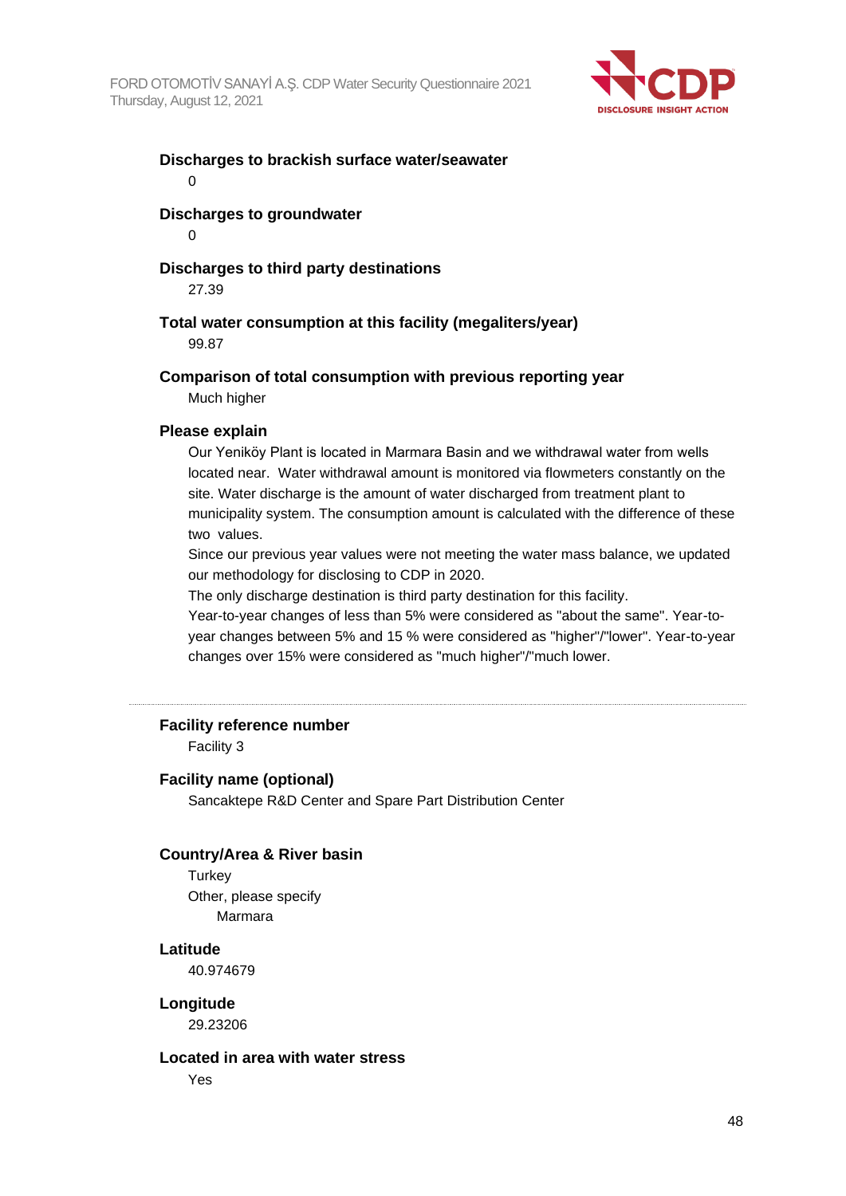**Discharges to brackish surface water/seawater**

0

**Discharges to groundwater**

0

**Discharges to third party destinations**

27.39

**Total water consumption at this facility (megaliters/year)**

99.87

**Comparison of total consumption with previous reporting year**

Much higher

**Please explain**

Our Yeniköy Plant is located in Marmara Basin and we withdrawal water from wells located near. Water withdrawal amount is monitored via flowmeters constantly on the site. Water discharge is the amount of water discharged from treatment plant to municipality system. The consumption amount is calculated with the difference of these two values.
Since our previous year values were not meeting the water mass balance, we updated our methodology for disclosing to CDP in 2020.
The only discharge destination is third party destination for this facility.
Year-to-year changes of less than 5% were considered as "about the same". Year-to-year changes between 5% and 15 % were considered as "higher"/"lower". Year-to-year changes over 15% were considered as "much higher"/"much lower.

---

**Facility reference number**

Facility 3

**Facility name (optional)**

Sancaktepe R&D Center and Spare Part Distribution Center

**Country/Area & River basin**

Turkey
Other, please specify
Marmara

**Latitude**

40.974679

**Longitude**

29.23206

**Located in area with water stress**

Yes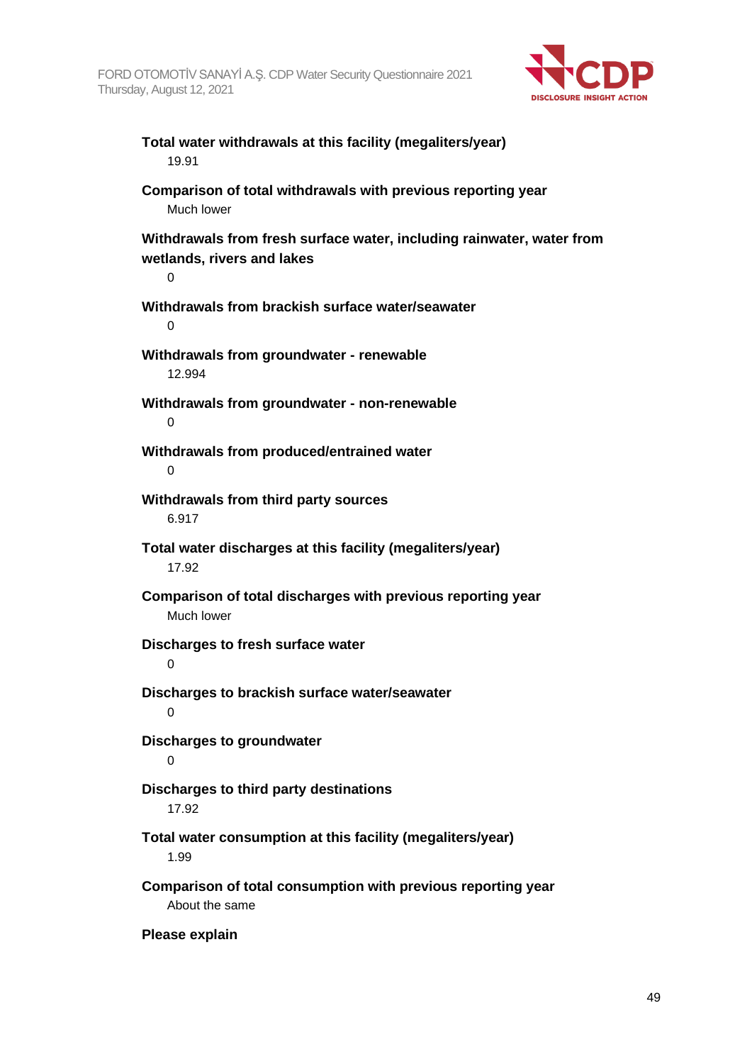**Total water withdrawals at this facility (megaliters/year)**

19.91

**Comparison of total withdrawals with previous reporting year**

Much lower

**Withdrawals from fresh surface water, including rainwater, water from wetlands, rivers and lakes**

0

**Withdrawals from brackish surface water/seawater**

0

**Withdrawals from groundwater - renewable**

12.994

**Withdrawals from groundwater - non-renewable**

0

**Withdrawals from produced/entrained water**

0

**Withdrawals from third party sources**

6.917

**Total water discharges at this facility (megaliters/year)**

17.92

**Comparison of total discharges with previous reporting year**

Much lower

**Discharges to fresh surface water**

0

**Discharges to brackish surface water/seawater**

0

**Discharges to groundwater**

0

**Discharges to third party destinations**

17.92

**Total water consumption at this facility (megaliters/year)**

1.99

**Comparison of total consumption with previous reporting year**

About the same

**Please explain**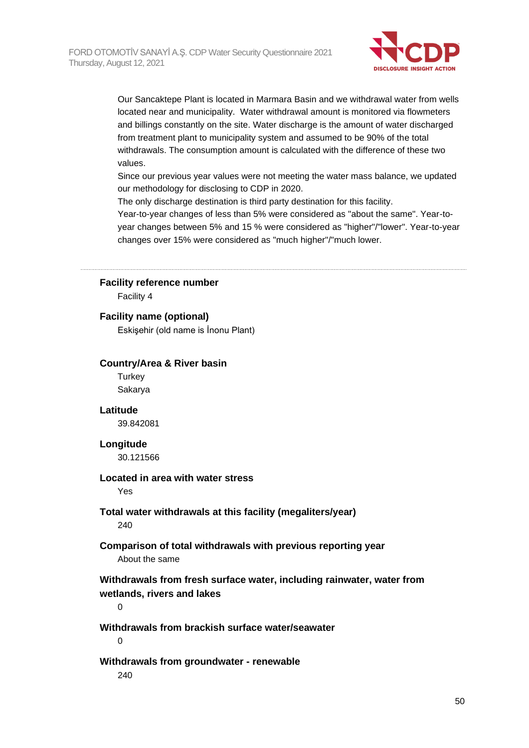Our Sancaktepe Plant is located in Marmara Basin and we withdrawal water from wells located near and municipality. Water withdrawal amount is monitored via flowmeters and billings constantly on the site. Water discharge is the amount of water discharged from treatment plant to municipality system and assumed to be 90% of the total withdrawals. The consumption amount is calculated with the difference of these two values.

Since our previous year values were not meeting the water mass balance, we updated our methodology for disclosing to CDP in 2020.

The only discharge destination is third party destination for this facility.

Year-to-year changes of less than 5% were considered as "about the same". Year-to-year changes between 5% and 15 % were considered as "higher"/"lower". Year-to-year changes over 15% were considered as "much higher"/"much lower.

---

**Facility reference number**

Facility 4

**Facility name (optional)**

Eskişehir (old name is İnonu Plant)

**Country/Area & River basin**

Turkey

Sakarya

**Latitude**

39.842081

**Longitude**

30.121566

**Located in area with water stress**

Yes

**Total water withdrawals at this facility (megaliters/year)**

240

**Comparison of total withdrawals with previous reporting year**

About the same

**Withdrawals from fresh surface water, including rainwater, water from wetlands, rivers and lakes**

0

**Withdrawals from brackish surface water/seawater**

0

**Withdrawals from groundwater - renewable**

240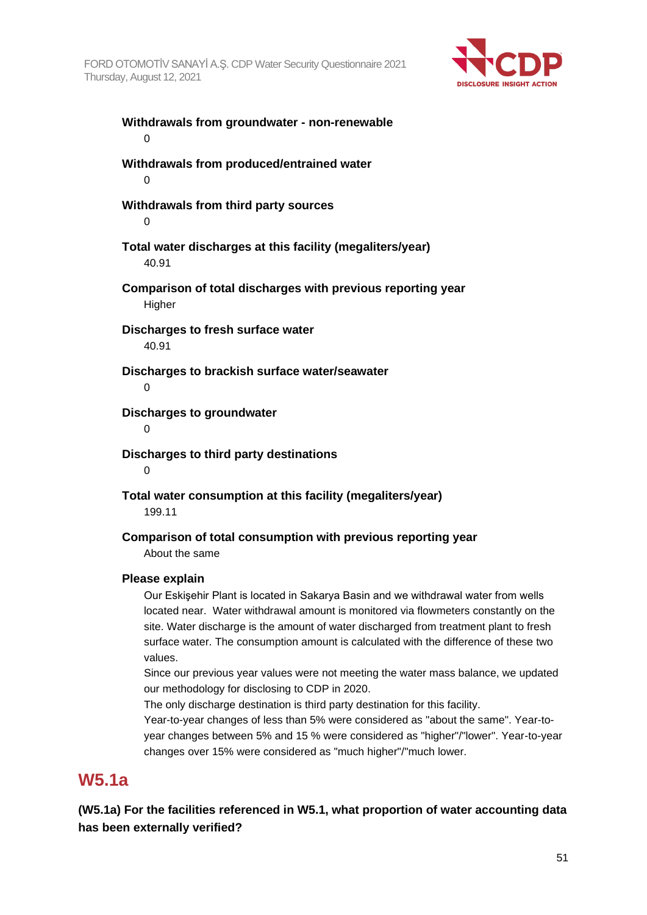**Withdrawals from groundwater - non-renewable**

0

**Withdrawals from produced/entrained water**

0

**Withdrawals from third party sources**

0

**Total water discharges at this facility (megaliters/year)**

40.91

**Comparison of total discharges with previous reporting year**

Higher

**Discharges to fresh surface water**

40.91

**Discharges to brackish surface water/seawater**

0

**Discharges to groundwater**

0

**Discharges to third party destinations**

0

**Total water consumption at this facility (megaliters/year)**

199.11

**Comparison of total consumption with previous reporting year**

About the same

**Please explain**

Our Eskişehir Plant is located in Sakarya Basin and we withdrawal water from wells located near.  Water withdrawal amount is monitored via flowmeters constantly on the site. Water discharge is the amount of water discharged from treatment plant to fresh surface water. The consumption amount is calculated with the difference of these two values.

Since our previous year values were not meeting the water mass balance, we updated our methodology for disclosing to CDP in 2020.

The only discharge destination is third party destination for this facility.

Year-to-year changes of less than 5% were considered as "about the same". Year-to-year changes between 5% and 15 % were considered as "higher"/"lower". Year-to-year changes over 15% were considered as "much higher"/"much lower.

## W5.1a

**(W5.1a) For the facilities referenced in W5.1, what proportion of water accounting data has been externally verified?**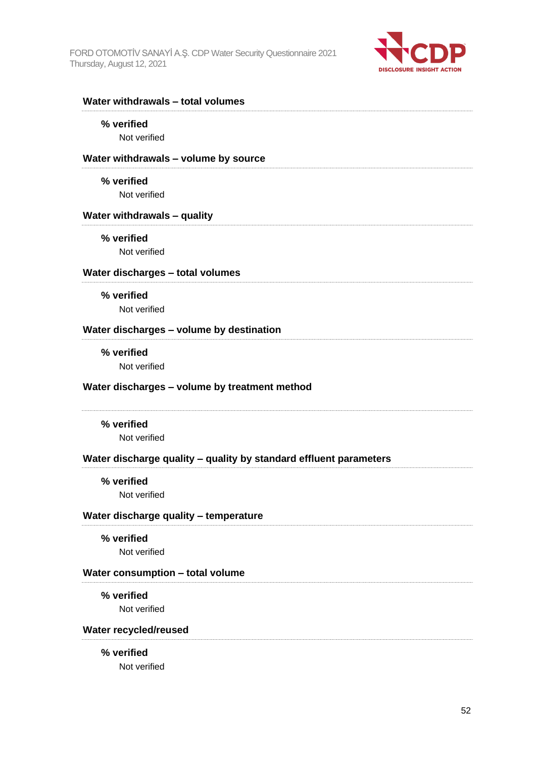### Water withdrawals – total volumes

**% verified**

Not verified

### Water withdrawals – volume by source

**% verified**

Not verified

### Water withdrawals – quality

**% verified**

Not verified

### Water discharges – total volumes

**% verified**

Not verified

### Water discharges – volume by destination

**% verified**

Not verified

### Water discharges – volume by treatment method

**% verified**

Not verified

### Water discharge quality – quality by standard effluent parameters

**% verified**

Not verified

### Water discharge quality – temperature

**% verified**

Not verified

### Water consumption – total volume

**% verified**

Not verified

### Water recycled/reused

**% verified**

Not verified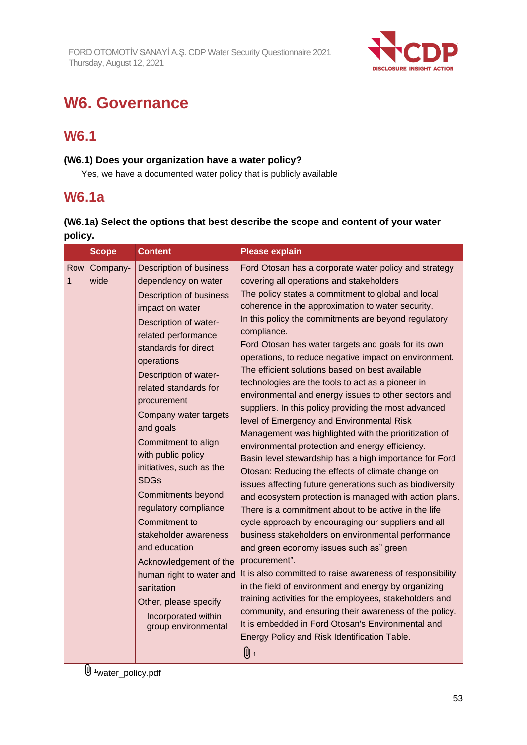# W6. Governance

## W6.1

**(W6.1) Does your organization have a water policy?**

Yes, we have a documented water policy that is publicly available

## W6.1a

**(W6.1a) Select the options that best describe the scope and content of your water policy.**

| | Scope | Content | Please explain |
|---|---|---|---|
| Row 1 | Company-wide | Description of business dependency on water<br>Description of business impact on water<br>Description of water-related performance standards for direct operations<br>Description of water-related standards for procurement<br>Company water targets and goals<br>Commitment to align with public policy initiatives, such as the SDGs<br>Commitments beyond regulatory compliance<br>Commitment to stakeholder awareness and education<br>Acknowledgement of the human right to water and sanitation<br>Other, please specify<br>Incorporated within group environmental | Ford Otosan has a corporate water policy and strategy covering all operations and stakeholders<br>The policy states a commitment to global and local coherence in the approximation to water security.<br>In this policy the commitments are beyond regulatory compliance.<br>Ford Otosan has water targets and goals for its own operations, to reduce negative impact on environment. The efficient solutions based on best available technologies are the tools to act as a pioneer in environmental and energy issues to other sectors and suppliers. In this policy providing the most advanced level of Emergency and Environmental Risk Management was highlighted with the prioritization of environmental protection and energy efficiency.<br>Basin level stewardship has a high importance for Ford Otosan: Reducing the effects of climate change on issues affecting future generations such as biodiversity and ecosystem protection is managed with action plans.<br>There is a commitment about to be active in the life cycle approach by encouraging our suppliers and all business stakeholders on environmental performance and green economy issues such as" green procurement".<br>It is also committed to raise awareness of responsibility in the field of environment and energy by organizing training activities for the employees, stakeholders and community, and ensuring their awareness of the policy.<br>It is embedded in Ford Otosan's Environmental and Energy Policy and Risk Identification Table.<br>[1] |

[1] water_policy.pdf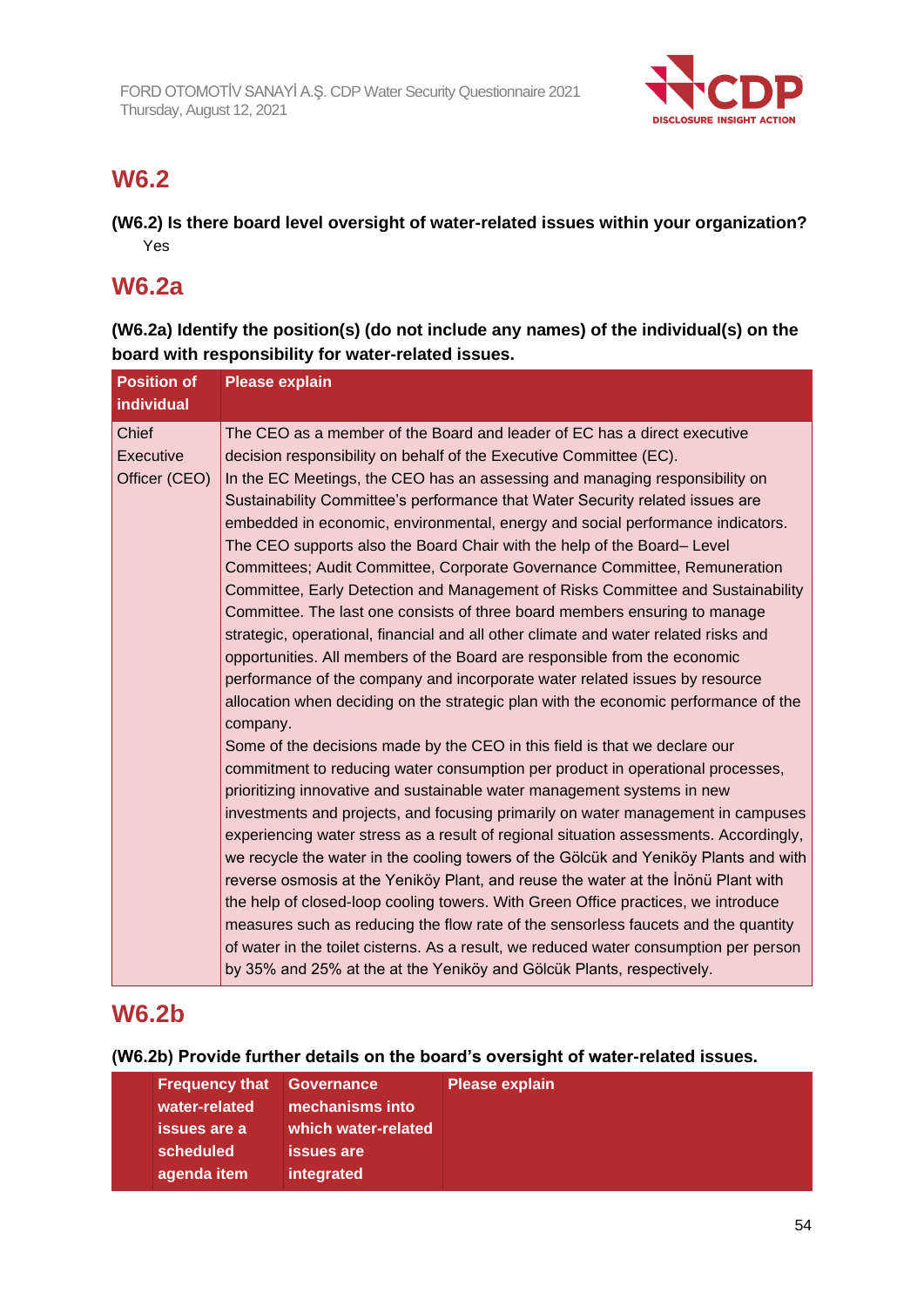## W6.2

**(W6.2) Is there board level oversight of water-related issues within your organization?**

Yes

## W6.2a

**(W6.2a) Identify the position(s) (do not include any names) of the individual(s) on the board with responsibility for water-related issues.**

| Position of individual | Please explain |
|---|---|
| Chief Executive Officer (CEO) | The CEO as a member of the Board and leader of EC has a direct executive decision responsibility on behalf of the Executive Committee (EC).<br>In the EC Meetings, the CEO has an assessing and managing responsibility on Sustainability Committee's performance that Water Security related issues are embedded in economic, environmental, energy and social performance indicators. The CEO supports also the Board Chair with the help of the Board– Level Committees; Audit Committee, Corporate Governance Committee, Remuneration Committee, Early Detection and Management of Risks Committee and Sustainability Committee. The last one consists of three board members ensuring to manage strategic, operational, financial and all other climate and water related risks and opportunities. All members of the Board are responsible from the economic performance of the company and incorporate water related issues by resource allocation when deciding on the strategic plan with the economic performance of the company.<br>Some of the decisions made by the CEO in this field is that we declare our commitment to reducing water consumption per product in operational processes, prioritizing innovative and sustainable water management systems in new investments and projects, and focusing primarily on water management in campuses experiencing water stress as a result of regional situation assessments. Accordingly, we recycle the water in the cooling towers of the Gölcük and Yeniköy Plants and with reverse osmosis at the Yeniköy Plant, and reuse the water at the İnönü Plant with the help of closed-loop cooling towers. With Green Office practices, we introduce measures such as reducing the flow rate of the sensorless faucets and the quantity of water in the toilet cisterns. As a result, we reduced water consumption per person by 35% and 25% at the at the Yeniköy and Gölcük Plants, respectively. |

## W6.2b

**(W6.2b) Provide further details on the board's oversight of water-related issues.**

| | Frequency that water-related issues are a scheduled agenda item | Governance mechanisms into which water-related issues are integrated | Please explain |
|---|---|---|---|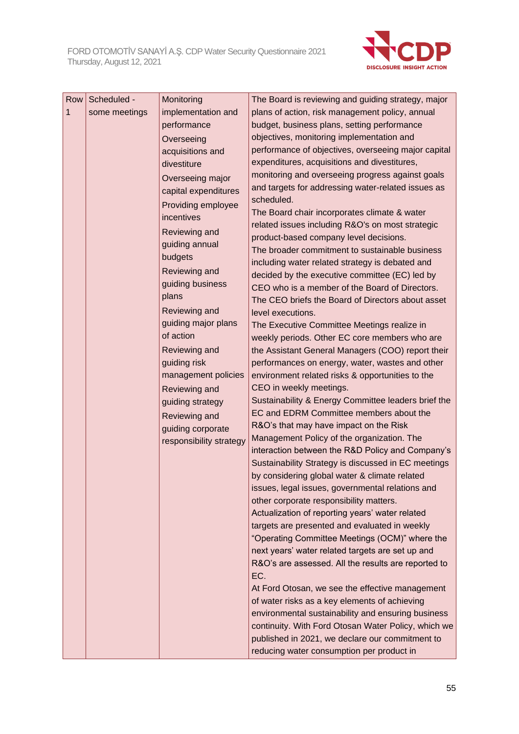| | | | |
|---|---|---|---|
| Row 1 | Scheduled - some meetings | Monitoring implementation and performance<br>Overseeing acquisitions and divestiture<br>Overseeing major capital expenditures<br>Providing employee incentives<br>Reviewing and guiding annual budgets<br>Reviewing and guiding business plans<br>Reviewing and guiding major plans of action<br>Reviewing and guiding risk management policies<br>Reviewing and guiding strategy<br>Reviewing and guiding corporate responsibility strategy | The Board is reviewing and guiding strategy, major plans of action, risk management policy, annual budget, business plans, setting performance objectives, monitoring implementation and performance of objectives, overseeing major capital expenditures, acquisitions and divestitures, monitoring and overseeing progress against goals and targets for addressing water-related issues as scheduled.<br>The Board chair incorporates climate & water related issues including R&O's on most strategic product-based company level decisions.<br>The broader commitment to sustainable business including water related strategy is debated and decided by the executive committee (EC) led by CEO who is a member of the Board of Directors. The CEO briefs the Board of Directors about asset level executions.<br>The Executive Committee Meetings realize in weekly periods. Other EC core members who are the Assistant General Managers (COO) report their performances on energy, water, wastes and other environment related risks & opportunities to the CEO in weekly meetings.<br>Sustainability & Energy Committee leaders brief the EC and EDRM Committee members about the R&O's that may have impact on the Risk Management Policy of the organization. The interaction between the R&D Policy and Company's Sustainability Strategy is discussed in EC meetings by considering global water & climate related issues, legal issues, governmental relations and other corporate responsibility matters.<br>Actualization of reporting years' water related targets are presented and evaluated in weekly "Operating Committee Meetings (OCM)" where the next years' water related targets are set up and R&O's are assessed. All the results are reported to EC.<br>At Ford Otosan, we see the effective management of water risks as a key elements of achieving environmental sustainability and ensuring business continuity. With Ford Otosan Water Policy, which we published in 2021, we declare our commitment to reducing water consumption per product in |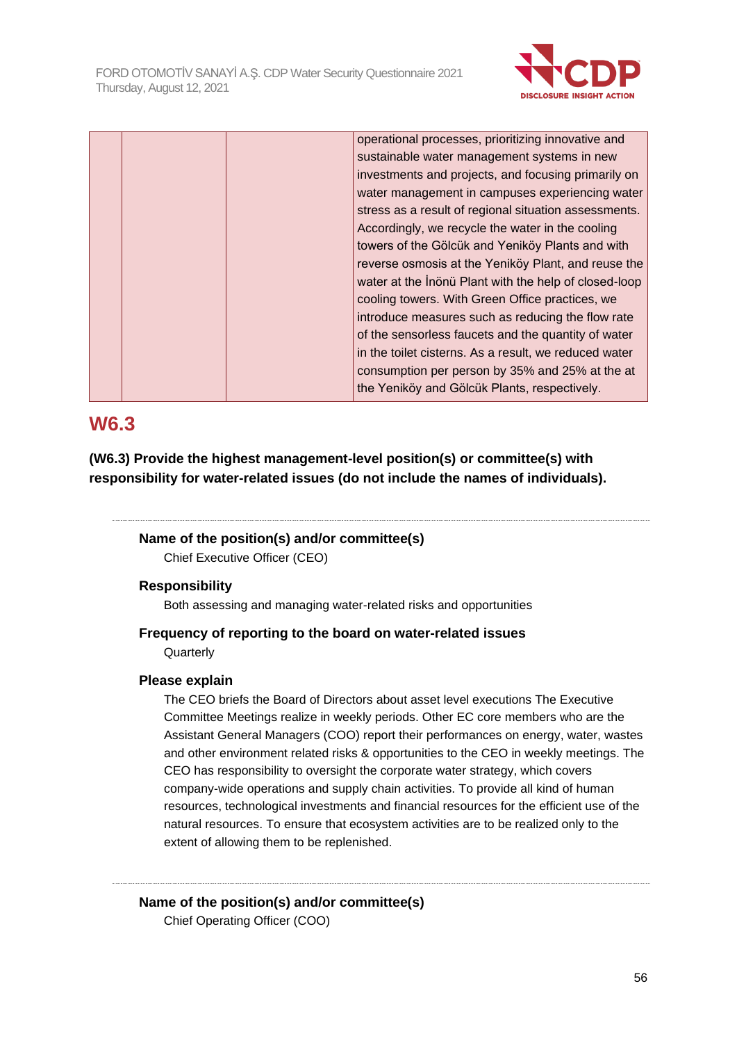| | | | |
|---|---|---|---|
| | | | operational processes, prioritizing innovative and sustainable water management systems in new investments and projects, and focusing primarily on water management in campuses experiencing water stress as a result of regional situation assessments. Accordingly, we recycle the water in the cooling towers of the Gölcük and Yeniköy Plants and with reverse osmosis at the Yeniköy Plant, and reuse the water at the İnönü Plant with the help of closed-loop cooling towers. With Green Office practices, we introduce measures such as reducing the flow rate of the sensorless faucets and the quantity of water in the toilet cisterns. As a result, we reduced water consumption per person by 35% and 25% at the at the Yeniköy and Gölcük Plants, respectively. |

## W6.3

**(W6.3) Provide the highest management-level position(s) or committee(s) with responsibility for water-related issues (do not include the names of individuals).**

---

**Name of the position(s) and/or committee(s)**

Chief Executive Officer (CEO)

**Responsibility**

Both assessing and managing water-related risks and opportunities

**Frequency of reporting to the board on water-related issues**

Quarterly

**Please explain**

The CEO briefs the Board of Directors about asset level executions The Executive Committee Meetings realize in weekly periods. Other EC core members who are the Assistant General Managers (COO) report their performances on energy, water, wastes and other environment related risks & opportunities to the CEO in weekly meetings. The CEO has responsibility to oversight the corporate water strategy, which covers company-wide operations and supply chain activities. To provide all kind of human resources, technological investments and financial resources for the efficient use of the natural resources. To ensure that ecosystem activities are to be realized only to the extent of allowing them to be replenished.

---

**Name of the position(s) and/or committee(s)**

Chief Operating Officer (COO)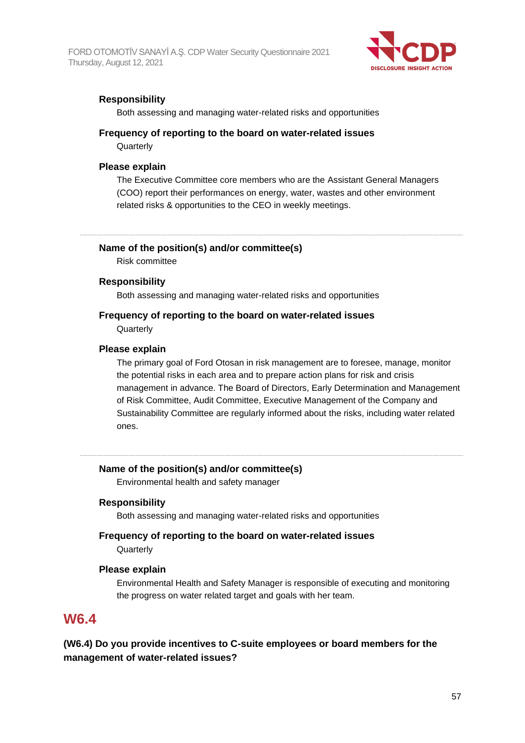**Responsibility**

Both assessing and managing water-related risks and opportunities

**Frequency of reporting to the board on water-related issues**

Quarterly

**Please explain**

The Executive Committee core members who are the Assistant General Managers (COO) report their performances on energy, water, wastes and other environment related risks & opportunities to the CEO in weekly meetings.

---

**Name of the position(s) and/or committee(s)**

Risk committee

**Responsibility**

Both assessing and managing water-related risks and opportunities

**Frequency of reporting to the board on water-related issues**

Quarterly

**Please explain**

The primary goal of Ford Otosan in risk management are to foresee, manage, monitor the potential risks in each area and to prepare action plans for risk and crisis management in advance. The Board of Directors, Early Determination and Management of Risk Committee, Audit Committee, Executive Management of the Company and Sustainability Committee are regularly informed about the risks, including water related ones.

---

**Name of the position(s) and/or committee(s)**

Environmental health and safety manager

**Responsibility**

Both assessing and managing water-related risks and opportunities

**Frequency of reporting to the board on water-related issues**

Quarterly

**Please explain**

Environmental Health and Safety Manager is responsible of executing and monitoring the progress on water related target and goals with her team.

## W6.4

**(W6.4) Do you provide incentives to C-suite employees or board members for the management of water-related issues?**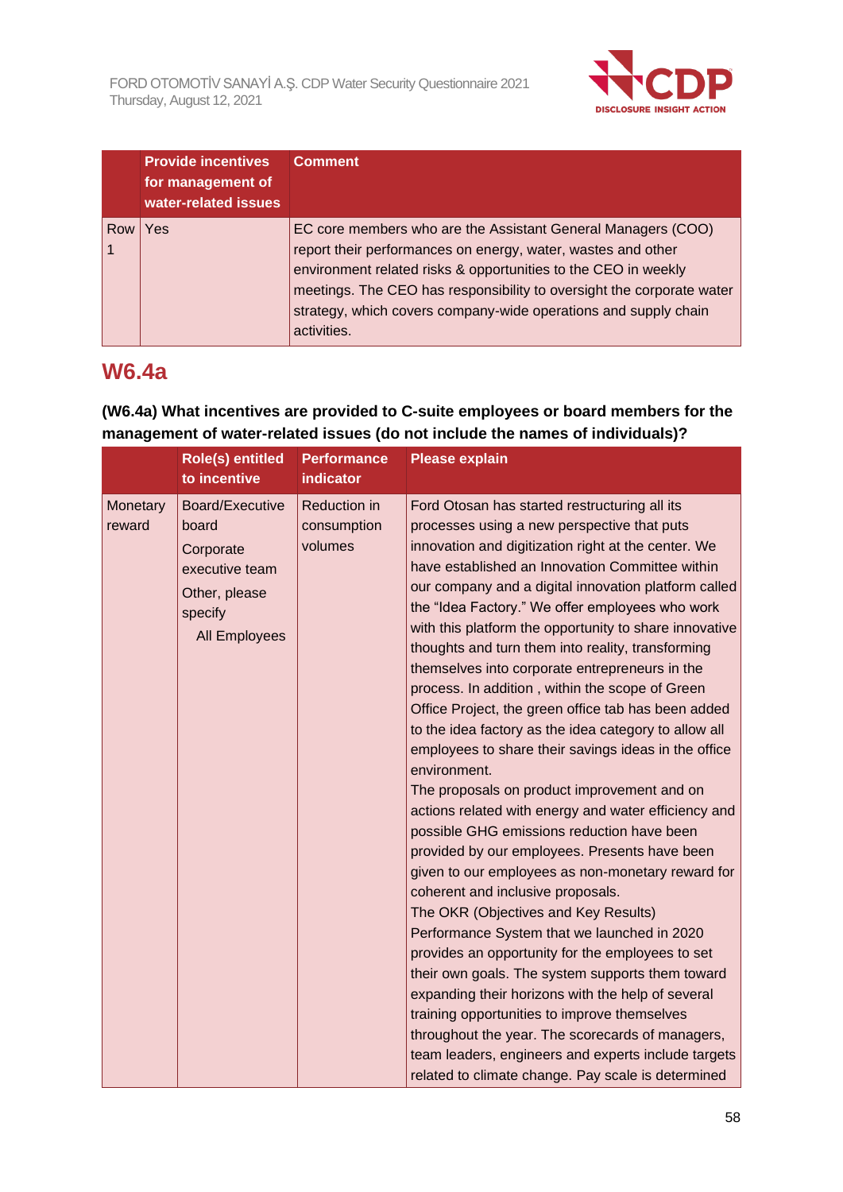| | Provide incentives for management of water-related issues | Comment |
|---|---|---|
| Row 1 | Yes | EC core members who are the Assistant General Managers (COO) report their performances on energy, water, wastes and other environment related risks & opportunities to the CEO in weekly meetings. The CEO has responsibility to oversight the corporate water strategy, which covers company-wide operations and supply chain activities. |

## W6.4a

**(W6.4a) What incentives are provided to C-suite employees or board members for the management of water-related issues (do not include the names of individuals)?**

| | Role(s) entitled to incentive | Performance indicator | Please explain |
|---|---|---|---|
| Monetary reward | Board/Executive board<br>Corporate executive team<br>Other, please specify<br>All Employees | Reduction in consumption volumes | Ford Otosan has started restructuring all its processes using a new perspective that puts innovation and digitization right at the center. We have established an Innovation Committee within our company and a digital innovation platform called the "Idea Factory." We offer employees who work with this platform the opportunity to share innovative thoughts and turn them into reality, transforming themselves into corporate entrepreneurs in the process. In addition , within the scope of Green Office Project, the green office tab has been added to the idea factory as the idea category to allow all employees to share their savings ideas in the office environment.<br>The proposals on product improvement and on actions related with energy and water efficiency and possible GHG emissions reduction have been provided by our employees. Presents have been given to our employees as non-monetary reward for coherent and inclusive proposals.<br>The OKR (Objectives and Key Results) Performance System that we launched in 2020 provides an opportunity for the employees to set their own goals. The system supports them toward expanding their horizons with the help of several training opportunities to improve themselves throughout the year. The scorecards of managers, team leaders, engineers and experts include targets related to climate change. Pay scale is determined |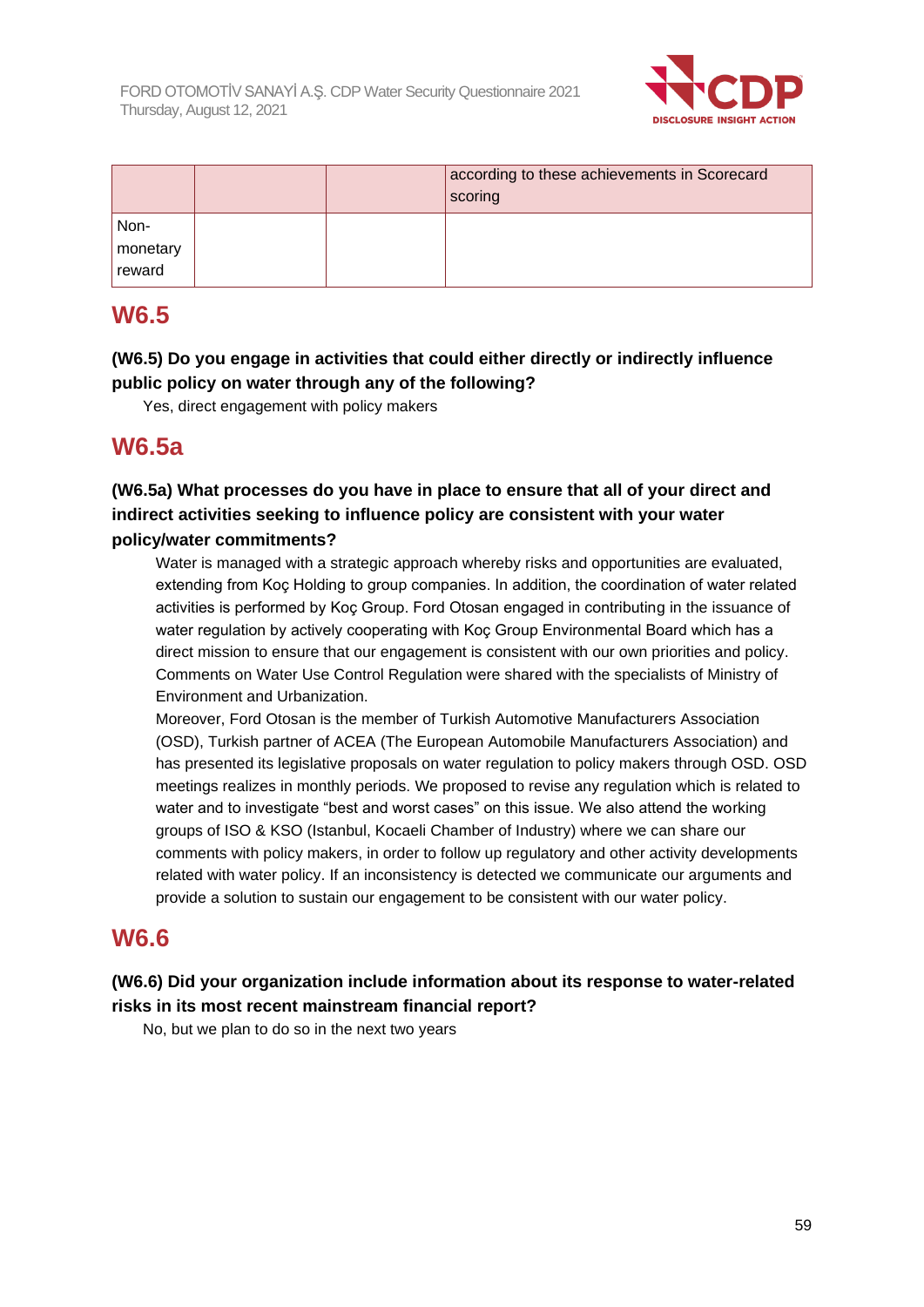| | | | |
|---|---|---|---|
| | | | according to these achievements in Scorecard scoring |
| Non-monetary reward | | | |

## W6.5

**(W6.5) Do you engage in activities that could either directly or indirectly influence public policy on water through any of the following?**

Yes, direct engagement with policy makers

## W6.5a

**(W6.5a) What processes do you have in place to ensure that all of your direct and indirect activities seeking to influence policy are consistent with your water policy/water commitments?**

Water is managed with a strategic approach whereby risks and opportunities are evaluated, extending from Koç Holding to group companies. In addition, the coordination of water related activities is performed by Koç Group. Ford Otosan engaged in contributing in the issuance of water regulation by actively cooperating with Koç Group Environmental Board which has a direct mission to ensure that our engagement is consistent with our own priorities and policy. Comments on Water Use Control Regulation were shared with the specialists of Ministry of Environment and Urbanization.

Moreover, Ford Otosan is the member of Turkish Automotive Manufacturers Association (OSD), Turkish partner of ACEA (The European Automobile Manufacturers Association) and has presented its legislative proposals on water regulation to policy makers through OSD. OSD meetings realizes in monthly periods. We proposed to revise any regulation which is related to water and to investigate "best and worst cases" on this issue. We also attend the working groups of ISO & KSO (Istanbul, Kocaeli Chamber of Industry) where we can share our comments with policy makers, in order to follow up regulatory and other activity developments related with water policy. If an inconsistency is detected we communicate our arguments and provide a solution to sustain our engagement to be consistent with our water policy.

## W6.6

**(W6.6) Did your organization include information about its response to water-related risks in its most recent mainstream financial report?**

No, but we plan to do so in the next two years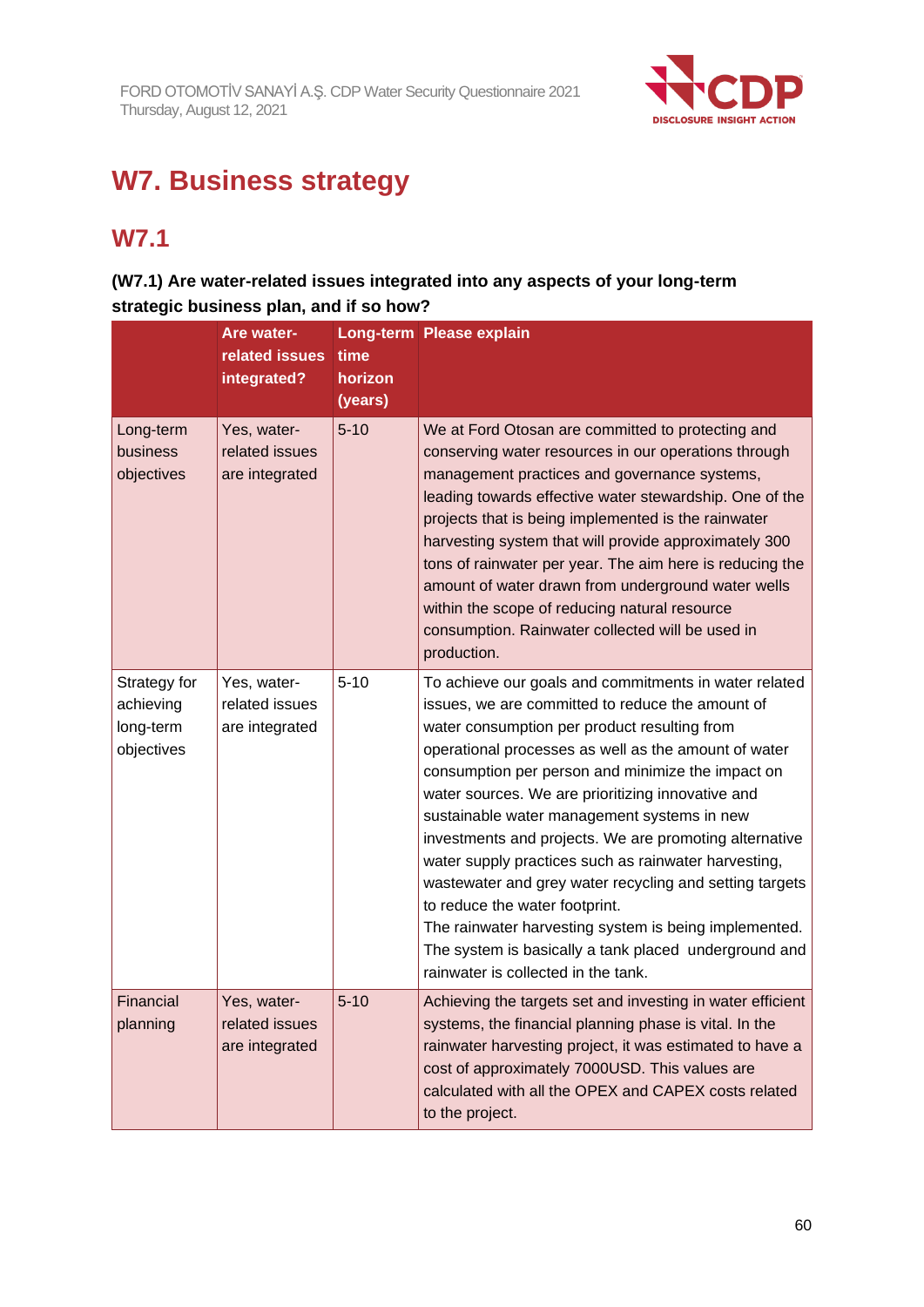# W7. Business strategy

## W7.1

**(W7.1) Are water-related issues integrated into any aspects of your long-term strategic business plan, and if so how?**

| | Are water-related issues integrated? | Long-term time horizon (years) | Please explain |
|---|---|---|---|
| Long-term business objectives | Yes, water-related issues are integrated | 5-10 | We at Ford Otosan are committed to protecting and conserving water resources in our operations through management practices and governance systems, leading towards effective water stewardship. One of the projects that is being implemented is the rainwater harvesting system that will provide approximately 300 tons of rainwater per year. The aim here is reducing the amount of water drawn from underground water wells within the scope of reducing natural resource consumption. Rainwater collected will be used in production. |
| Strategy for achieving long-term objectives | Yes, water-related issues are integrated | 5-10 | To achieve our goals and commitments in water related issues, we are committed to reduce the amount of water consumption per product resulting from operational processes as well as the amount of water consumption per person and minimize the impact on water sources. We are prioritizing innovative and sustainable water management systems in new investments and projects. We are promoting alternative water supply practices such as rainwater harvesting, wastewater and grey water recycling and setting targets to reduce the water footprint.<br>The rainwater harvesting system is being implemented. The system is basically a tank placed underground and rainwater is collected in the tank. |
| Financial planning | Yes, water-related issues are integrated | 5-10 | Achieving the targets set and investing in water efficient systems, the financial planning phase is vital. In the rainwater harvesting project, it was estimated to have a cost of approximately 7000USD. This values are calculated with all the OPEX and CAPEX costs related to the project. |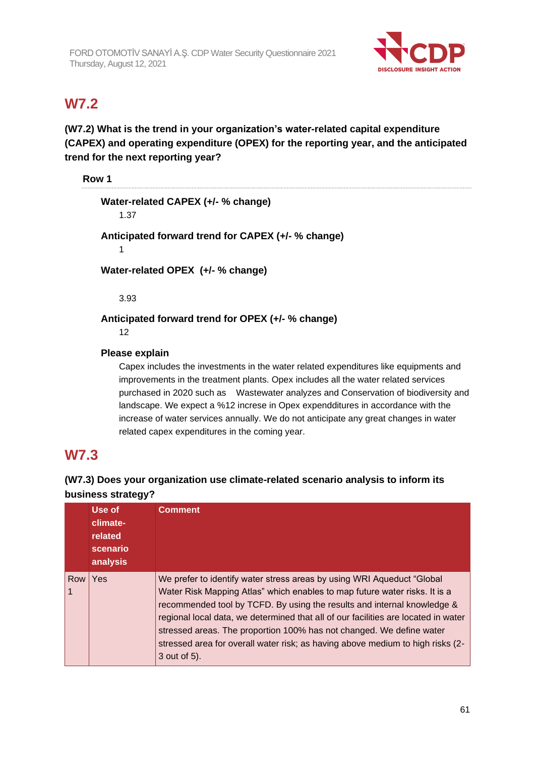## W7.2

**(W7.2) What is the trend in your organization's water-related capital expenditure (CAPEX) and operating expenditure (OPEX) for the reporting year, and the anticipated trend for the next reporting year?**

**Row 1**

**Water-related CAPEX (+/- % change)**

1.37

**Anticipated forward trend for CAPEX (+/- % change)**

1

**Water-related OPEX (+/- % change)**

3.93

**Anticipated forward trend for OPEX (+/- % change)**

12

**Please explain**

Capex includes the investments in the water related expenditures like equipments and improvements in the treatment plants. Opex includes all the water related services purchased in 2020 such as Wastewater analyzes and Conservation of biodiversity and landscape. We expect a %12 increse in Opex expendditures in accordance with the increase of water services annually. We do not anticipate any great changes in water related capex expenditures in the coming year.

## W7.3

**(W7.3) Does your organization use climate-related scenario analysis to inform its business strategy?**

| | Use of climate-related scenario analysis | Comment |
|---|---|---|
| Row 1 | Yes | We prefer to identify water stress areas by using WRI Aqueduct "Global Water Risk Mapping Atlas" which enables to map future water risks. It is a recommended tool by TCFD. By using the results and internal knowledge & regional local data, we determined that all of our facilities are located in water stressed areas. The proportion 100% has not changed. We define water stressed area for overall water risk; as having above medium to high risks (2-3 out of 5). |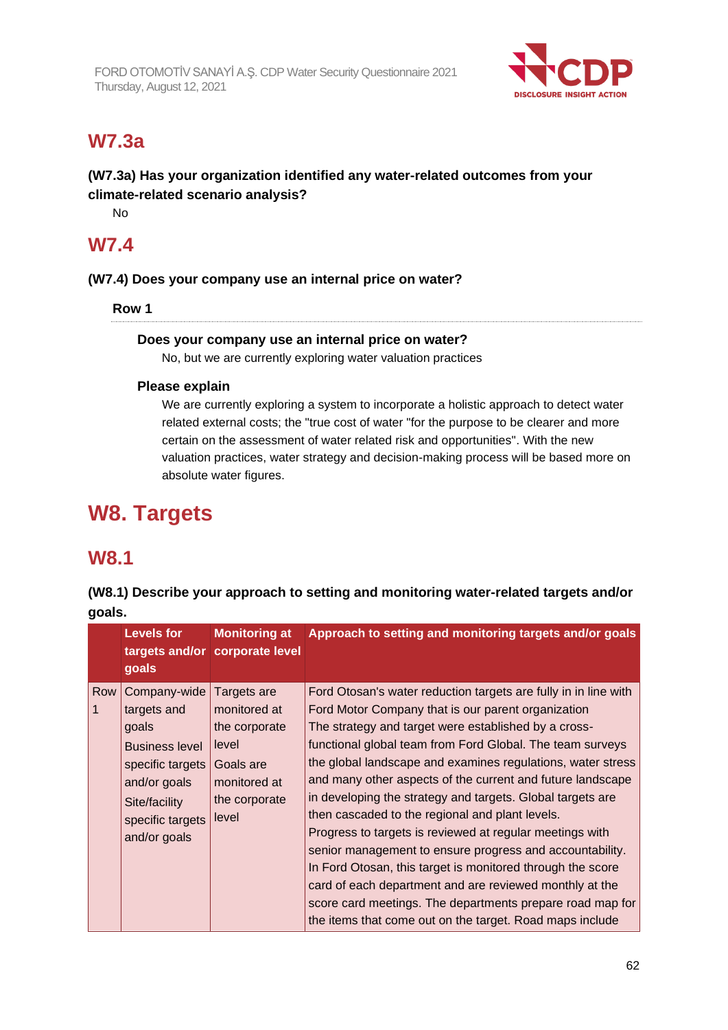## W7.3a

**(W7.3a) Has your organization identified any water-related outcomes from your climate-related scenario analysis?**

No

## W7.4

**(W7.4) Does your company use an internal price on water?**

**Row 1**

**Does your company use an internal price on water?**

No, but we are currently exploring water valuation practices

**Please explain**

We are currently exploring a system to incorporate a holistic approach to detect water related external costs; the "true cost of water "for the purpose to be clearer and more certain on the assessment of water related risk and opportunities". With the new valuation practices, water strategy and decision-making process will be based more on absolute water figures.

# W8. Targets

## W8.1

**(W8.1) Describe your approach to setting and monitoring water-related targets and/or goals.**

| | Levels for targets and/or goals | Monitoring at corporate level | Approach to setting and monitoring targets and/or goals |
|---|---|---|---|
| Row 1 | Company-wide targets and goals<br>Business level specific targets and/or goals<br>Site/facility specific targets and/or goals | Targets are monitored at the corporate level<br>Goals are monitored at the corporate level | Ford Otosan's water reduction targets are fully in in line with Ford Motor Company that is our parent organization<br>The strategy and target were established by a cross-functional global team from Ford Global. The team surveys the global landscape and examines regulations, water stress and many other aspects of the current and future landscape in developing the strategy and targets. Global targets are then cascaded to the regional and plant levels.<br>Progress to targets is reviewed at regular meetings with senior management to ensure progress and accountability.<br>In Ford Otosan, this target is monitored through the score card of each department and are reviewed monthly at the score card meetings. The departments prepare road map for the items that come out on the target. Road maps include |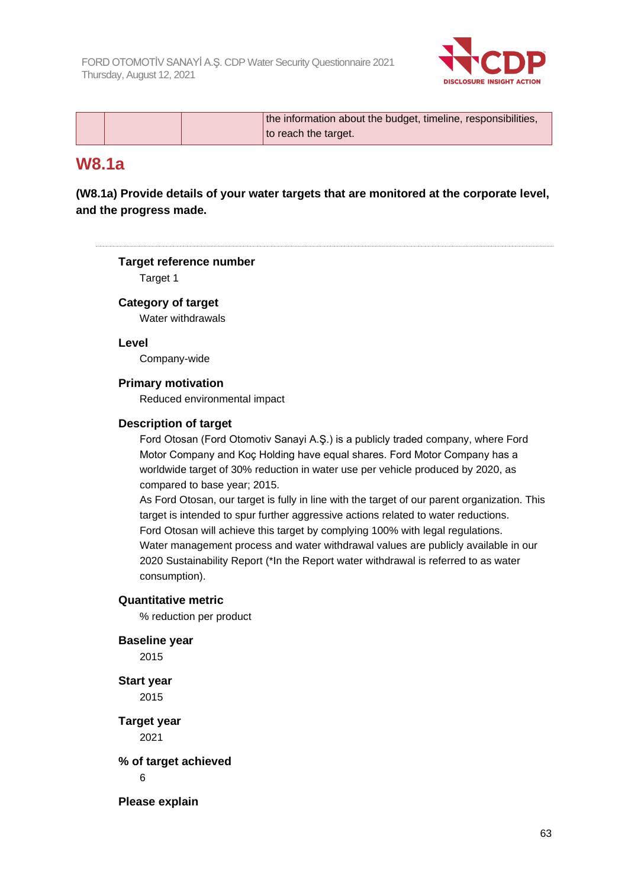| | | | |
|---|---|---|---|
| | | | the information about the budget, timeline, responsibilities, to reach the target. |

## W8.1a

**(W8.1a) Provide details of your water targets that are monitored at the corporate level, and the progress made.**

---

**Target reference number**

Target 1

**Category of target**

Water withdrawals

**Level**

Company-wide

**Primary motivation**

Reduced environmental impact

**Description of target**

Ford Otosan (Ford Otomotiv Sanayi A.Ş.) is a publicly traded company, where Ford Motor Company and Koç Holding have equal shares. Ford Motor Company has a worldwide target of 30% reduction in water use per vehicle produced by 2020, as compared to base year; 2015.
As Ford Otosan, our target is fully in line with the target of our parent organization. This target is intended to spur further aggressive actions related to water reductions.
Ford Otosan will achieve this target by complying 100% with legal regulations.
Water management process and water withdrawal values are publicly available in our 2020 Sustainability Report (*In the Report water withdrawal is referred to as water consumption).

**Quantitative metric**

% reduction per product

**Baseline year**

2015

**Start year**

2015

**Target year**

2021

**% of target achieved**

6

**Please explain**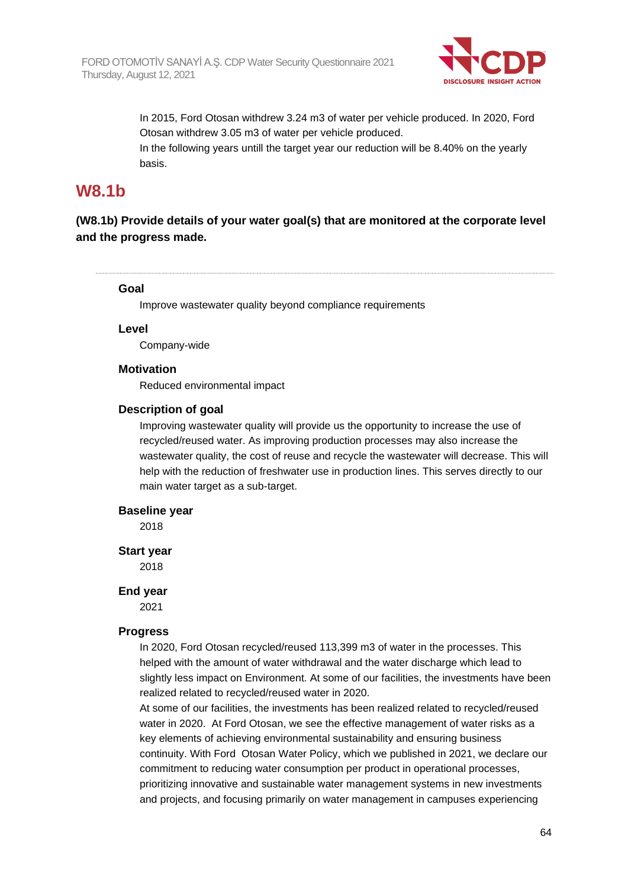In 2015, Ford Otosan withdrew 3.24 m3 of water per vehicle produced. In 2020, Ford Otosan withdrew 3.05 m3 of water per vehicle produced.
In the following years untill the target year our reduction will be 8.40% on the yearly basis.

## W8.1b

**(W8.1b) Provide details of your water goal(s) that are monitored at the corporate level and the progress made.**

---

**Goal**

Improve wastewater quality beyond compliance requirements

**Level**

Company-wide

**Motivation**

Reduced environmental impact

**Description of goal**

Improving wastewater quality will provide us the opportunity to increase the use of recycled/reused water. As improving production processes may also increase the wastewater quality, the cost of reuse and recycle the wastewater will decrease. This will help with the reduction of freshwater use in production lines. This serves directly to our main water target as a sub-target.

**Baseline year**

2018

**Start year**

2018

**End year**

2021

**Progress**

In 2020, Ford Otosan recycled/reused 113,399 m3 of water in the processes. This helped with the amount of water withdrawal and the water discharge which lead to slightly less impact on Environment. At some of our facilities, the investments have been realized related to recycled/reused water in 2020.
At some of our facilities, the investments has been realized related to recycled/reused water in 2020. At Ford Otosan, we see the effective management of water risks as a key elements of achieving environmental sustainability and ensuring business continuity. With Ford Otosan Water Policy, which we published in 2021, we declare our commitment to reducing water consumption per product in operational processes, prioritizing innovative and sustainable water management systems in new investments and projects, and focusing primarily on water management in campuses experiencing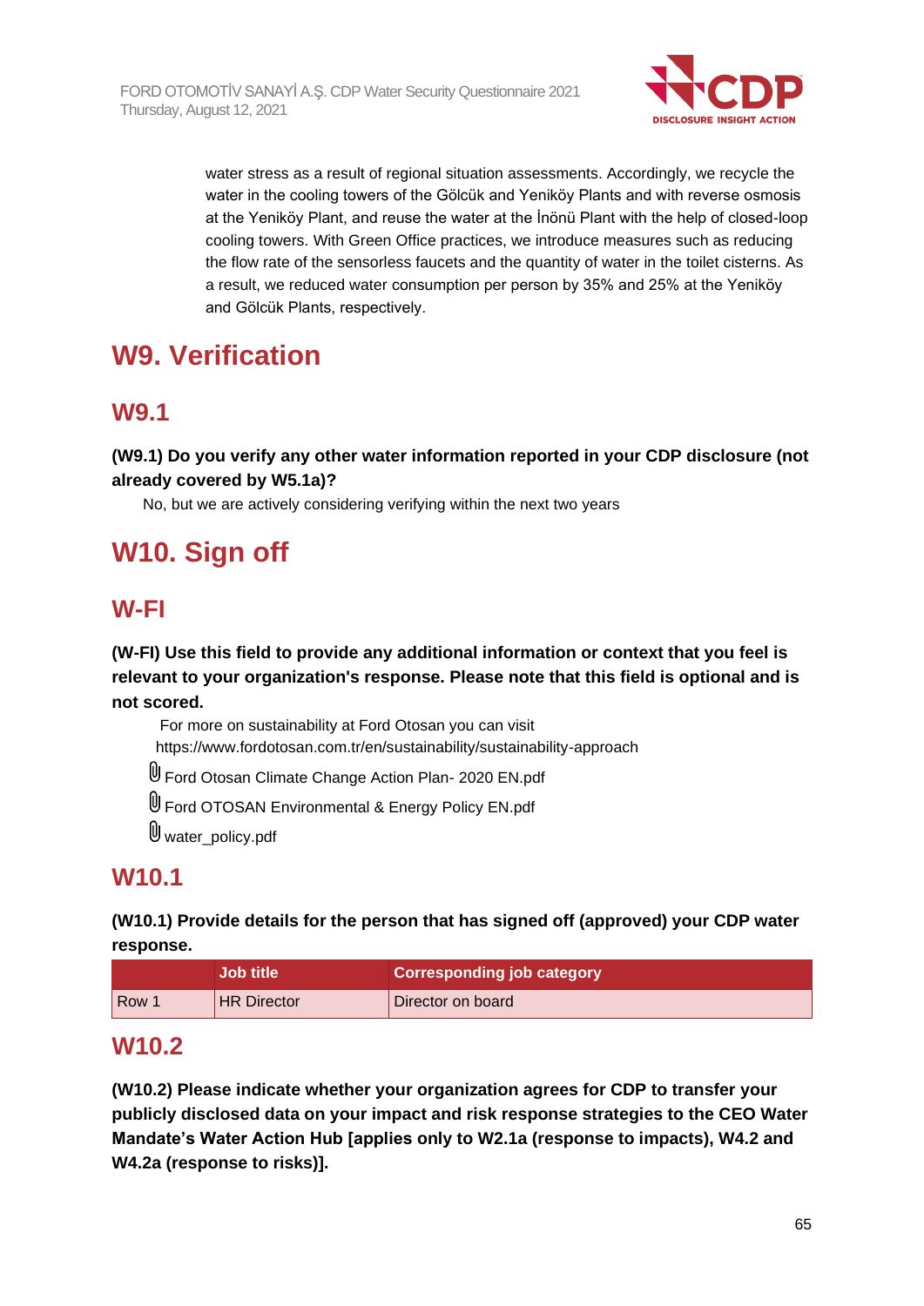water stress as a result of regional situation assessments. Accordingly, we recycle the water in the cooling towers of the Gölcük and Yeniköy Plants and with reverse osmosis at the Yeniköy Plant, and reuse the water at the İnönü Plant with the help of closed-loop cooling towers. With Green Office practices, we introduce measures such as reducing the flow rate of the sensorless faucets and the quantity of water in the toilet cisterns. As a result, we reduced water consumption per person by 35% and 25% at the Yeniköy and Gölcük Plants, respectively.

# W9. Verification

## W9.1

**(W9.1) Do you verify any other water information reported in your CDP disclosure (not already covered by W5.1a)?**

No, but we are actively considering verifying within the next two years

# W10. Sign off

## W-FI

**(W-FI) Use this field to provide any additional information or context that you feel is relevant to your organization's response. Please note that this field is optional and is not scored.**

For more on sustainability at Ford Otosan you can visit
https://www.fordotosan.com.tr/en/sustainability/sustainability-approach

Ford Otosan Climate Change Action Plan- 2020 EN.pdf

Ford OTOSAN Environmental & Energy Policy EN.pdf

water_policy.pdf

## W10.1

**(W10.1) Provide details for the person that has signed off (approved) your CDP water response.**

| | Job title | Corresponding job category |
|---|---|---|
| Row 1 | HR Director | Director on board |

## W10.2

**(W10.2) Please indicate whether your organization agrees for CDP to transfer your publicly disclosed data on your impact and risk response strategies to the CEO Water Mandate's Water Action Hub [applies only to W2.1a (response to impacts), W4.2 and W4.2a (response to risks)].**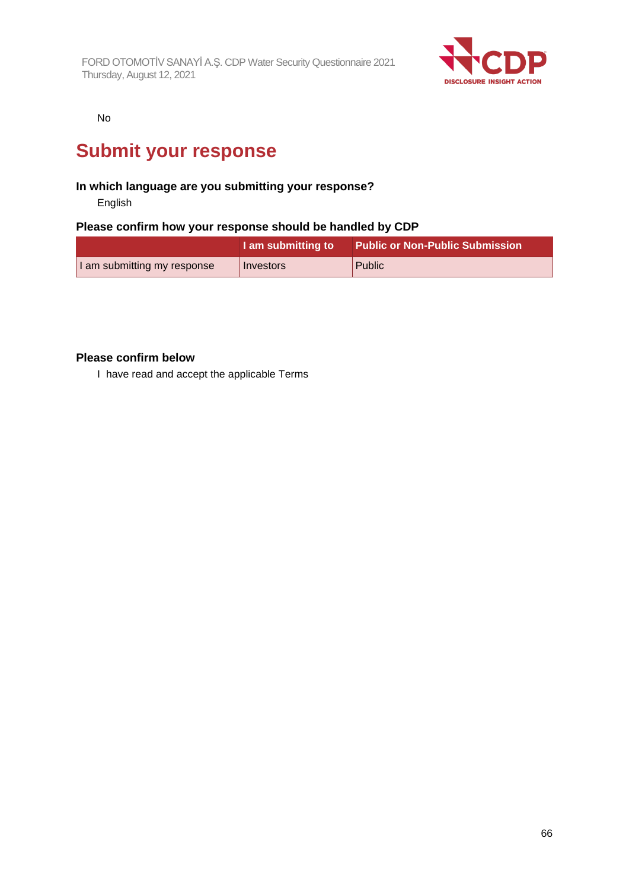No

# Submit your response

### In which language are you submitting your response?

English

### Please confirm how your response should be handled by CDP

| | I am submitting to | Public or Non-Public Submission |
|---|---|---|
| I am submitting my response | Investors | Public |

### Please confirm below

I have read and accept the applicable Terms